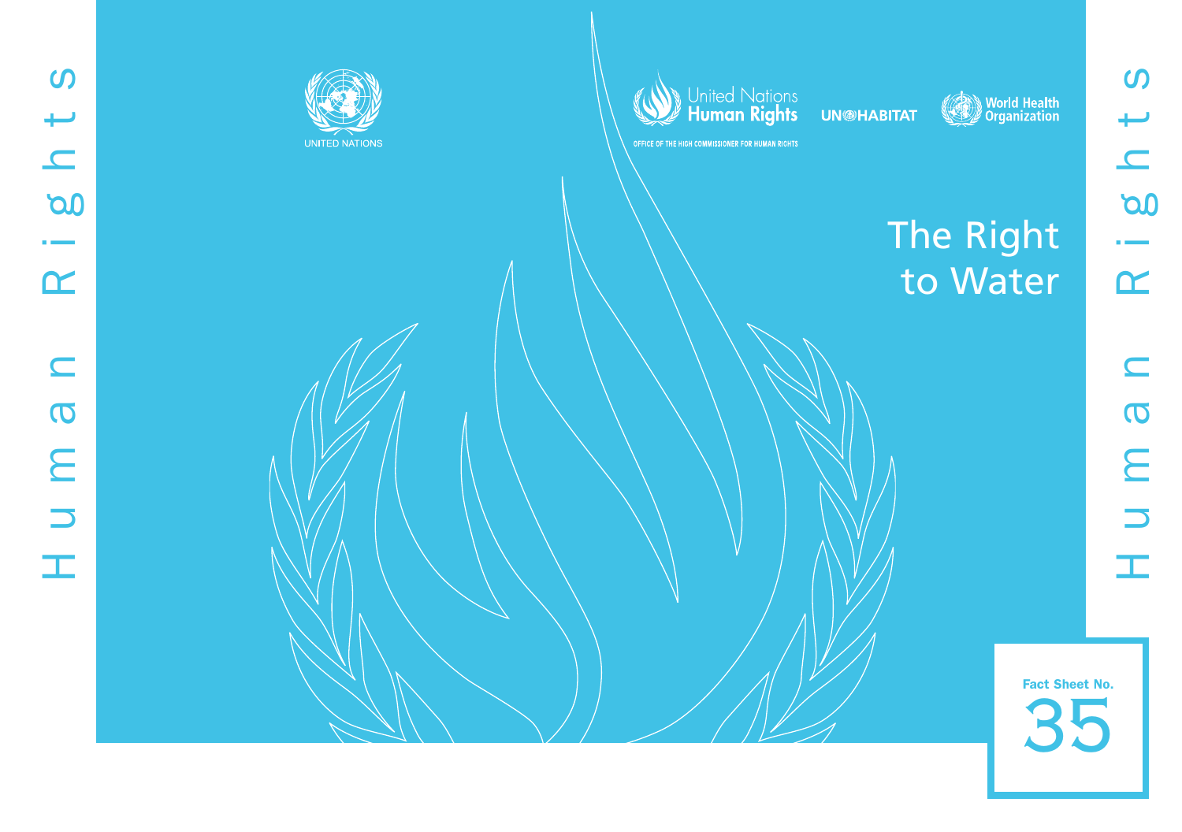UNITED NATIONS

United Nations Human Rights

OFFICE OF THE HIGH COMMISSIONER FOR HUMAN RIGHTS

UN HABITAT

World Health Organization

# The Right to Water

Human Rights

Fact Sheet No. 35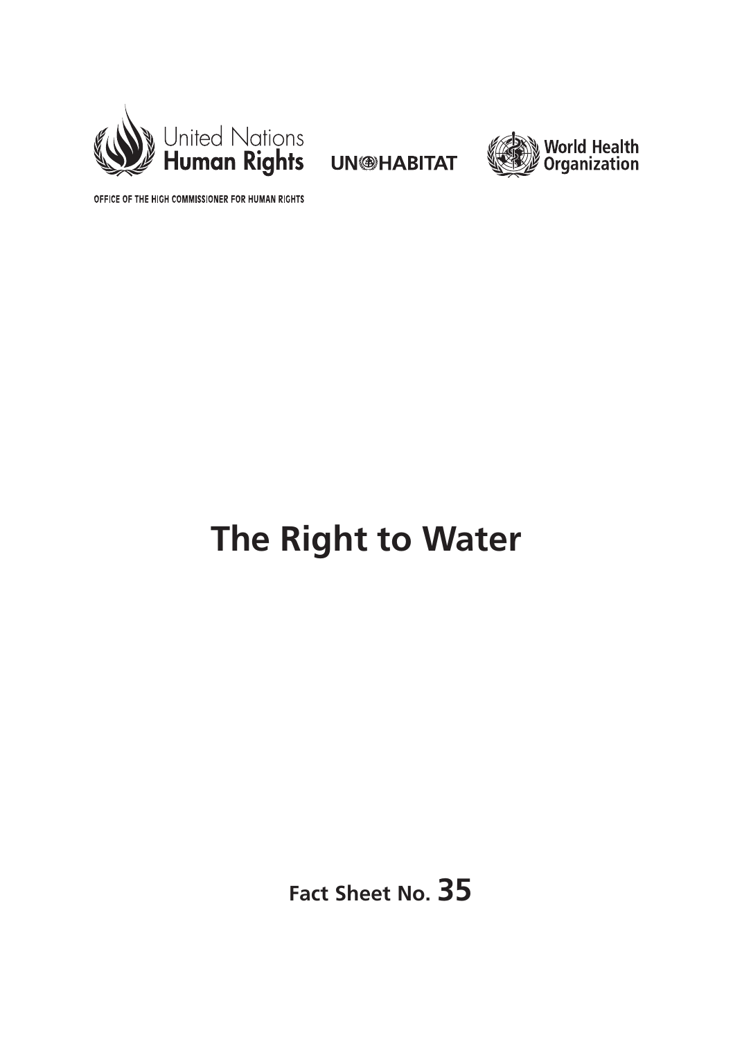United Nations Human Rights

OFFICE OF THE HIGH COMMISSIONER FOR HUMAN RIGHTS

UN-HABITAT

World Health Organization

# The Right to Water

**Fact Sheet No. 35**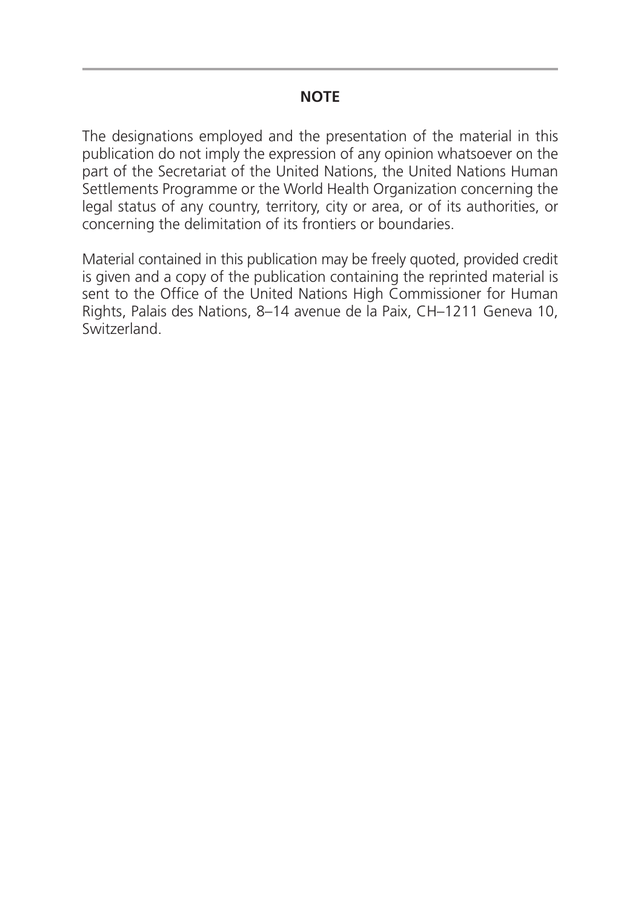## NOTE

The designations employed and the presentation of the material in this publication do not imply the expression of any opinion whatsoever on the part of the Secretariat of the United Nations, the United Nations Human Settlements Programme or the World Health Organization concerning the legal status of any country, territory, city or area, or of its authorities, or concerning the delimitation of its frontiers or boundaries.

Material contained in this publication may be freely quoted, provided credit is given and a copy of the publication containing the reprinted material is sent to the Office of the United Nations High Commissioner for Human Rights, Palais des Nations, 8–14 avenue de la Paix, CH–1211 Geneva 10, Switzerland.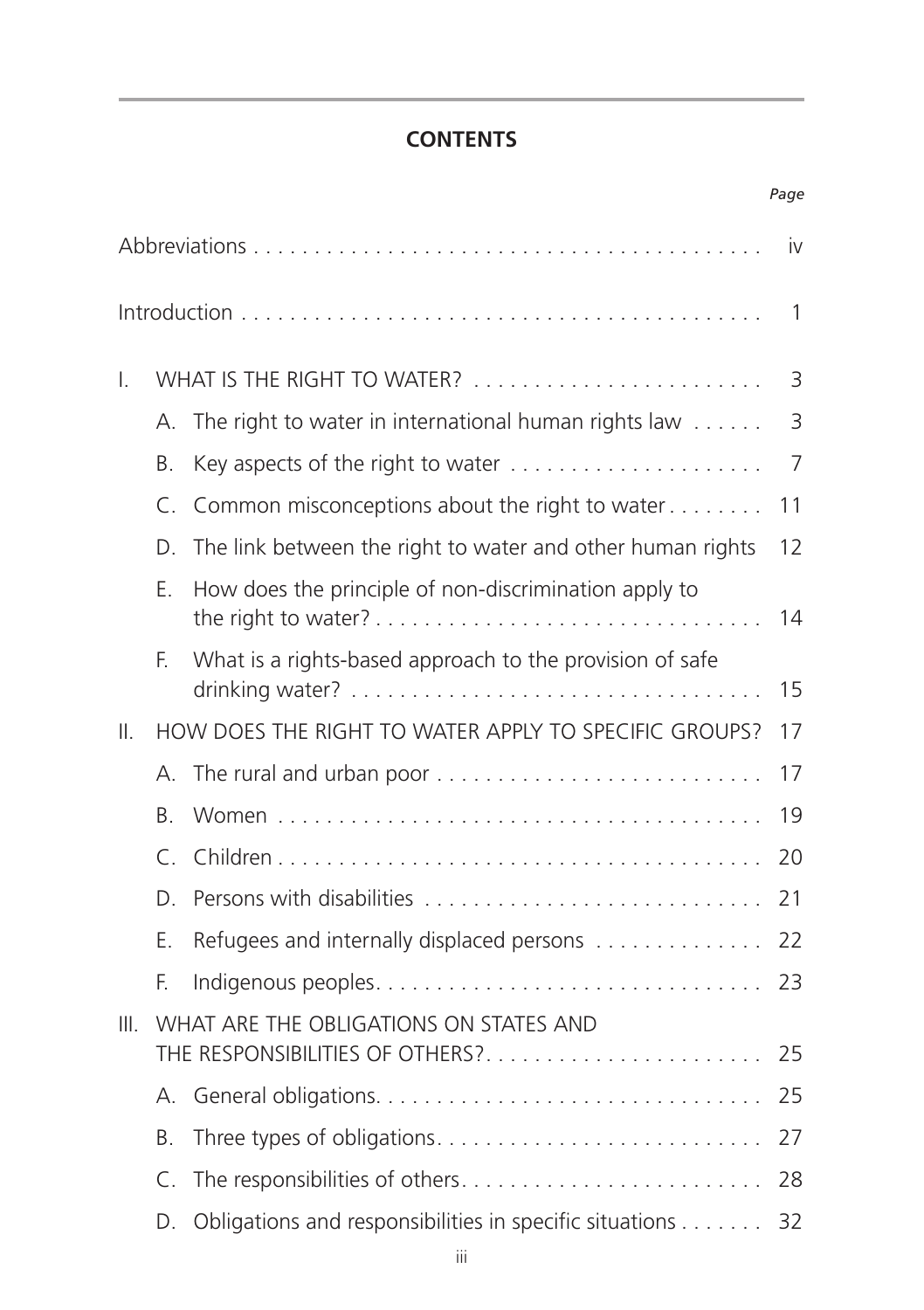## CONTENTS

| | | | *Page* |
|---|---|---|---|
| Abbreviations | | | iv |
| Introduction | | | 1 |
| I. | WHAT IS THE RIGHT TO WATER? | | 3 |
| | A. | The right to water in international human rights law | 3 |
| | B. | Key aspects of the right to water | 7 |
| | C. | Common misconceptions about the right to water | 11 |
| | D. | The link between the right to water and other human rights | 12 |
| | E. | How does the principle of non-discrimination apply to the right to water? | 14 |
| | F. | What is a rights-based approach to the provision of safe drinking water? | 15 |
| II. | HOW DOES THE RIGHT TO WATER APPLY TO SPECIFIC GROUPS? | | 17 |
| | A. | The rural and urban poor | 17 |
| | B. | Women | 19 |
| | C. | Children | 20 |
| | D. | Persons with disabilities | 21 |
| | E. | Refugees and internally displaced persons | 22 |
| | F. | Indigenous peoples | 23 |
| III. | WHAT ARE THE OBLIGATIONS ON STATES AND THE RESPONSIBILITIES OF OTHERS? | | 25 |
| | A. | General obligations | 25 |
| | B. | Three types of obligations | 27 |
| | C. | The responsibilities of others | 28 |
| | D. | Obligations and responsibilities in specific situations | 32 |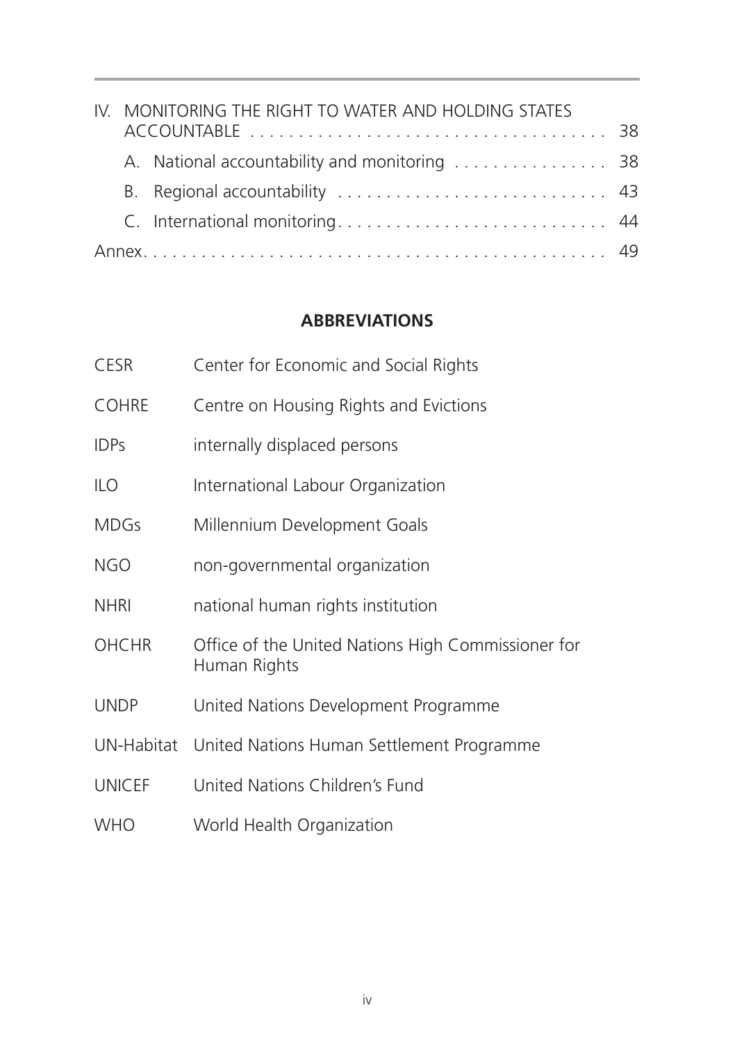IV. MONITORING THE RIGHT TO WATER AND HOLDING STATES ACCOUNTABLE . . . . . . . . . . . . . . . . . . . . . . . . . . . . . . . . . . . 38

A. National accountability and monitoring . . . . . . . . . . . . . . . . 38

B. Regional accountability . . . . . . . . . . . . . . . . . . . . . . . . . . . . 43

C. International monitoring . . . . . . . . . . . . . . . . . . . . . . . . . . . 44

Annex . . . . . . . . . . . . . . . . . . . . . . . . . . . . . . . . . . . . . . . . . . . . 49

## ABBREVIATIONS

| | |
|---|---|
| CESR | Center for Economic and Social Rights |
| COHRE | Centre on Housing Rights and Evictions |
| IDPs | internally displaced persons |
| ILO | International Labour Organization |
| MDGs | Millennium Development Goals |
| NGO | non-governmental organization |
| NHRI | national human rights institution |
| OHCHR | Office of the United Nations High Commissioner for Human Rights |
| UNDP | United Nations Development Programme |
| UN-Habitat | United Nations Human Settlement Programme |
| UNICEF | United Nations Children's Fund |
| WHO | World Health Organization |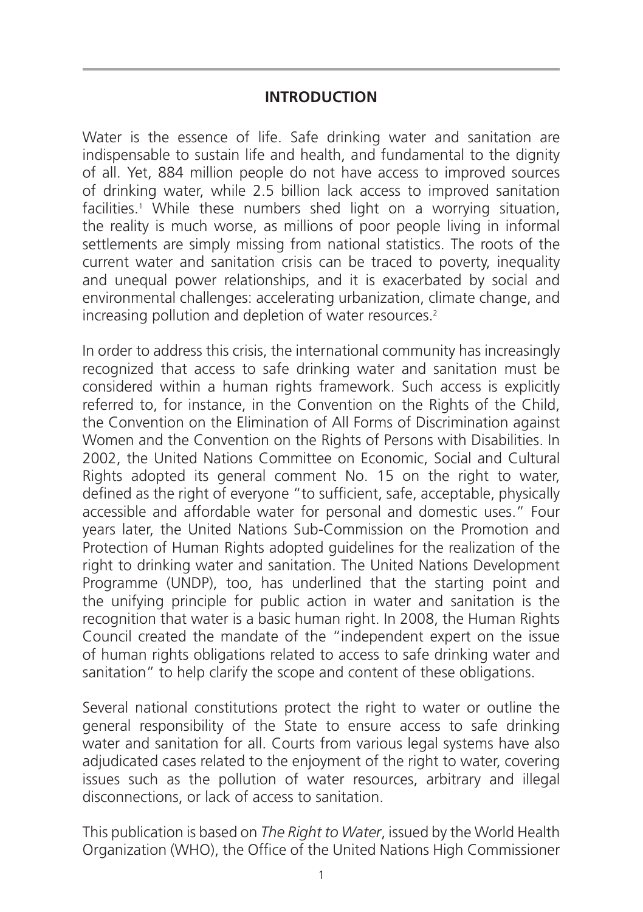## INTRODUCTION

Water is the essence of life. Safe drinking water and sanitation are indispensable to sustain life and health, and fundamental to the dignity of all. Yet, 884 million people do not have access to improved sources of drinking water, while 2.5 billion lack access to improved sanitation facilities.[1] While these numbers shed light on a worrying situation, the reality is much worse, as millions of poor people living in informal settlements are simply missing from national statistics. The roots of the current water and sanitation crisis can be traced to poverty, inequality and unequal power relationships, and it is exacerbated by social and environmental challenges: accelerating urbanization, climate change, and increasing pollution and depletion of water resources.[2]

In order to address this crisis, the international community has increasingly recognized that access to safe drinking water and sanitation must be considered within a human rights framework. Such access is explicitly referred to, for instance, in the Convention on the Rights of the Child, the Convention on the Elimination of All Forms of Discrimination against Women and the Convention on the Rights of Persons with Disabilities. In 2002, the United Nations Committee on Economic, Social and Cultural Rights adopted its general comment No. 15 on the right to water, defined as the right of everyone "to sufficient, safe, acceptable, physically accessible and affordable water for personal and domestic uses." Four years later, the United Nations Sub-Commission on the Promotion and Protection of Human Rights adopted guidelines for the realization of the right to drinking water and sanitation. The United Nations Development Programme (UNDP), too, has underlined that the starting point and the unifying principle for public action in water and sanitation is the recognition that water is a basic human right. In 2008, the Human Rights Council created the mandate of the "independent expert on the issue of human rights obligations related to access to safe drinking water and sanitation" to help clarify the scope and content of these obligations.

Several national constitutions protect the right to water or outline the general responsibility of the State to ensure access to safe drinking water and sanitation for all. Courts from various legal systems have also adjudicated cases related to the enjoyment of the right to water, covering issues such as the pollution of water resources, arbitrary and illegal disconnections, or lack of access to sanitation.

This publication is based on *The Right to Water*, issued by the World Health Organization (WHO), the Office of the United Nations High Commissioner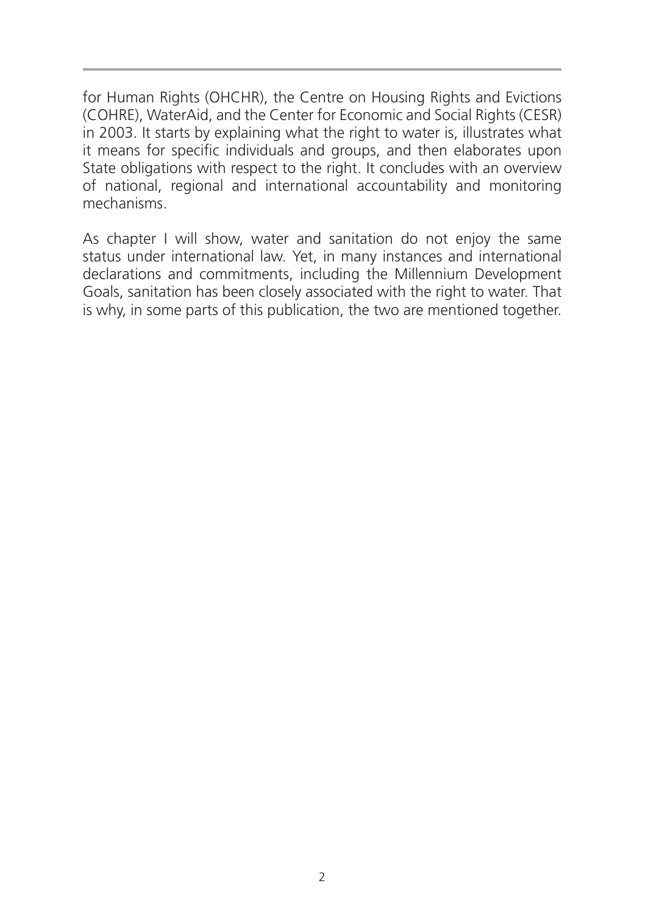for Human Rights (OHCHR), the Centre on Housing Rights and Evictions (COHRE), WaterAid, and the Center for Economic and Social Rights (CESR) in 2003. It starts by explaining what the right to water is, illustrates what it means for specific individuals and groups, and then elaborates upon State obligations with respect to the right. It concludes with an overview of national, regional and international accountability and monitoring mechanisms.

As chapter I will show, water and sanitation do not enjoy the same status under international law. Yet, in many instances and international declarations and commitments, including the Millennium Development Goals, sanitation has been closely associated with the right to water. That is why, in some parts of this publication, the two are mentioned together.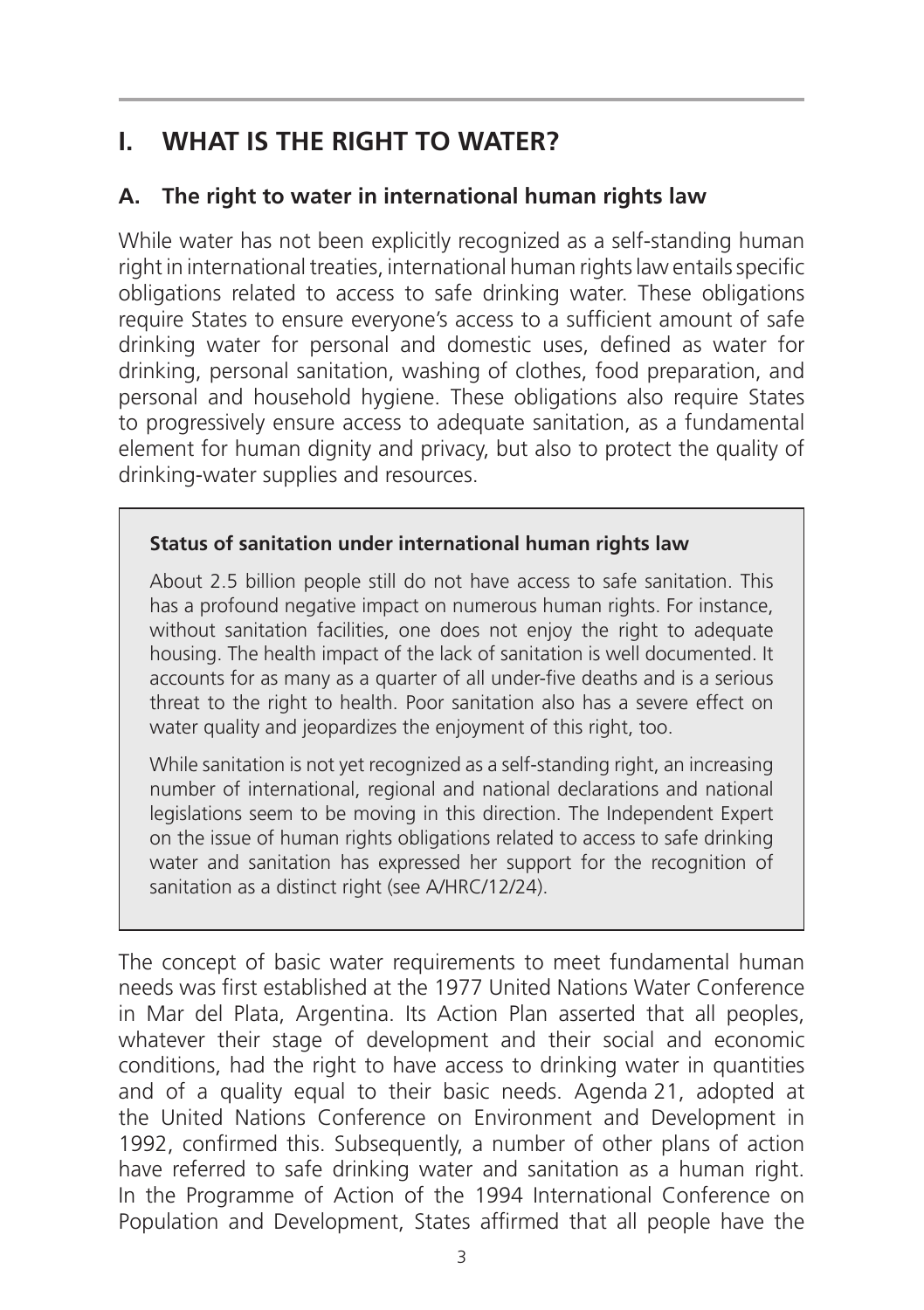# I. WHAT IS THE RIGHT TO WATER?

## A. The right to water in international human rights law

While water has not been explicitly recognized as a self-standing human right in international treaties, international human rights law entails specific obligations related to access to safe drinking water. These obligations require States to ensure everyone's access to a sufficient amount of safe drinking water for personal and domestic uses, defined as water for drinking, personal sanitation, washing of clothes, food preparation, and personal and household hygiene. These obligations also require States to progressively ensure access to adequate sanitation, as a fundamental element for human dignity and privacy, but also to protect the quality of drinking-water supplies and resources.

> **Status of sanitation under international human rights law**
>
> About 2.5 billion people still do not have access to safe sanitation. This has a profound negative impact on numerous human rights. For instance, without sanitation facilities, one does not enjoy the right to adequate housing. The health impact of the lack of sanitation is well documented. It accounts for as many as a quarter of all under-five deaths and is a serious threat to the right to health. Poor sanitation also has a severe effect on water quality and jeopardizes the enjoyment of this right, too.
>
> While sanitation is not yet recognized as a self-standing right, an increasing number of international, regional and national declarations and national legislations seem to be moving in this direction. The Independent Expert on the issue of human rights obligations related to access to safe drinking water and sanitation has expressed her support for the recognition of sanitation as a distinct right (see A/HRC/12/24).

The concept of basic water requirements to meet fundamental human needs was first established at the 1977 United Nations Water Conference in Mar del Plata, Argentina. Its Action Plan asserted that all peoples, whatever their stage of development and their social and economic conditions, had the right to have access to drinking water in quantities and of a quality equal to their basic needs. Agenda 21, adopted at the United Nations Conference on Environment and Development in 1992, confirmed this. Subsequently, a number of other plans of action have referred to safe drinking water and sanitation as a human right. In the Programme of Action of the 1994 International Conference on Population and Development, States affirmed that all people have the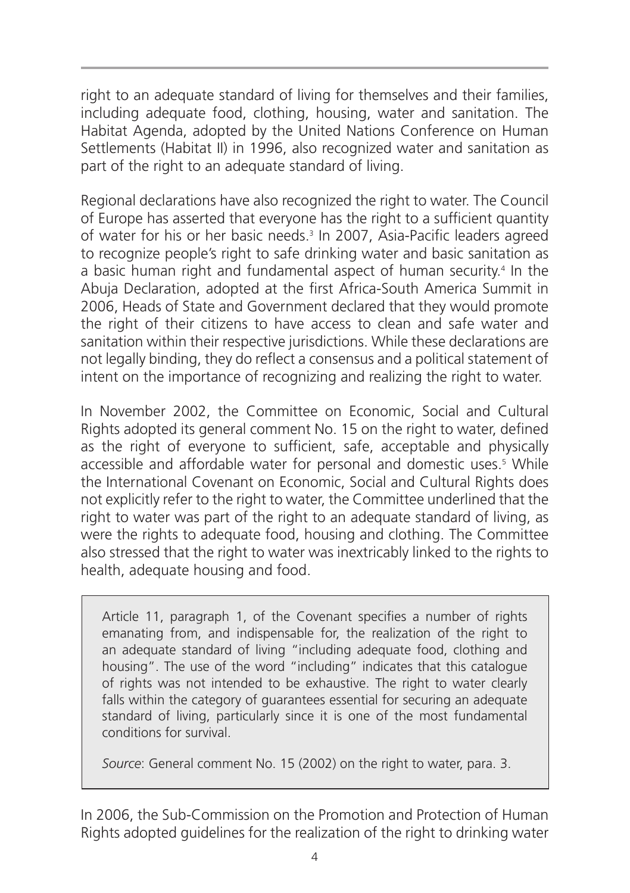right to an adequate standard of living for themselves and their families, including adequate food, clothing, housing, water and sanitation. The Habitat Agenda, adopted by the United Nations Conference on Human Settlements (Habitat II) in 1996, also recognized water and sanitation as part of the right to an adequate standard of living.

Regional declarations have also recognized the right to water. The Council of Europe has asserted that everyone has the right to a sufficient quantity of water for his or her basic needs.[3] In 2007, Asia-Pacific leaders agreed to recognize people's right to safe drinking water and basic sanitation as a basic human right and fundamental aspect of human security.[4] In the Abuja Declaration, adopted at the first Africa-South America Summit in 2006, Heads of State and Government declared that they would promote the right of their citizens to have access to clean and safe water and sanitation within their respective jurisdictions. While these declarations are not legally binding, they do reflect a consensus and a political statement of intent on the importance of recognizing and realizing the right to water.

In November 2002, the Committee on Economic, Social and Cultural Rights adopted its general comment No. 15 on the right to water, defined as the right of everyone to sufficient, safe, acceptable and physically accessible and affordable water for personal and domestic uses.[5] While the International Covenant on Economic, Social and Cultural Rights does not explicitly refer to the right to water, the Committee underlined that the right to water was part of the right to an adequate standard of living, as were the rights to adequate food, housing and clothing. The Committee also stressed that the right to water was inextricably linked to the rights to health, adequate housing and food.

> Article 11, paragraph 1, of the Covenant specifies a number of rights emanating from, and indispensable for, the realization of the right to an adequate standard of living "including adequate food, clothing and housing". The use of the word "including" indicates that this catalogue of rights was not intended to be exhaustive. The right to water clearly falls within the category of guarantees essential for securing an adequate standard of living, particularly since it is one of the most fundamental conditions for survival.
>
> *Source*: General comment No. 15 (2002) on the right to water, para. 3.

In 2006, the Sub-Commission on the Promotion and Protection of Human Rights adopted guidelines for the realization of the right to drinking water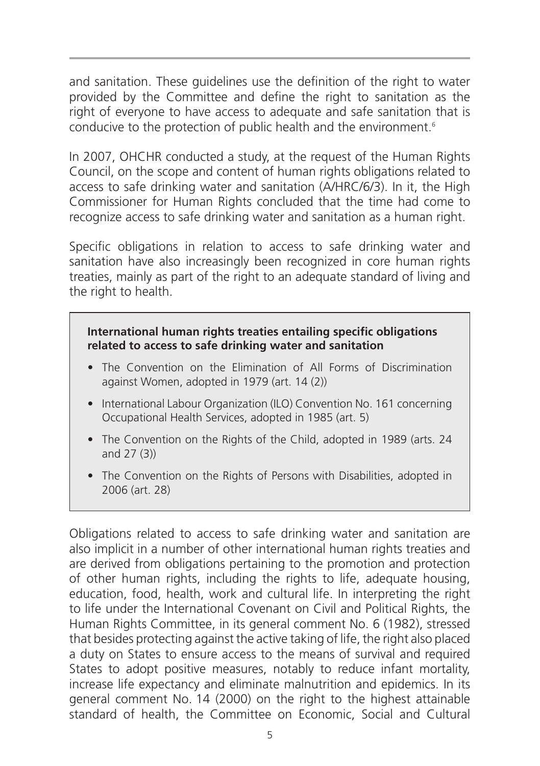and sanitation. These guidelines use the definition of the right to water provided by the Committee and define the right to sanitation as the right of everyone to have access to adequate and safe sanitation that is conducive to the protection of public health and the environment.[6]

In 2007, OHCHR conducted a study, at the request of the Human Rights Council, on the scope and content of human rights obligations related to access to safe drinking water and sanitation (A/HRC/6/3). In it, the High Commissioner for Human Rights concluded that the time had come to recognize access to safe drinking water and sanitation as a human right.

Specific obligations in relation to access to safe drinking water and sanitation have also increasingly been recognized in core human rights treaties, mainly as part of the right to an adequate standard of living and the right to health.

**International human rights treaties entailing specific obligations related to access to safe drinking water and sanitation**

- The Convention on the Elimination of All Forms of Discrimination against Women, adopted in 1979 (art. 14 (2))
- International Labour Organization (ILO) Convention No. 161 concerning Occupational Health Services, adopted in 1985 (art. 5)
- The Convention on the Rights of the Child, adopted in 1989 (arts. 24 and 27 (3))
- The Convention on the Rights of Persons with Disabilities, adopted in 2006 (art. 28)

Obligations related to access to safe drinking water and sanitation are also implicit in a number of other international human rights treaties and are derived from obligations pertaining to the promotion and protection of other human rights, including the rights to life, adequate housing, education, food, health, work and cultural life. In interpreting the right to life under the International Covenant on Civil and Political Rights, the Human Rights Committee, in its general comment No. 6 (1982), stressed that besides protecting against the active taking of life, the right also placed a duty on States to ensure access to the means of survival and required States to adopt positive measures, notably to reduce infant mortality, increase life expectancy and eliminate malnutrition and epidemics. In its general comment No. 14 (2000) on the right to the highest attainable standard of health, the Committee on Economic, Social and Cultural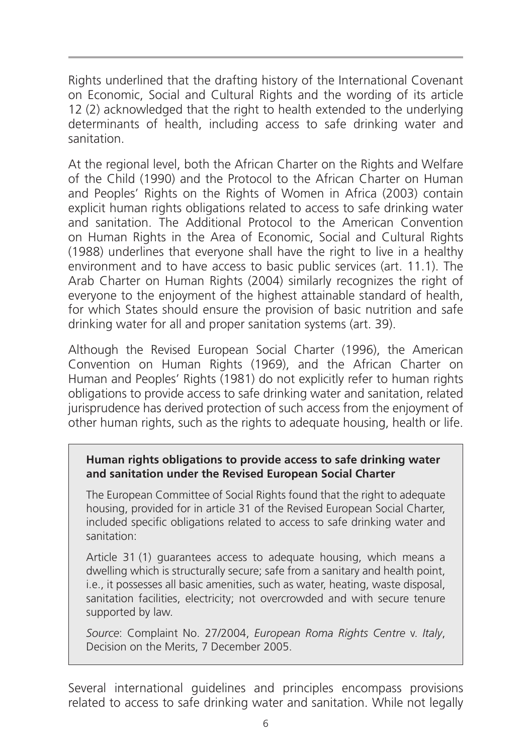Rights underlined that the drafting history of the International Covenant on Economic, Social and Cultural Rights and the wording of its article 12 (2) acknowledged that the right to health extended to the underlying determinants of health, including access to safe drinking water and sanitation.

At the regional level, both the African Charter on the Rights and Welfare of the Child (1990) and the Protocol to the African Charter on Human and Peoples' Rights on the Rights of Women in Africa (2003) contain explicit human rights obligations related to access to safe drinking water and sanitation. The Additional Protocol to the American Convention on Human Rights in the Area of Economic, Social and Cultural Rights (1988) underlines that everyone shall have the right to live in a healthy environment and to have access to basic public services (art. 11.1). The Arab Charter on Human Rights (2004) similarly recognizes the right of everyone to the enjoyment of the highest attainable standard of health, for which States should ensure the provision of basic nutrition and safe drinking water for all and proper sanitation systems (art. 39).

Although the Revised European Social Charter (1996), the American Convention on Human Rights (1969), and the African Charter on Human and Peoples' Rights (1981) do not explicitly refer to human rights obligations to provide access to safe drinking water and sanitation, related jurisprudence has derived protection of such access from the enjoyment of other human rights, such as the rights to adequate housing, health or life.

> **Human rights obligations to provide access to safe drinking water and sanitation under the Revised European Social Charter**
>
> The European Committee of Social Rights found that the right to adequate housing, provided for in article 31 of the Revised European Social Charter, included specific obligations related to access to safe drinking water and sanitation:
>
> Article 31 (1) guarantees access to adequate housing, which means a dwelling which is structurally secure; safe from a sanitary and health point, i.e., it possesses all basic amenities, such as water, heating, waste disposal, sanitation facilities, electricity; not overcrowded and with secure tenure supported by law.
>
> *Source*: Complaint No. 27/2004, *European Roma Rights Centre* v. *Italy*, Decision on the Merits, 7 December 2005.

Several international guidelines and principles encompass provisions related to access to safe drinking water and sanitation. While not legally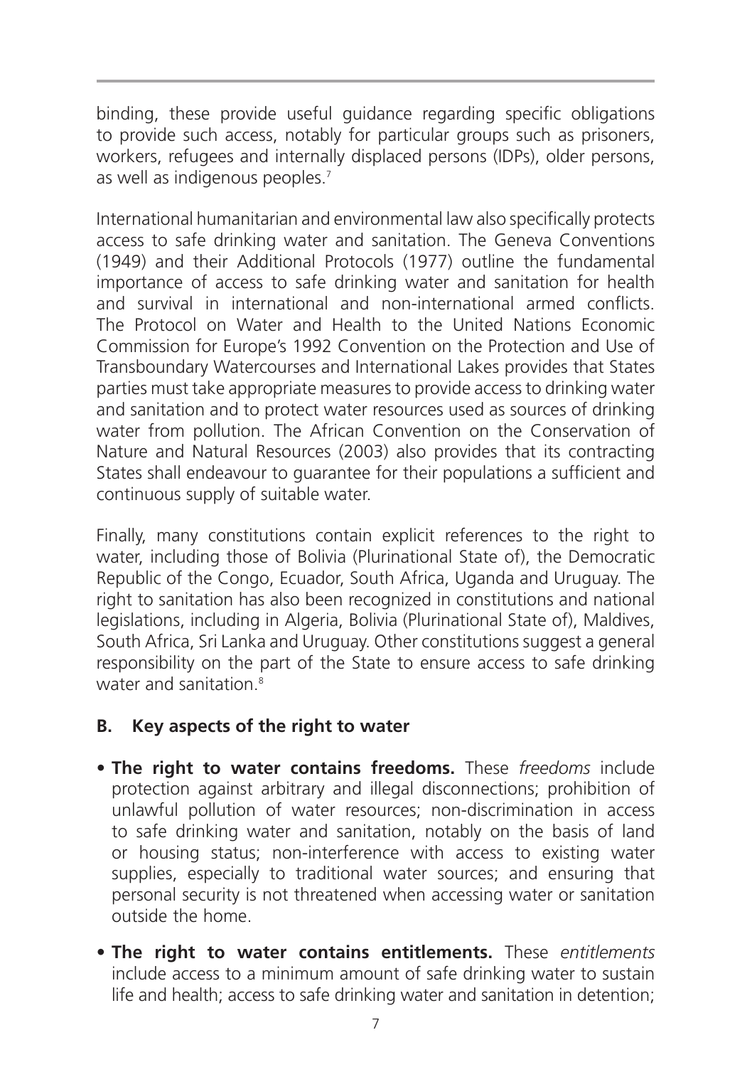binding, these provide useful guidance regarding specific obligations to provide such access, notably for particular groups such as prisoners, workers, refugees and internally displaced persons (IDPs), older persons, as well as indigenous peoples.[7]

International humanitarian and environmental law also specifically protects access to safe drinking water and sanitation. The Geneva Conventions (1949) and their Additional Protocols (1977) outline the fundamental importance of access to safe drinking water and sanitation for health and survival in international and non-international armed conflicts. The Protocol on Water and Health to the United Nations Economic Commission for Europe's 1992 Convention on the Protection and Use of Transboundary Watercourses and International Lakes provides that States parties must take appropriate measures to provide access to drinking water and sanitation and to protect water resources used as sources of drinking water from pollution. The African Convention on the Conservation of Nature and Natural Resources (2003) also provides that its contracting States shall endeavour to guarantee for their populations a sufficient and continuous supply of suitable water.

Finally, many constitutions contain explicit references to the right to water, including those of Bolivia (Plurinational State of), the Democratic Republic of the Congo, Ecuador, South Africa, Uganda and Uruguay. The right to sanitation has also been recognized in constitutions and national legislations, including in Algeria, Bolivia (Plurinational State of), Maldives, South Africa, Sri Lanka and Uruguay. Other constitutions suggest a general responsibility on the part of the State to ensure access to safe drinking water and sanitation.[8]

## B. Key aspects of the right to water

- **The right to water contains freedoms.** These *freedoms* include protection against arbitrary and illegal disconnections; prohibition of unlawful pollution of water resources; non-discrimination in access to safe drinking water and sanitation, notably on the basis of land or housing status; non-interference with access to existing water supplies, especially to traditional water sources; and ensuring that personal security is not threatened when accessing water or sanitation outside the home.
- **The right to water contains entitlements.** These *entitlements* include access to a minimum amount of safe drinking water to sustain life and health; access to safe drinking water and sanitation in detention;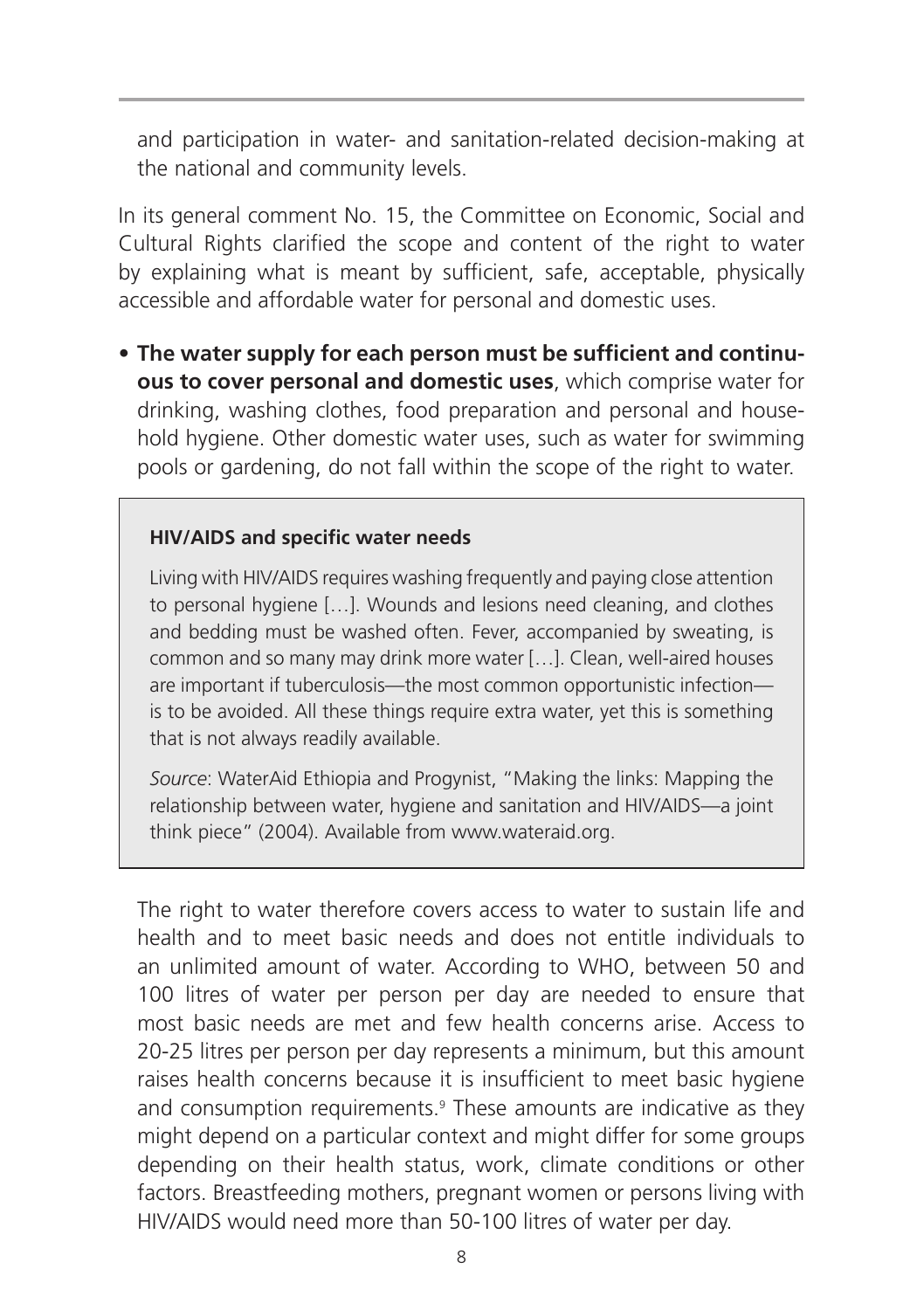and participation in water- and sanitation-related decision-making at the national and community levels.

In its general comment No. 15, the Committee on Economic, Social and Cultural Rights clarified the scope and content of the right to water by explaining what is meant by sufficient, safe, acceptable, physically accessible and affordable water for personal and domestic uses.

- **The water supply for each person must be sufficient and continuous to cover personal and domestic uses**, which comprise water for drinking, washing clothes, food preparation and personal and household hygiene. Other domestic water uses, such as water for swimming pools or gardening, do not fall within the scope of the right to water.

> **HIV/AIDS and specific water needs**
>
> Living with HIV/AIDS requires washing frequently and paying close attention to personal hygiene […]. Wounds and lesions need cleaning, and clothes and bedding must be washed often. Fever, accompanied by sweating, is common and so many may drink more water […]. Clean, well-aired houses are important if tuberculosis—the most common opportunistic infection—is to be avoided. All these things require extra water, yet this is something that is not always readily available.
>
> *Source*: WaterAid Ethiopia and Progynist, "Making the links: Mapping the relationship between water, hygiene and sanitation and HIV/AIDS—a joint think piece" (2004). Available from www.wateraid.org.

The right to water therefore covers access to water to sustain life and health and to meet basic needs and does not entitle individuals to an unlimited amount of water. According to WHO, between 50 and 100 litres of water per person per day are needed to ensure that most basic needs are met and few health concerns arise. Access to 20-25 litres per person per day represents a minimum, but this amount raises health concerns because it is insufficient to meet basic hygiene and consumption requirements.[9] These amounts are indicative as they might depend on a particular context and might differ for some groups depending on their health status, work, climate conditions or other factors. Breastfeeding mothers, pregnant women or persons living with HIV/AIDS would need more than 50-100 litres of water per day.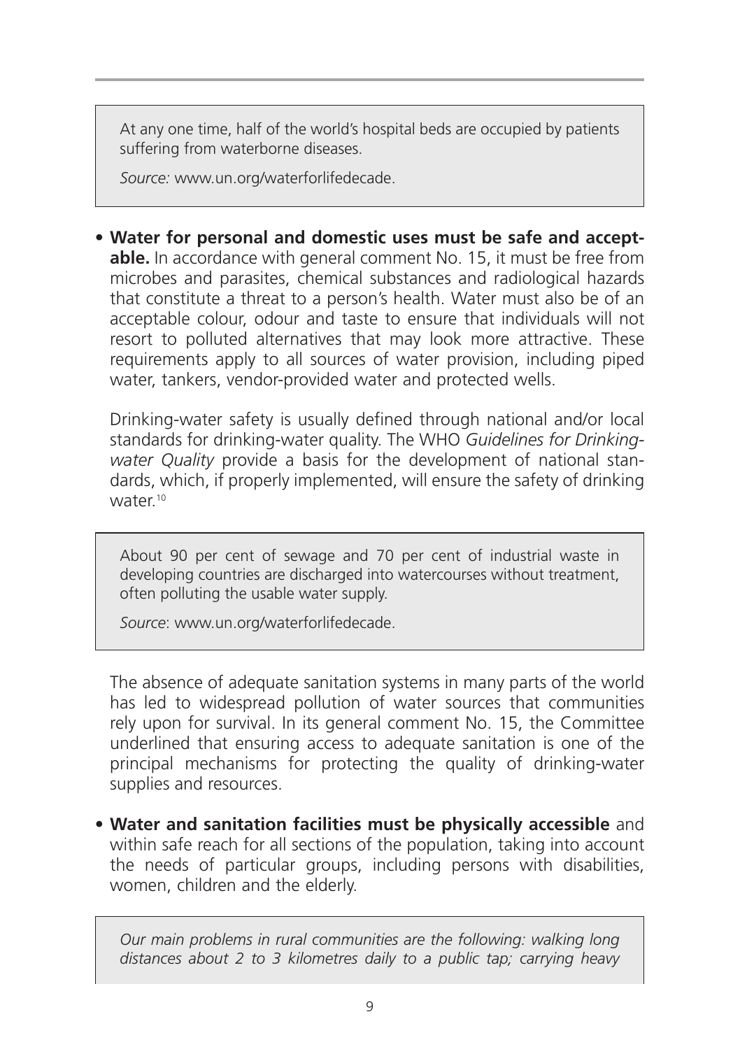> At any one time, half of the world's hospital beds are occupied by patients suffering from waterborne diseases.
>
> *Source:* www.un.org/waterforlifedecade.

- **Water for personal and domestic uses must be safe and acceptable.** In accordance with general comment No. 15, it must be free from microbes and parasites, chemical substances and radiological hazards that constitute a threat to a person's health. Water must also be of an acceptable colour, odour and taste to ensure that individuals will not resort to polluted alternatives that may look more attractive. These requirements apply to all sources of water provision, including piped water, tankers, vendor-provided water and protected wells.

  Drinking-water safety is usually defined through national and/or local standards for drinking-water quality. The WHO *Guidelines for Drinking-water Quality* provide a basis for the development of national standards, which, if properly implemented, will ensure the safety of drinking water.[10]

> About 90 per cent of sewage and 70 per cent of industrial waste in developing countries are discharged into watercourses without treatment, often polluting the usable water supply.
>
> *Source*: www.un.org/waterforlifedecade.

  The absence of adequate sanitation systems in many parts of the world has led to widespread pollution of water sources that communities rely upon for survival. In its general comment No. 15, the Committee underlined that ensuring access to adequate sanitation is one of the principal mechanisms for protecting the quality of drinking-water supplies and resources.

- **Water and sanitation facilities must be physically accessible** and within safe reach for all sections of the population, taking into account the needs of particular groups, including persons with disabilities, women, children and the elderly.

> *Our main problems in rural communities are the following: walking long distances about 2 to 3 kilometres daily to a public tap; carrying heavy*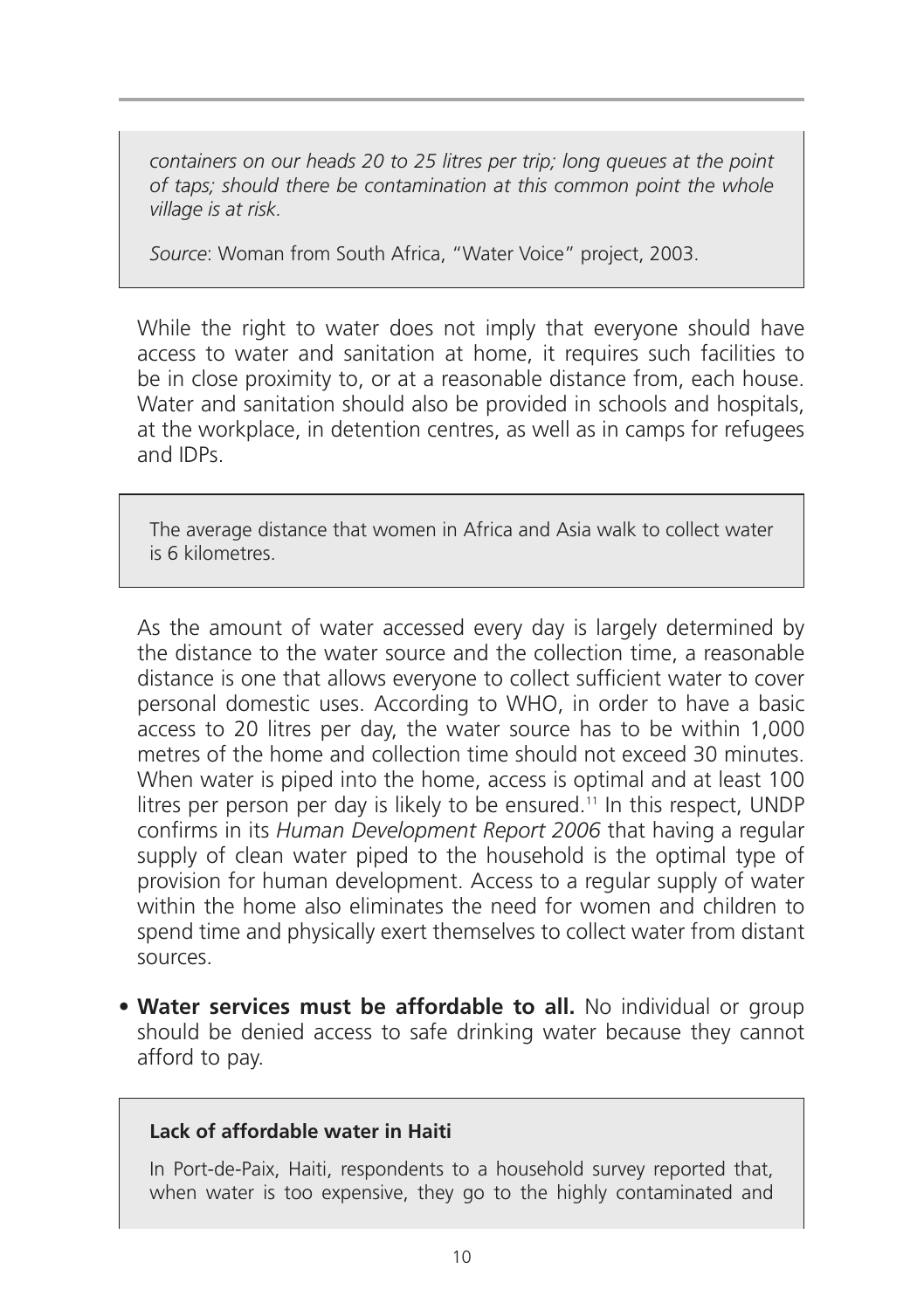*containers on our heads 20 to 25 litres per trip; long queues at the point of taps; should there be contamination at this common point the whole village is at risk.*

*Source*: Woman from South Africa, "Water Voice" project, 2003.

While the right to water does not imply that everyone should have access to water and sanitation at home, it requires such facilities to be in close proximity to, or at a reasonable distance from, each house. Water and sanitation should also be provided in schools and hospitals, at the workplace, in detention centres, as well as in camps for refugees and IDPs.

The average distance that women in Africa and Asia walk to collect water is 6 kilometres.

As the amount of water accessed every day is largely determined by the distance to the water source and the collection time, a reasonable distance is one that allows everyone to collect sufficient water to cover personal domestic uses. According to WHO, in order to have a basic access to 20 litres per day, the water source has to be within 1,000 metres of the home and collection time should not exceed 30 minutes. When water is piped into the home, access is optimal and at least 100 litres per person per day is likely to be ensured.[11] In this respect, UNDP confirms in its *Human Development Report 2006* that having a regular supply of clean water piped to the household is the optimal type of provision for human development. Access to a regular supply of water within the home also eliminates the need for women and children to spend time and physically exert themselves to collect water from distant sources.

- **Water services must be affordable to all.** No individual or group should be denied access to safe drinking water because they cannot afford to pay.

**Lack of affordable water in Haiti**

In Port-de-Paix, Haiti, respondents to a household survey reported that, when water is too expensive, they go to the highly contaminated and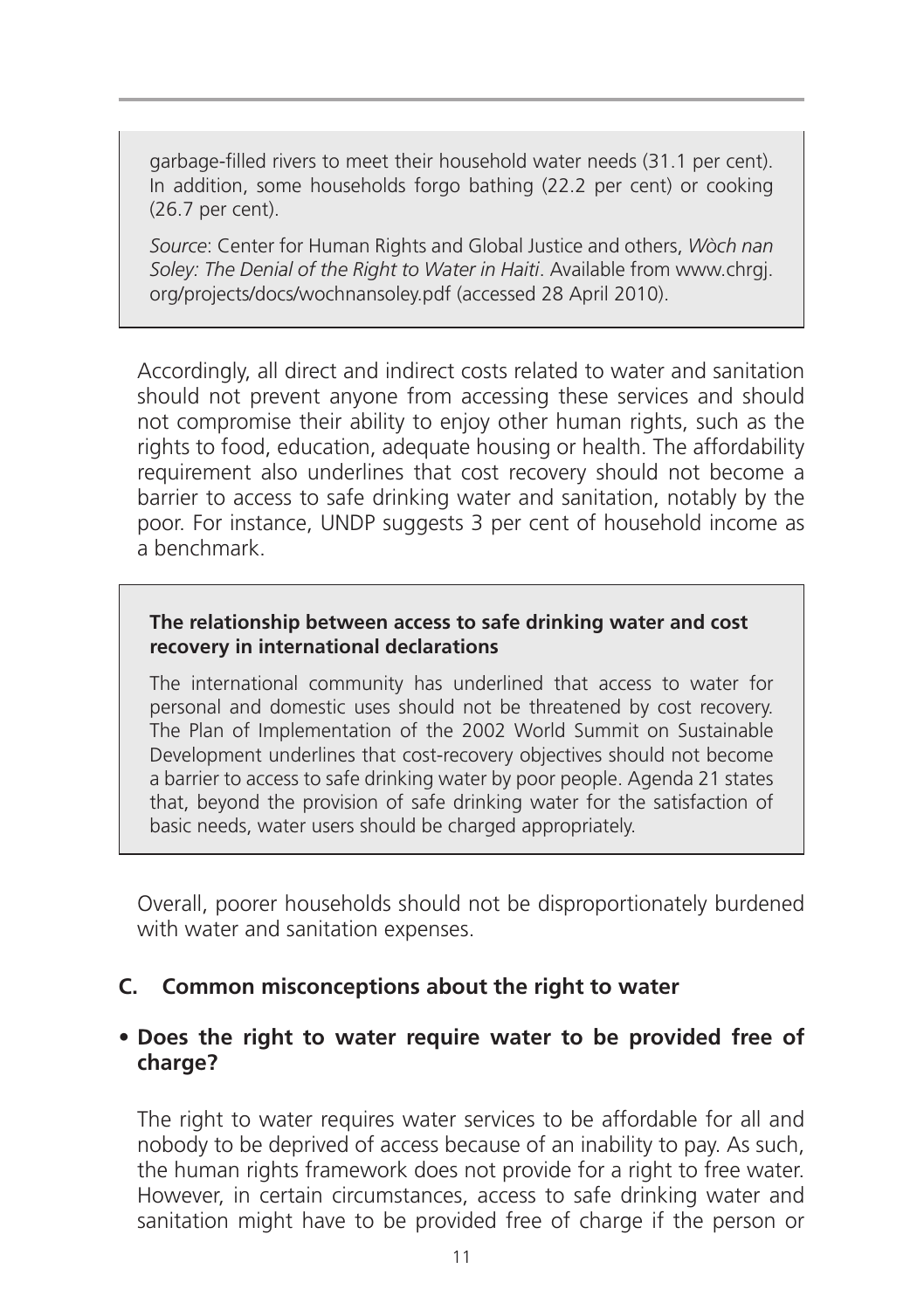garbage-filled rivers to meet their household water needs (31.1 per cent). In addition, some households forgo bathing (22.2 per cent) or cooking (26.7 per cent).

*Source*: Center for Human Rights and Global Justice and others, *Wòch nan Soley: The Denial of the Right to Water in Haiti*. Available from www.chrgj.org/projects/docs/wochnansoley.pdf (accessed 28 April 2010).

Accordingly, all direct and indirect costs related to water and sanitation should not prevent anyone from accessing these services and should not compromise their ability to enjoy other human rights, such as the rights to food, education, adequate housing or health. The affordability requirement also underlines that cost recovery should not become a barrier to access to safe drinking water and sanitation, notably by the poor. For instance, UNDP suggests 3 per cent of household income as a benchmark.

**The relationship between access to safe drinking water and cost recovery in international declarations**

The international community has underlined that access to water for personal and domestic uses should not be threatened by cost recovery. The Plan of Implementation of the 2002 World Summit on Sustainable Development underlines that cost-recovery objectives should not become a barrier to access to safe drinking water by poor people. Agenda 21 states that, beyond the provision of safe drinking water for the satisfaction of basic needs, water users should be charged appropriately.

Overall, poorer households should not be disproportionately burdened with water and sanitation expenses.

## C. Common misconceptions about the right to water

- **Does the right to water require water to be provided free of charge?**

The right to water requires water services to be affordable for all and nobody to be deprived of access because of an inability to pay. As such, the human rights framework does not provide for a right to free water. However, in certain circumstances, access to safe drinking water and sanitation might have to be provided free of charge if the person or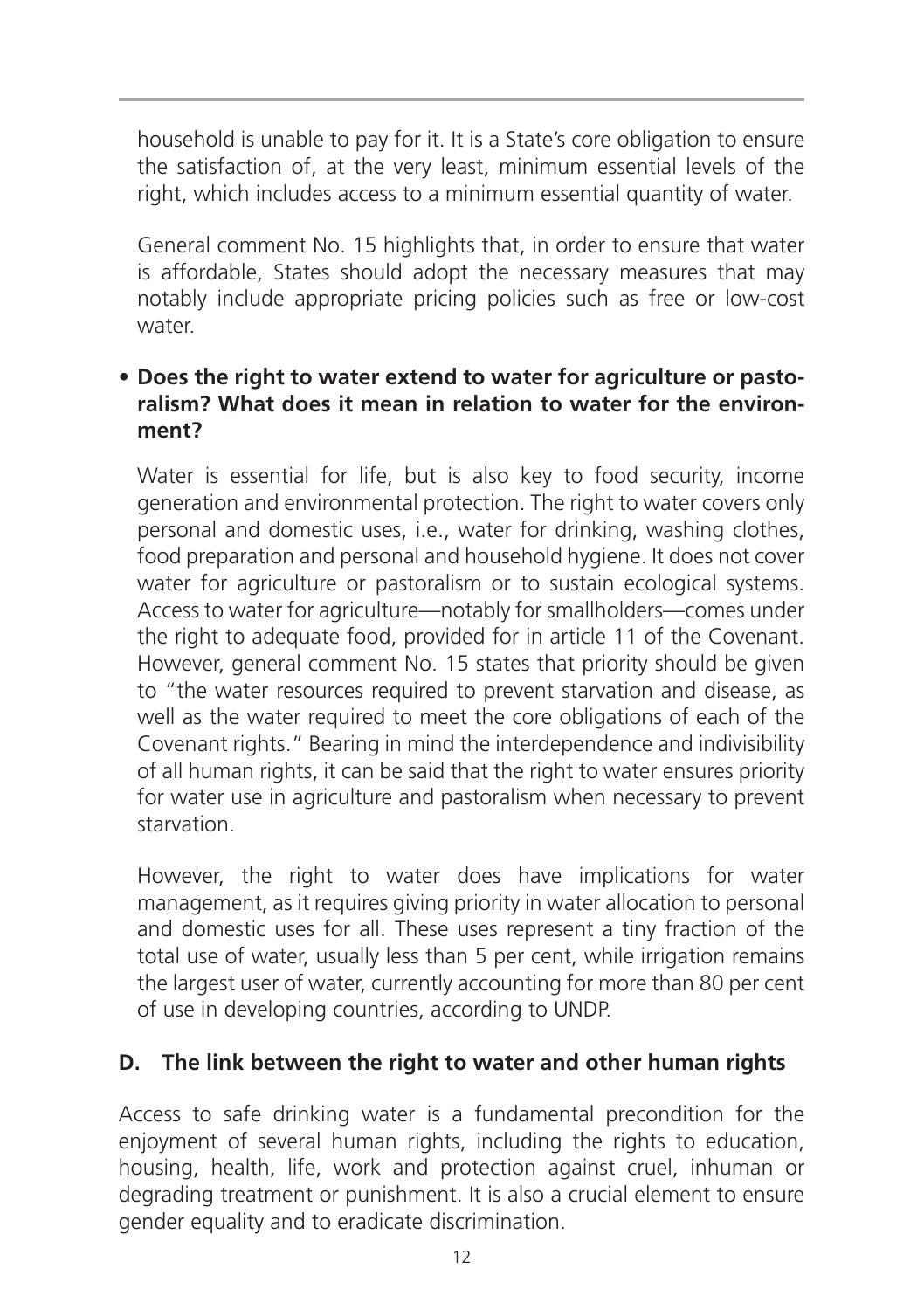household is unable to pay for it. It is a State's core obligation to ensure the satisfaction of, at the very least, minimum essential levels of the right, which includes access to a minimum essential quantity of water.

General comment No. 15 highlights that, in order to ensure that water is affordable, States should adopt the necessary measures that may notably include appropriate pricing policies such as free or low-cost water.

- **Does the right to water extend to water for agriculture or pastoralism? What does it mean in relation to water for the environment?**

  Water is essential for life, but is also key to food security, income generation and environmental protection. The right to water covers only personal and domestic uses, i.e., water for drinking, washing clothes, food preparation and personal and household hygiene. It does not cover water for agriculture or pastoralism or to sustain ecological systems. Access to water for agriculture—notably for smallholders—comes under the right to adequate food, provided for in article 11 of the Covenant. However, general comment No. 15 states that priority should be given to "the water resources required to prevent starvation and disease, as well as the water required to meet the core obligations of each of the Covenant rights." Bearing in mind the interdependence and indivisibility of all human rights, it can be said that the right to water ensures priority for water use in agriculture and pastoralism when necessary to prevent starvation.

  However, the right to water does have implications for water management, as it requires giving priority in water allocation to personal and domestic uses for all. These uses represent a tiny fraction of the total use of water, usually less than 5 per cent, while irrigation remains the largest user of water, currently accounting for more than 80 per cent of use in developing countries, according to UNDP.

## D. The link between the right to water and other human rights

Access to safe drinking water is a fundamental precondition for the enjoyment of several human rights, including the rights to education, housing, health, life, work and protection against cruel, inhuman or degrading treatment or punishment. It is also a crucial element to ensure gender equality and to eradicate discrimination.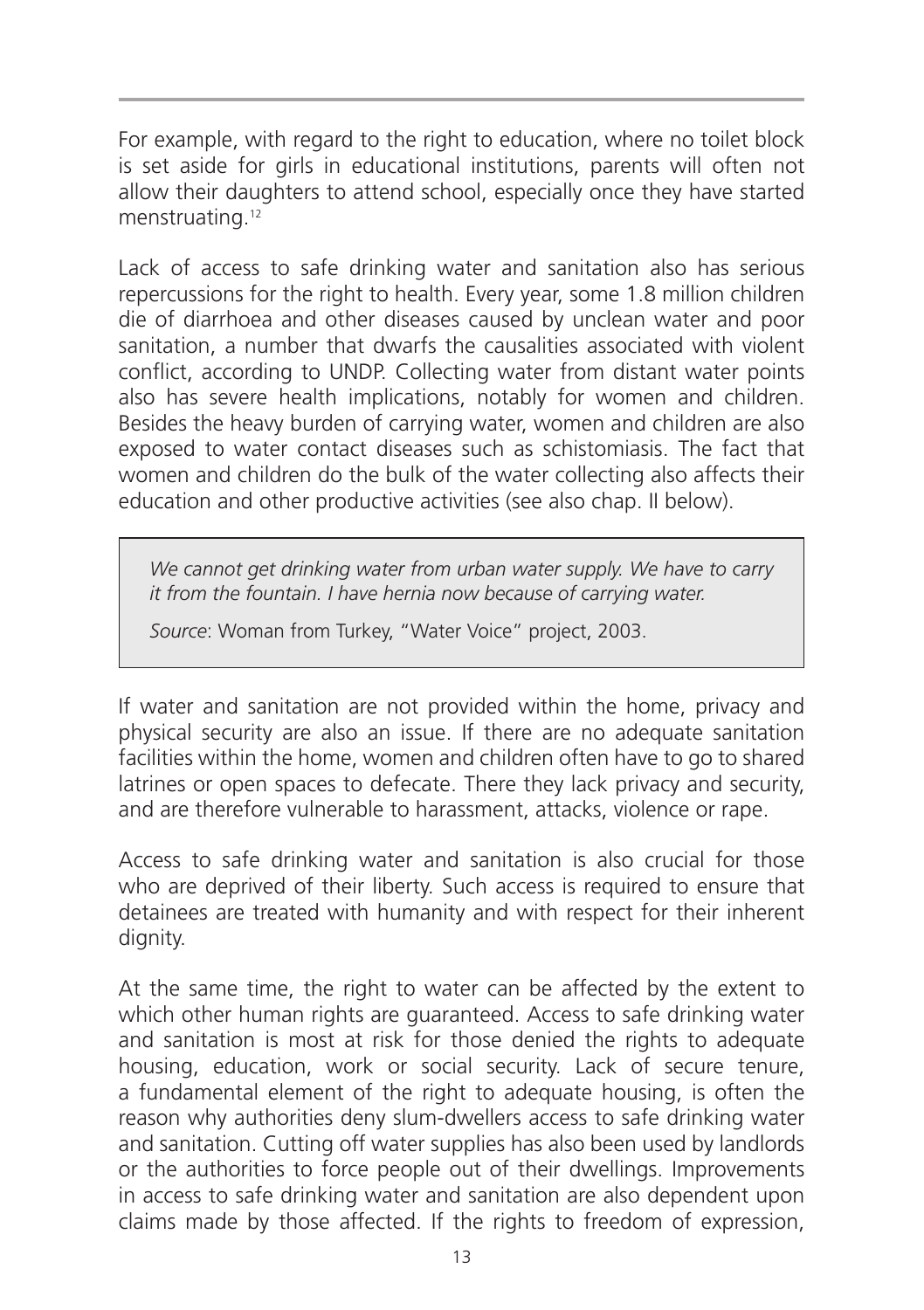For example, with regard to the right to education, where no toilet block is set aside for girls in educational institutions, parents will often not allow their daughters to attend school, especially once they have started menstruating.[12]

Lack of access to safe drinking water and sanitation also has serious repercussions for the right to health. Every year, some 1.8 million children die of diarrhoea and other diseases caused by unclean water and poor sanitation, a number that dwarfs the causalities associated with violent conflict, according to UNDP. Collecting water from distant water points also has severe health implications, notably for women and children. Besides the heavy burden of carrying water, women and children are also exposed to water contact diseases such as schistomiasis. The fact that women and children do the bulk of the water collecting also affects their education and other productive activities (see also chap. II below).

> *We cannot get drinking water from urban water supply. We have to carry it from the fountain. I have hernia now because of carrying water.*
>
> *Source*: Woman from Turkey, "Water Voice" project, 2003.

If water and sanitation are not provided within the home, privacy and physical security are also an issue. If there are no adequate sanitation facilities within the home, women and children often have to go to shared latrines or open spaces to defecate. There they lack privacy and security, and are therefore vulnerable to harassment, attacks, violence or rape.

Access to safe drinking water and sanitation is also crucial for those who are deprived of their liberty. Such access is required to ensure that detainees are treated with humanity and with respect for their inherent dignity.

At the same time, the right to water can be affected by the extent to which other human rights are guaranteed. Access to safe drinking water and sanitation is most at risk for those denied the rights to adequate housing, education, work or social security. Lack of secure tenure, a fundamental element of the right to adequate housing, is often the reason why authorities deny slum-dwellers access to safe drinking water and sanitation. Cutting off water supplies has also been used by landlords or the authorities to force people out of their dwellings. Improvements in access to safe drinking water and sanitation are also dependent upon claims made by those affected. If the rights to freedom of expression,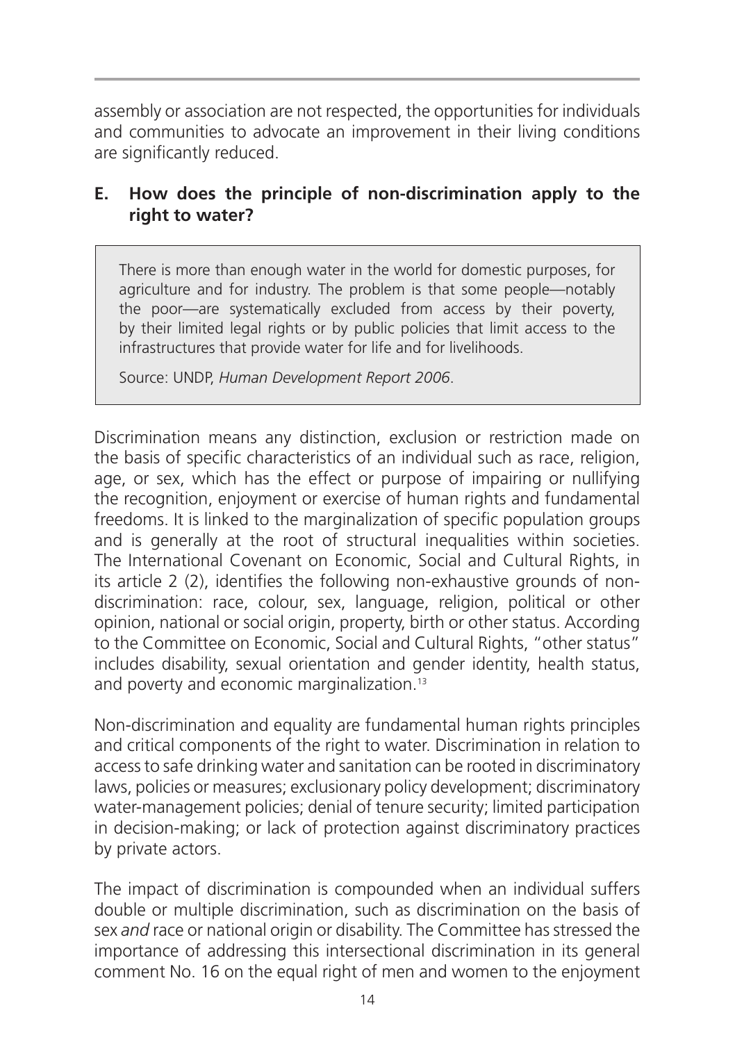assembly or association are not respected, the opportunities for individuals and communities to advocate an improvement in their living conditions are significantly reduced.

### E. How does the principle of non-discrimination apply to the right to water?

> There is more than enough water in the world for domestic purposes, for agriculture and for industry. The problem is that some people—notably the poor—are systematically excluded from access by their poverty, by their limited legal rights or by public policies that limit access to the infrastructures that provide water for life and for livelihoods.
>
> Source: UNDP, *Human Development Report 2006*.

Discrimination means any distinction, exclusion or restriction made on the basis of specific characteristics of an individual such as race, religion, age, or sex, which has the effect or purpose of impairing or nullifying the recognition, enjoyment or exercise of human rights and fundamental freedoms. It is linked to the marginalization of specific population groups and is generally at the root of structural inequalities within societies. The International Covenant on Economic, Social and Cultural Rights, in its article 2 (2), identifies the following non-exhaustive grounds of non-discrimination: race, colour, sex, language, religion, political or other opinion, national or social origin, property, birth or other status. According to the Committee on Economic, Social and Cultural Rights, "other status" includes disability, sexual orientation and gender identity, health status, and poverty and economic marginalization.[13]

Non-discrimination and equality are fundamental human rights principles and critical components of the right to water. Discrimination in relation to access to safe drinking water and sanitation can be rooted in discriminatory laws, policies or measures; exclusionary policy development; discriminatory water-management policies; denial of tenure security; limited participation in decision-making; or lack of protection against discriminatory practices by private actors.

The impact of discrimination is compounded when an individual suffers double or multiple discrimination, such as discrimination on the basis of sex *and* race or national origin or disability. The Committee has stressed the importance of addressing this intersectional discrimination in its general comment No. 16 on the equal right of men and women to the enjoyment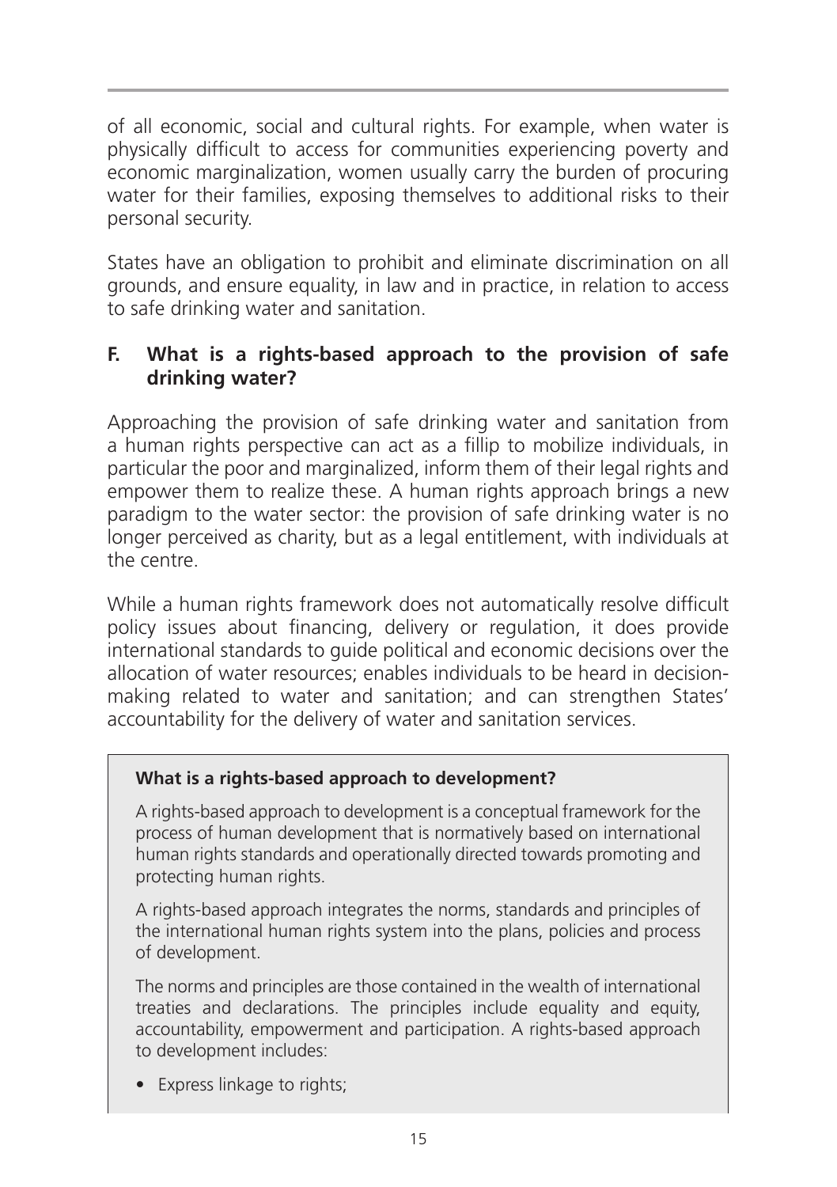of all economic, social and cultural rights. For example, when water is physically difficult to access for communities experiencing poverty and economic marginalization, women usually carry the burden of procuring water for their families, exposing themselves to additional risks to their personal security.

States have an obligation to prohibit and eliminate discrimination on all grounds, and ensure equality, in law and in practice, in relation to access to safe drinking water and sanitation.

## F. What is a rights-based approach to the provision of safe drinking water?

Approaching the provision of safe drinking water and sanitation from a human rights perspective can act as a fillip to mobilize individuals, in particular the poor and marginalized, inform them of their legal rights and empower them to realize these. A human rights approach brings a new paradigm to the water sector: the provision of safe drinking water is no longer perceived as charity, but as a legal entitlement, with individuals at the centre.

While a human rights framework does not automatically resolve difficult policy issues about financing, delivery or regulation, it does provide international standards to guide political and economic decisions over the allocation of water resources; enables individuals to be heard in decision-making related to water and sanitation; and can strengthen States' accountability for the delivery of water and sanitation services.

> **What is a rights-based approach to development?**
>
> A rights-based approach to development is a conceptual framework for the process of human development that is normatively based on international human rights standards and operationally directed towards promoting and protecting human rights.
>
> A rights-based approach integrates the norms, standards and principles of the international human rights system into the plans, policies and process of development.
>
> The norms and principles are those contained in the wealth of international treaties and declarations. The principles include equality and equity, accountability, empowerment and participation. A rights-based approach to development includes:
>
> - Express linkage to rights;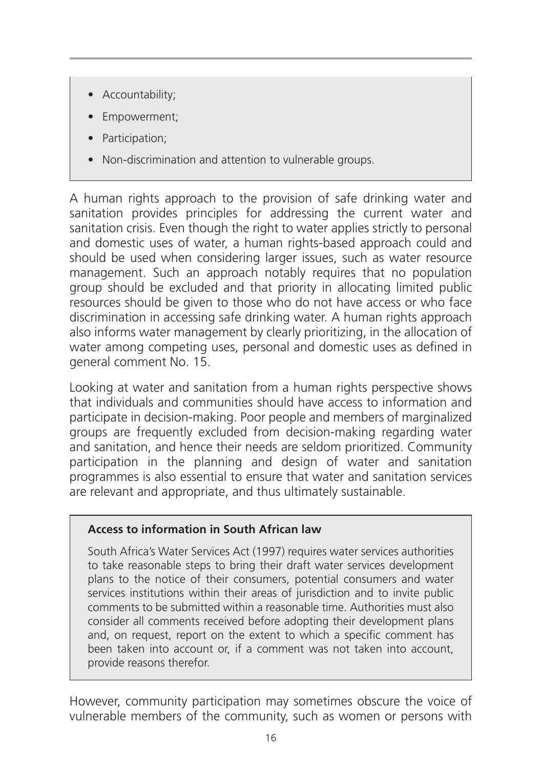- Accountability;
- Empowerment;
- Participation;
- Non-discrimination and attention to vulnerable groups.

A human rights approach to the provision of safe drinking water and sanitation provides principles for addressing the current water and sanitation crisis. Even though the right to water applies strictly to personal and domestic uses of water, a human rights-based approach could and should be used when considering larger issues, such as water resource management. Such an approach notably requires that no population group should be excluded and that priority in allocating limited public resources should be given to those who do not have access or who face discrimination in accessing safe drinking water. A human rights approach also informs water management by clearly prioritizing, in the allocation of water among competing uses, personal and domestic uses as defined in general comment No. 15.

Looking at water and sanitation from a human rights perspective shows that individuals and communities should have access to information and participate in decision-making. Poor people and members of marginalized groups are frequently excluded from decision-making regarding water and sanitation, and hence their needs are seldom prioritized. Community participation in the planning and design of water and sanitation programmes is also essential to ensure that water and sanitation services are relevant and appropriate, and thus ultimately sustainable.

**Access to information in South African law**

South Africa's Water Services Act (1997) requires water services authorities to take reasonable steps to bring their draft water services development plans to the notice of their consumers, potential consumers and water services institutions within their areas of jurisdiction and to invite public comments to be submitted within a reasonable time. Authorities must also consider all comments received before adopting their development plans and, on request, report on the extent to which a specific comment has been taken into account or, if a comment was not taken into account, provide reasons therefor.

However, community participation may sometimes obscure the voice of vulnerable members of the community, such as women or persons with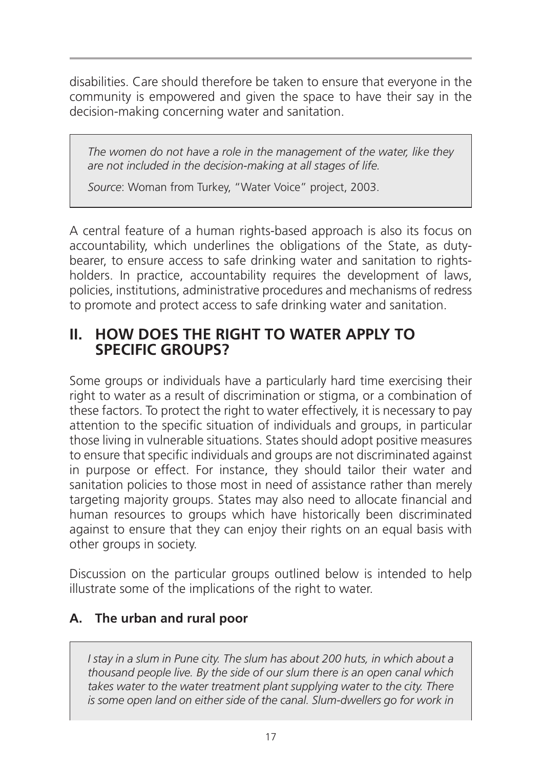disabilities. Care should therefore be taken to ensure that everyone in the community is empowered and given the space to have their say in the decision-making concerning water and sanitation.

> *The women do not have a role in the management of the water, like they are not included in the decision-making at all stages of life.*
>
> *Source*: Woman from Turkey, "Water Voice" project, 2003.

A central feature of a human rights-based approach is also its focus on accountability, which underlines the obligations of the State, as duty-bearer, to ensure access to safe drinking water and sanitation to rights-holders. In practice, accountability requires the development of laws, policies, institutions, administrative procedures and mechanisms of redress to promote and protect access to safe drinking water and sanitation.

## II. HOW DOES THE RIGHT TO WATER APPLY TO SPECIFIC GROUPS?

Some groups or individuals have a particularly hard time exercising their right to water as a result of discrimination or stigma, or a combination of these factors. To protect the right to water effectively, it is necessary to pay attention to the specific situation of individuals and groups, in particular those living in vulnerable situations. States should adopt positive measures to ensure that specific individuals and groups are not discriminated against in purpose or effect. For instance, they should tailor their water and sanitation policies to those most in need of assistance rather than merely targeting majority groups. States may also need to allocate financial and human resources to groups which have historically been discriminated against to ensure that they can enjoy their rights on an equal basis with other groups in society.

Discussion on the particular groups outlined below is intended to help illustrate some of the implications of the right to water.

### A. The urban and rural poor

> *I stay in a slum in Pune city. The slum has about 200 huts, in which about a thousand people live. By the side of our slum there is an open canal which takes water to the water treatment plant supplying water to the city. There is some open land on either side of the canal. Slum-dwellers go for work in*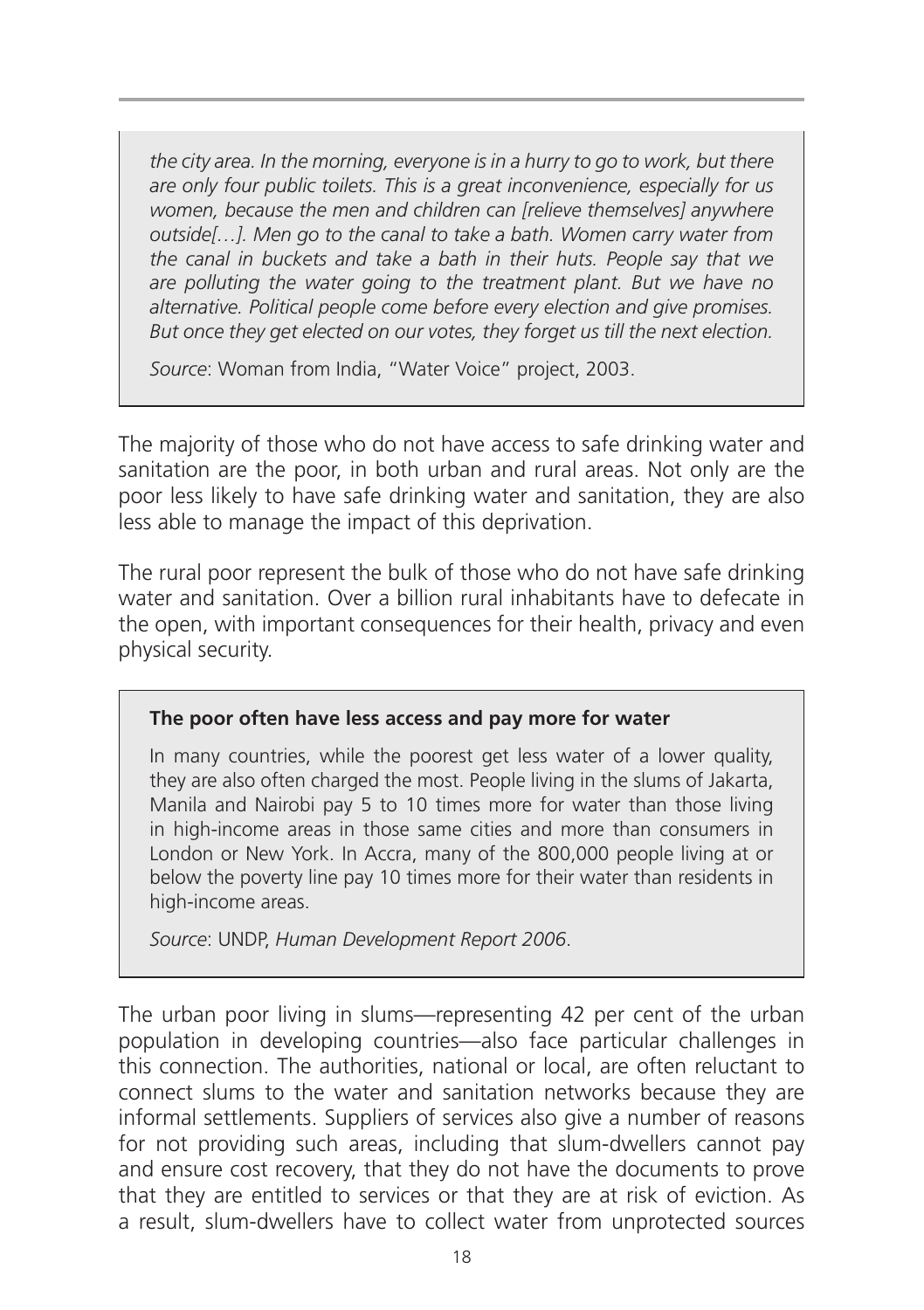*the city area. In the morning, everyone is in a hurry to go to work, but there are only four public toilets. This is a great inconvenience, especially for us women, because the men and children can [relieve themselves] anywhere outside[…]. Men go to the canal to take a bath. Women carry water from the canal in buckets and take a bath in their huts. People say that we are polluting the water going to the treatment plant. But we have no alternative. Political people come before every election and give promises. But once they get elected on our votes, they forget us till the next election.*

*Source*: Woman from India, "Water Voice" project, 2003.

The majority of those who do not have access to safe drinking water and sanitation are the poor, in both urban and rural areas. Not only are the poor less likely to have safe drinking water and sanitation, they are also less able to manage the impact of this deprivation.

The rural poor represent the bulk of those who do not have safe drinking water and sanitation. Over a billion rural inhabitants have to defecate in the open, with important consequences for their health, privacy and even physical security.

**The poor often have less access and pay more for water**

In many countries, while the poorest get less water of a lower quality, they are also often charged the most. People living in the slums of Jakarta, Manila and Nairobi pay 5 to 10 times more for water than those living in high-income areas in those same cities and more than consumers in London or New York. In Accra, many of the 800,000 people living at or below the poverty line pay 10 times more for their water than residents in high-income areas.

*Source*: UNDP, *Human Development Report 2006*.

The urban poor living in slums—representing 42 per cent of the urban population in developing countries—also face particular challenges in this connection. The authorities, national or local, are often reluctant to connect slums to the water and sanitation networks because they are informal settlements. Suppliers of services also give a number of reasons for not providing such areas, including that slum-dwellers cannot pay and ensure cost recovery, that they do not have the documents to prove that they are entitled to services or that they are at risk of eviction. As a result, slum-dwellers have to collect water from unprotected sources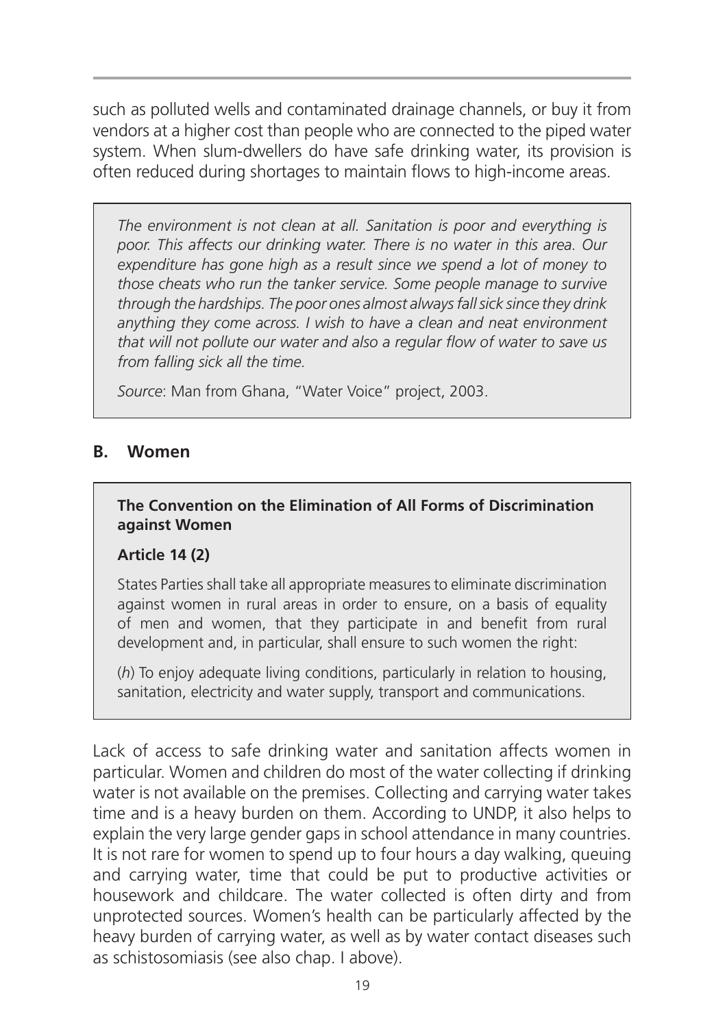such as polluted wells and contaminated drainage channels, or buy it from vendors at a higher cost than people who are connected to the piped water system. When slum-dwellers do have safe drinking water, its provision is often reduced during shortages to maintain flows to high-income areas.

> *The environment is not clean at all. Sanitation is poor and everything is poor. This affects our drinking water. There is no water in this area. Our expenditure has gone high as a result since we spend a lot of money to those cheats who run the tanker service. Some people manage to survive through the hardships. The poor ones almost always fall sick since they drink anything they come across. I wish to have a clean and neat environment that will not pollute our water and also a regular flow of water to save us from falling sick all the time.*
>
> *Source*: Man from Ghana, "Water Voice" project, 2003.

## B. Women

> **The Convention on the Elimination of All Forms of Discrimination against Women**
>
> **Article 14 (2)**
>
> States Parties shall take all appropriate measures to eliminate discrimination against women in rural areas in order to ensure, on a basis of equality of men and women, that they participate in and benefit from rural development and, in particular, shall ensure to such women the right:
>
> (*h*) To enjoy adequate living conditions, particularly in relation to housing, sanitation, electricity and water supply, transport and communications.

Lack of access to safe drinking water and sanitation affects women in particular. Women and children do most of the water collecting if drinking water is not available on the premises. Collecting and carrying water takes time and is a heavy burden on them. According to UNDP, it also helps to explain the very large gender gaps in school attendance in many countries. It is not rare for women to spend up to four hours a day walking, queuing and carrying water, time that could be put to productive activities or housework and childcare. The water collected is often dirty and from unprotected sources. Women's health can be particularly affected by the heavy burden of carrying water, as well as by water contact diseases such as schistosomiasis (see also chap. I above).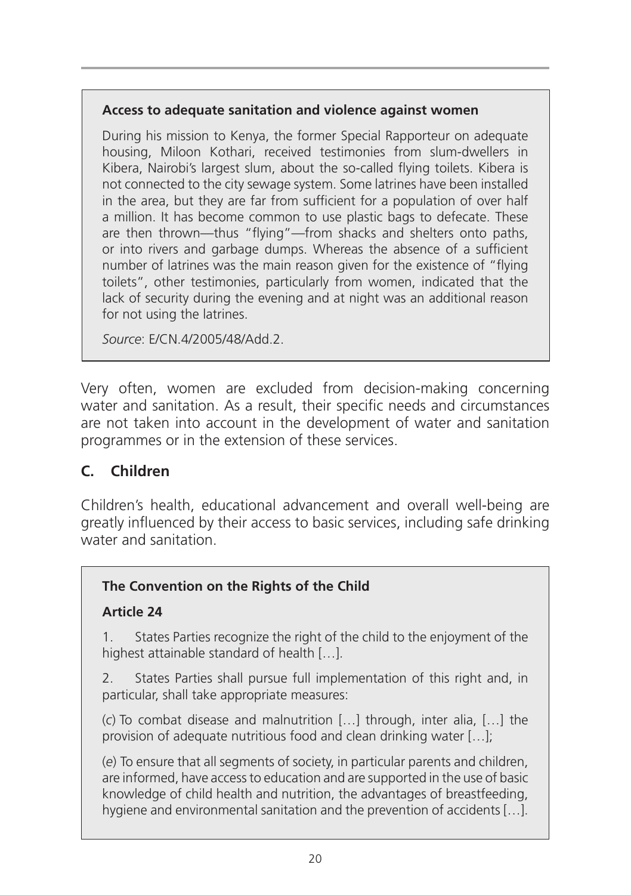**Access to adequate sanitation and violence against women**

During his mission to Kenya, the former Special Rapporteur on adequate housing, Miloon Kothari, received testimonies from slum-dwellers in Kibera, Nairobi's largest slum, about the so-called flying toilets. Kibera is not connected to the city sewage system. Some latrines have been installed in the area, but they are far from sufficient for a population of over half a million. It has become common to use plastic bags to defecate. These are then thrown—thus "flying"—from shacks and shelters onto paths, or into rivers and garbage dumps. Whereas the absence of a sufficient number of latrines was the main reason given for the existence of "flying toilets", other testimonies, particularly from women, indicated that the lack of security during the evening and at night was an additional reason for not using the latrines.

*Source*: E/CN.4/2005/48/Add.2.

Very often, women are excluded from decision-making concerning water and sanitation. As a result, their specific needs and circumstances are not taken into account in the development of water and sanitation programmes or in the extension of these services.

## C. Children

Children's health, educational advancement and overall well-being are greatly influenced by their access to basic services, including safe drinking water and sanitation.

**The Convention on the Rights of the Child**

**Article 24**

1. States Parties recognize the right of the child to the enjoyment of the highest attainable standard of health […].

2. States Parties shall pursue full implementation of this right and, in particular, shall take appropriate measures:

(*c*) To combat disease and malnutrition […] through, inter alia, […] the provision of adequate nutritious food and clean drinking water […];

(*e*) To ensure that all segments of society, in particular parents and children, are informed, have access to education and are supported in the use of basic knowledge of child health and nutrition, the advantages of breastfeeding, hygiene and environmental sanitation and the prevention of accidents […].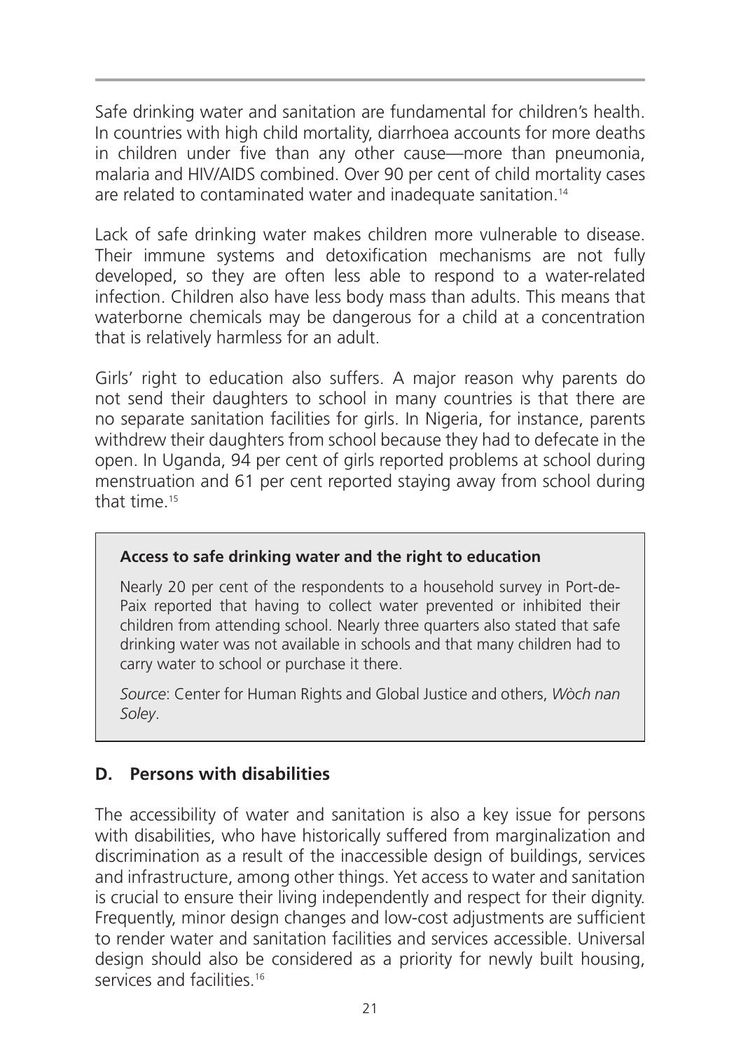Safe drinking water and sanitation are fundamental for children's health. In countries with high child mortality, diarrhoea accounts for more deaths in children under five than any other cause—more than pneumonia, malaria and HIV/AIDS combined. Over 90 per cent of child mortality cases are related to contaminated water and inadequate sanitation.[14]

Lack of safe drinking water makes children more vulnerable to disease. Their immune systems and detoxification mechanisms are not fully developed, so they are often less able to respond to a water-related infection. Children also have less body mass than adults. This means that waterborne chemicals may be dangerous for a child at a concentration that is relatively harmless for an adult.

Girls' right to education also suffers. A major reason why parents do not send their daughters to school in many countries is that there are no separate sanitation facilities for girls. In Nigeria, for instance, parents withdrew their daughters from school because they had to defecate in the open. In Uganda, 94 per cent of girls reported problems at school during menstruation and 61 per cent reported staying away from school during that time.[15]

> **Access to safe drinking water and the right to education**
>
> Nearly 20 per cent of the respondents to a household survey in Port-de-Paix reported that having to collect water prevented or inhibited their children from attending school. Nearly three quarters also stated that safe drinking water was not available in schools and that many children had to carry water to school or purchase it there.
>
> *Source*: Center for Human Rights and Global Justice and others, *Wòch nan Soley*.

## D. Persons with disabilities

The accessibility of water and sanitation is also a key issue for persons with disabilities, who have historically suffered from marginalization and discrimination as a result of the inaccessible design of buildings, services and infrastructure, among other things. Yet access to water and sanitation is crucial to ensure their living independently and respect for their dignity. Frequently, minor design changes and low-cost adjustments are sufficient to render water and sanitation facilities and services accessible. Universal design should also be considered as a priority for newly built housing, services and facilities.[16]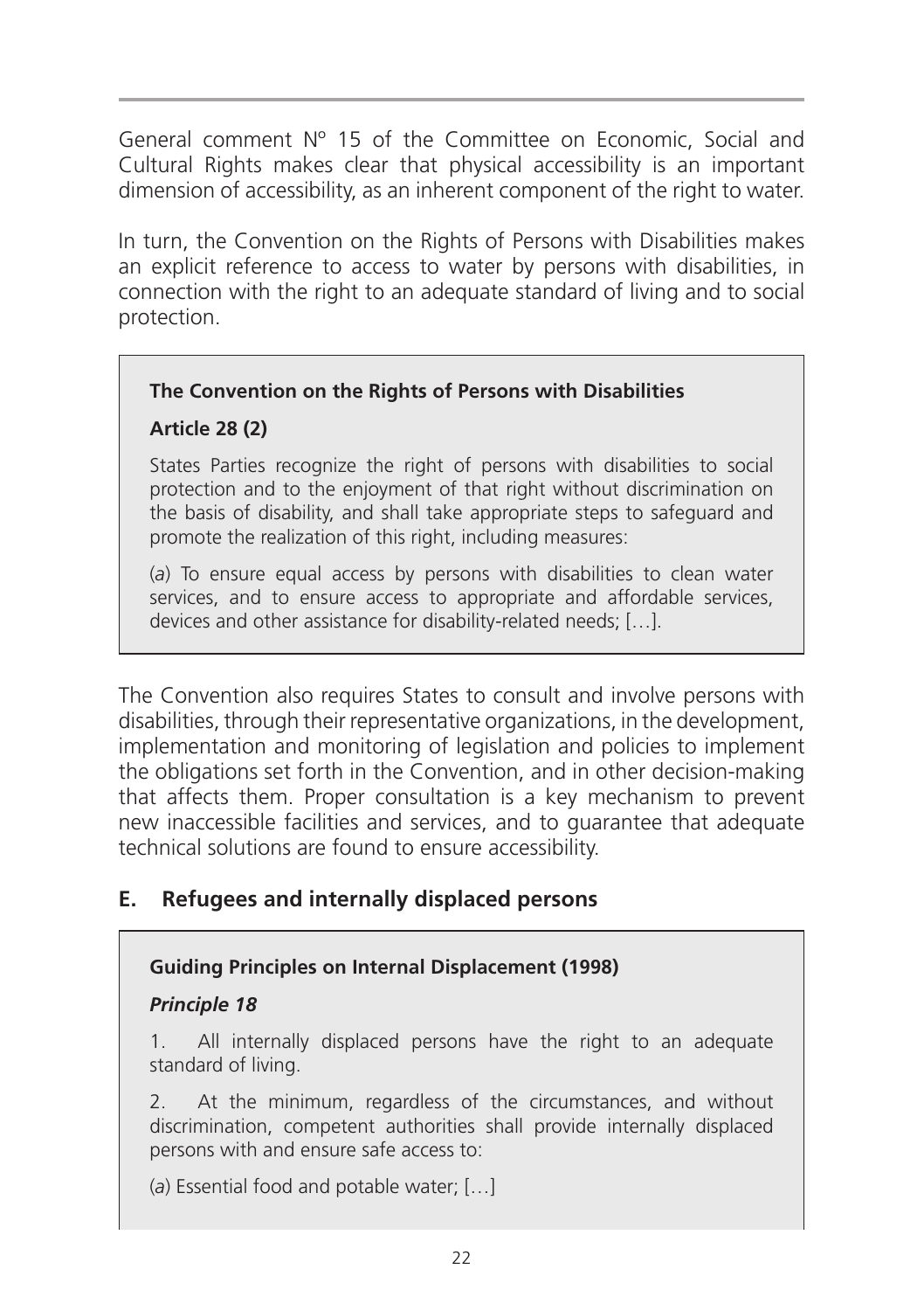General comment Nº 15 of the Committee on Economic, Social and Cultural Rights makes clear that physical accessibility is an important dimension of accessibility, as an inherent component of the right to water.

In turn, the Convention on the Rights of Persons with Disabilities makes an explicit reference to access to water by persons with disabilities, in connection with the right to an adequate standard of living and to social protection.

> **The Convention on the Rights of Persons with Disabilities**
>
> **Article 28 (2)**
>
> States Parties recognize the right of persons with disabilities to social protection and to the enjoyment of that right without discrimination on the basis of disability, and shall take appropriate steps to safeguard and promote the realization of this right, including measures:
>
> (*a*) To ensure equal access by persons with disabilities to clean water services, and to ensure access to appropriate and affordable services, devices and other assistance for disability-related needs; […].

The Convention also requires States to consult and involve persons with disabilities, through their representative organizations, in the development, implementation and monitoring of legislation and policies to implement the obligations set forth in the Convention, and in other decision-making that affects them. Proper consultation is a key mechanism to prevent new inaccessible facilities and services, and to guarantee that adequate technical solutions are found to ensure accessibility.

## E. Refugees and internally displaced persons

> **Guiding Principles on Internal Displacement (1998)**
>
> ***Principle 18***
>
> 1. All internally displaced persons have the right to an adequate standard of living.
>
> 2. At the minimum, regardless of the circumstances, and without discrimination, competent authorities shall provide internally displaced persons with and ensure safe access to:
>
> (*a*) Essential food and potable water; […]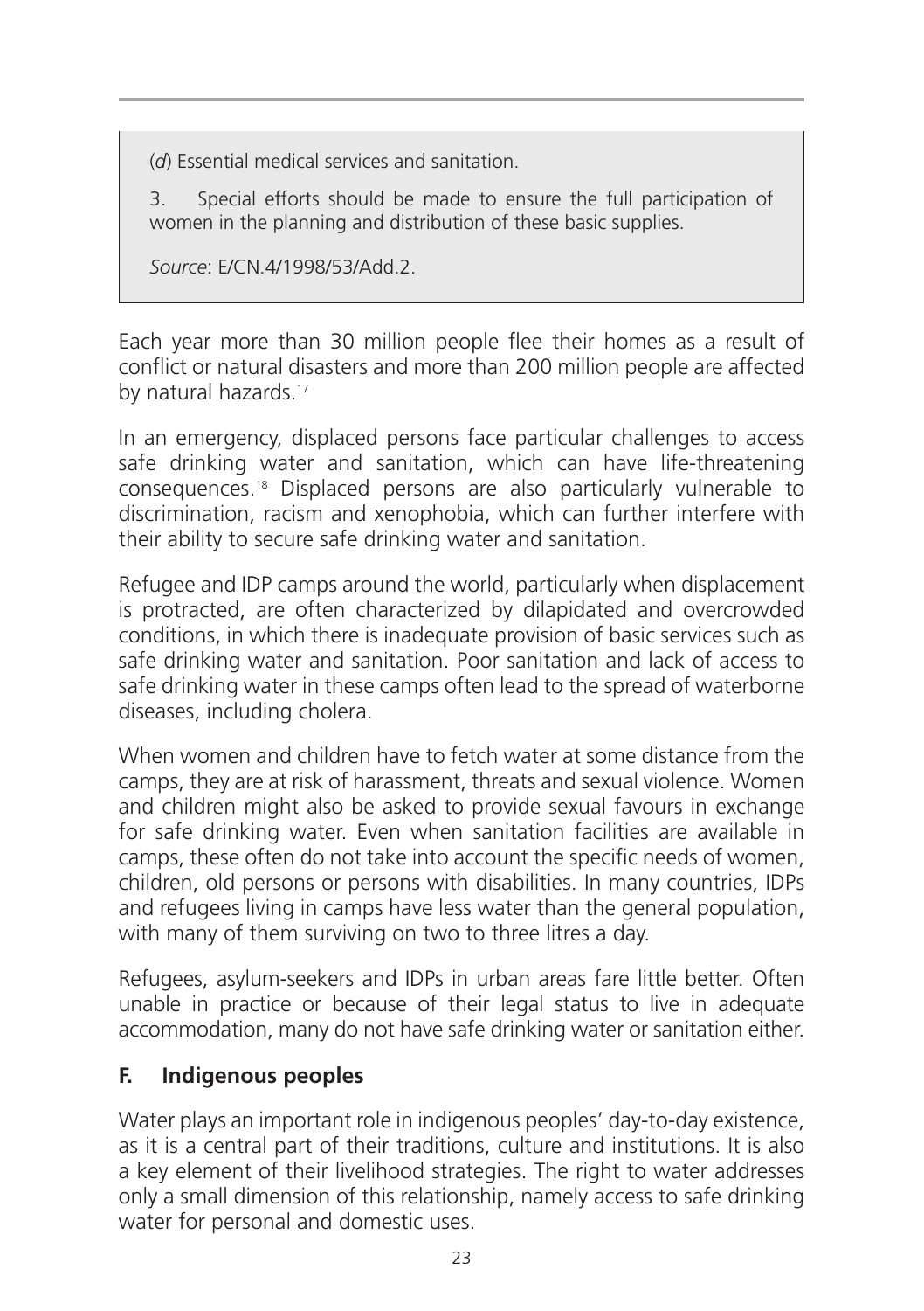(*d*) Essential medical services and sanitation.

3. Special efforts should be made to ensure the full participation of women in the planning and distribution of these basic supplies.

*Source*: E/CN.4/1998/53/Add.2.

Each year more than 30 million people flee their homes as a result of conflict or natural disasters and more than 200 million people are affected by natural hazards.[17]

In an emergency, displaced persons face particular challenges to access safe drinking water and sanitation, which can have life-threatening consequences.[18] Displaced persons are also particularly vulnerable to discrimination, racism and xenophobia, which can further interfere with their ability to secure safe drinking water and sanitation.

Refugee and IDP camps around the world, particularly when displacement is protracted, are often characterized by dilapidated and overcrowded conditions, in which there is inadequate provision of basic services such as safe drinking water and sanitation. Poor sanitation and lack of access to safe drinking water in these camps often lead to the spread of waterborne diseases, including cholera.

When women and children have to fetch water at some distance from the camps, they are at risk of harassment, threats and sexual violence. Women and children might also be asked to provide sexual favours in exchange for safe drinking water. Even when sanitation facilities are available in camps, these often do not take into account the specific needs of women, children, old persons or persons with disabilities. In many countries, IDPs and refugees living in camps have less water than the general population, with many of them surviving on two to three litres a day.

Refugees, asylum-seekers and IDPs in urban areas fare little better. Often unable in practice or because of their legal status to live in adequate accommodation, many do not have safe drinking water or sanitation either.

## F. Indigenous peoples

Water plays an important role in indigenous peoples' day-to-day existence, as it is a central part of their traditions, culture and institutions. It is also a key element of their livelihood strategies. The right to water addresses only a small dimension of this relationship, namely access to safe drinking water for personal and domestic uses.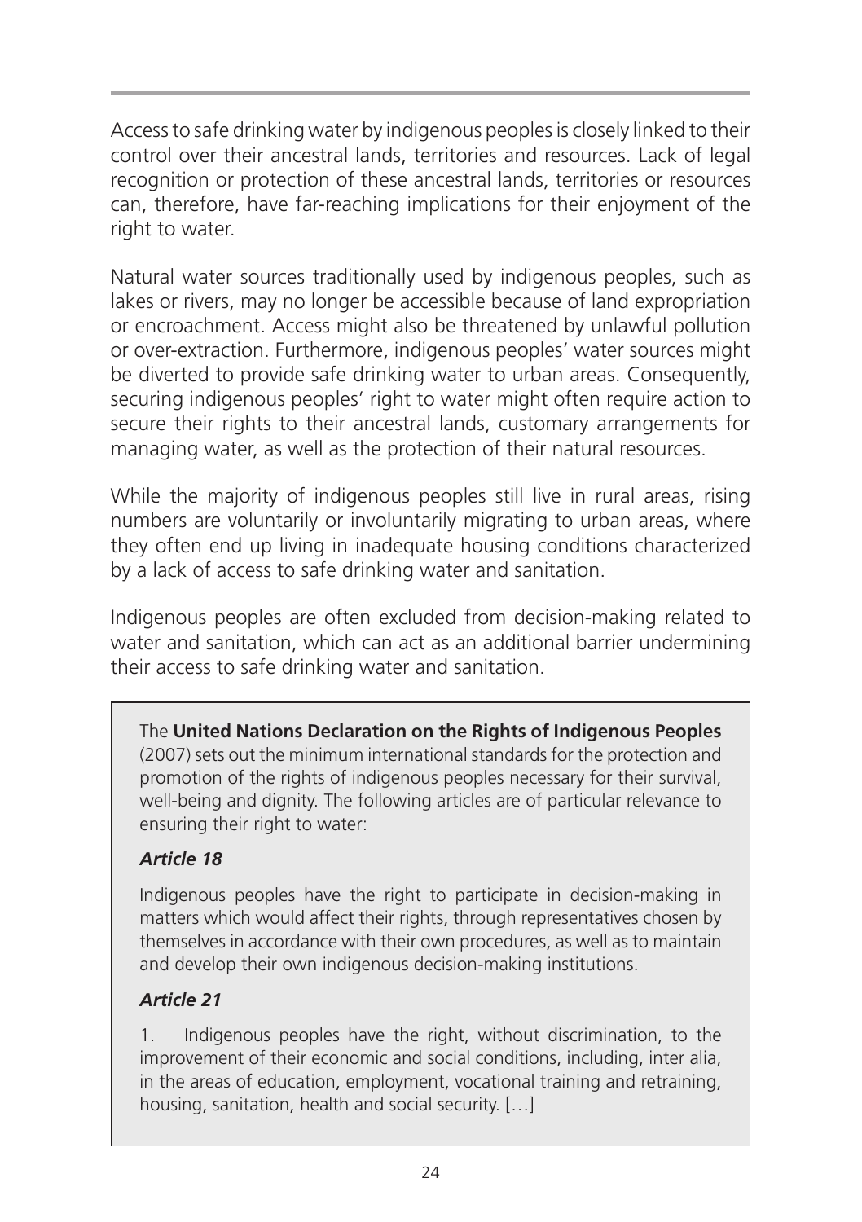Access to safe drinking water by indigenous peoples is closely linked to their control over their ancestral lands, territories and resources. Lack of legal recognition or protection of these ancestral lands, territories or resources can, therefore, have far-reaching implications for their enjoyment of the right to water.

Natural water sources traditionally used by indigenous peoples, such as lakes or rivers, may no longer be accessible because of land expropriation or encroachment. Access might also be threatened by unlawful pollution or over-extraction. Furthermore, indigenous peoples' water sources might be diverted to provide safe drinking water to urban areas. Consequently, securing indigenous peoples' right to water might often require action to secure their rights to their ancestral lands, customary arrangements for managing water, as well as the protection of their natural resources.

While the majority of indigenous peoples still live in rural areas, rising numbers are voluntarily or involuntarily migrating to urban areas, where they often end up living in inadequate housing conditions characterized by a lack of access to safe drinking water and sanitation.

Indigenous peoples are often excluded from decision-making related to water and sanitation, which can act as an additional barrier undermining their access to safe drinking water and sanitation.

> The **United Nations Declaration on the Rights of Indigenous Peoples** (2007) sets out the minimum international standards for the protection and promotion of the rights of indigenous peoples necessary for their survival, well-being and dignity. The following articles are of particular relevance to ensuring their right to water:
>
> ***Article 18***
>
> Indigenous peoples have the right to participate in decision-making in matters which would affect their rights, through representatives chosen by themselves in accordance with their own procedures, as well as to maintain and develop their own indigenous decision-making institutions.
>
> ***Article 21***
>
> 1. Indigenous peoples have the right, without discrimination, to the improvement of their economic and social conditions, including, inter alia, in the areas of education, employment, vocational training and retraining, housing, sanitation, health and social security. […]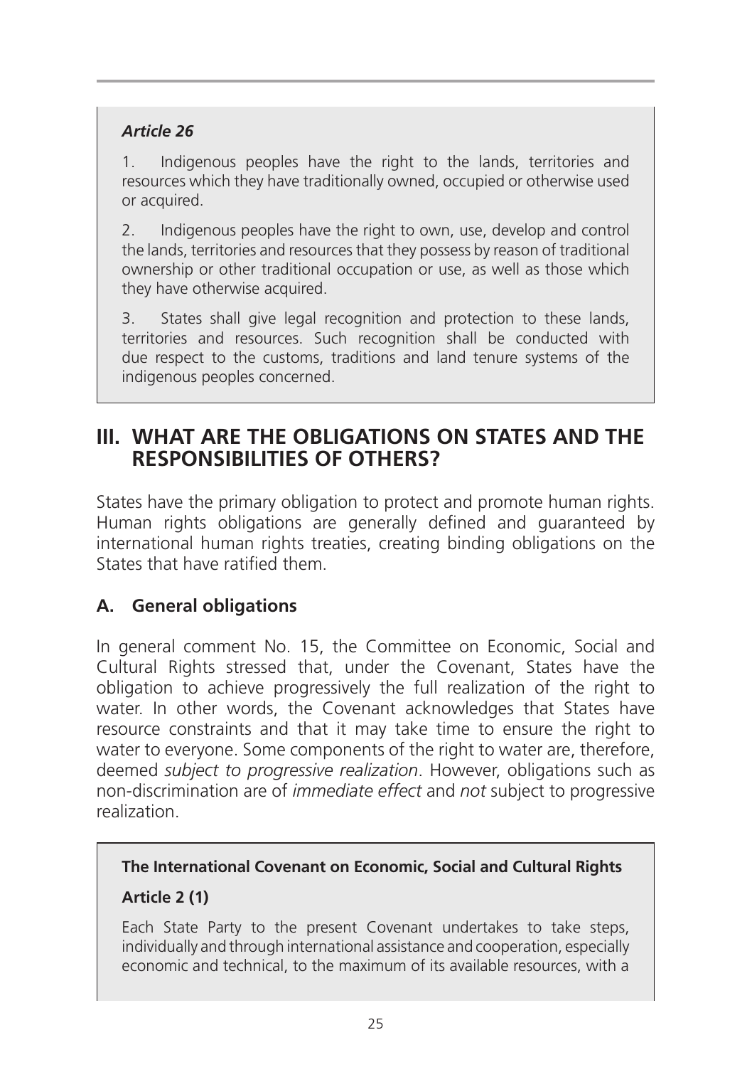*Article 26*

1. Indigenous peoples have the right to the lands, territories and resources which they have traditionally owned, occupied or otherwise used or acquired.

2. Indigenous peoples have the right to own, use, develop and control the lands, territories and resources that they possess by reason of traditional ownership or other traditional occupation or use, as well as those which they have otherwise acquired.

3. States shall give legal recognition and protection to these lands, territories and resources. Such recognition shall be conducted with due respect to the customs, traditions and land tenure systems of the indigenous peoples concerned.

## III. WHAT ARE THE OBLIGATIONS ON STATES AND THE RESPONSIBILITIES OF OTHERS?

States have the primary obligation to protect and promote human rights. Human rights obligations are generally defined and guaranteed by international human rights treaties, creating binding obligations on the States that have ratified them.

### A. General obligations

In general comment No. 15, the Committee on Economic, Social and Cultural Rights stressed that, under the Covenant, States have the obligation to achieve progressively the full realization of the right to water. In other words, the Covenant acknowledges that States have resource constraints and that it may take time to ensure the right to water to everyone. Some components of the right to water are, therefore, deemed *subject to progressive realization*. However, obligations such as non-discrimination are of *immediate effect* and *not* subject to progressive realization.

**The International Covenant on Economic, Social and Cultural Rights**

**Article 2 (1)**

Each State Party to the present Covenant undertakes to take steps, individually and through international assistance and cooperation, especially economic and technical, to the maximum of its available resources, with a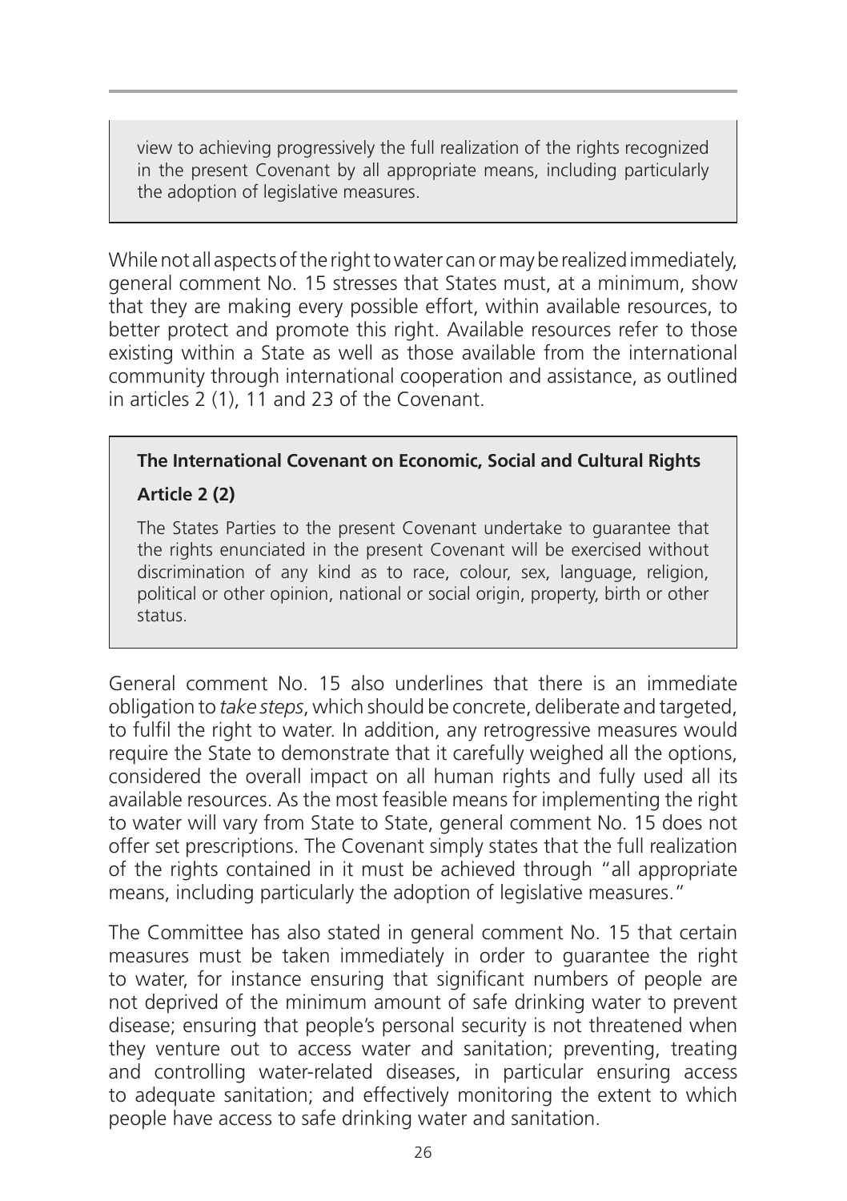> view to achieving progressively the full realization of the rights recognized in the present Covenant by all appropriate means, including particularly the adoption of legislative measures.

While not all aspects of the right to water can or may be realized immediately, general comment No. 15 stresses that States must, at a minimum, show that they are making every possible effort, within available resources, to better protect and promote this right. Available resources refer to those existing within a State as well as those available from the international community through international cooperation and assistance, as outlined in articles 2 (1), 11 and 23 of the Covenant.

> **The International Covenant on Economic, Social and Cultural Rights**
>
> **Article 2 (2)**
>
> The States Parties to the present Covenant undertake to guarantee that the rights enunciated in the present Covenant will be exercised without discrimination of any kind as to race, colour, sex, language, religion, political or other opinion, national or social origin, property, birth or other status.

General comment No. 15 also underlines that there is an immediate obligation to *take steps*, which should be concrete, deliberate and targeted, to fulfil the right to water. In addition, any retrogressive measures would require the State to demonstrate that it carefully weighed all the options, considered the overall impact on all human rights and fully used all its available resources. As the most feasible means for implementing the right to water will vary from State to State, general comment No. 15 does not offer set prescriptions. The Covenant simply states that the full realization of the rights contained in it must be achieved through "all appropriate means, including particularly the adoption of legislative measures."

The Committee has also stated in general comment No. 15 that certain measures must be taken immediately in order to guarantee the right to water, for instance ensuring that significant numbers of people are not deprived of the minimum amount of safe drinking water to prevent disease; ensuring that people's personal security is not threatened when they venture out to access water and sanitation; preventing, treating and controlling water-related diseases, in particular ensuring access to adequate sanitation; and effectively monitoring the extent to which people have access to safe drinking water and sanitation.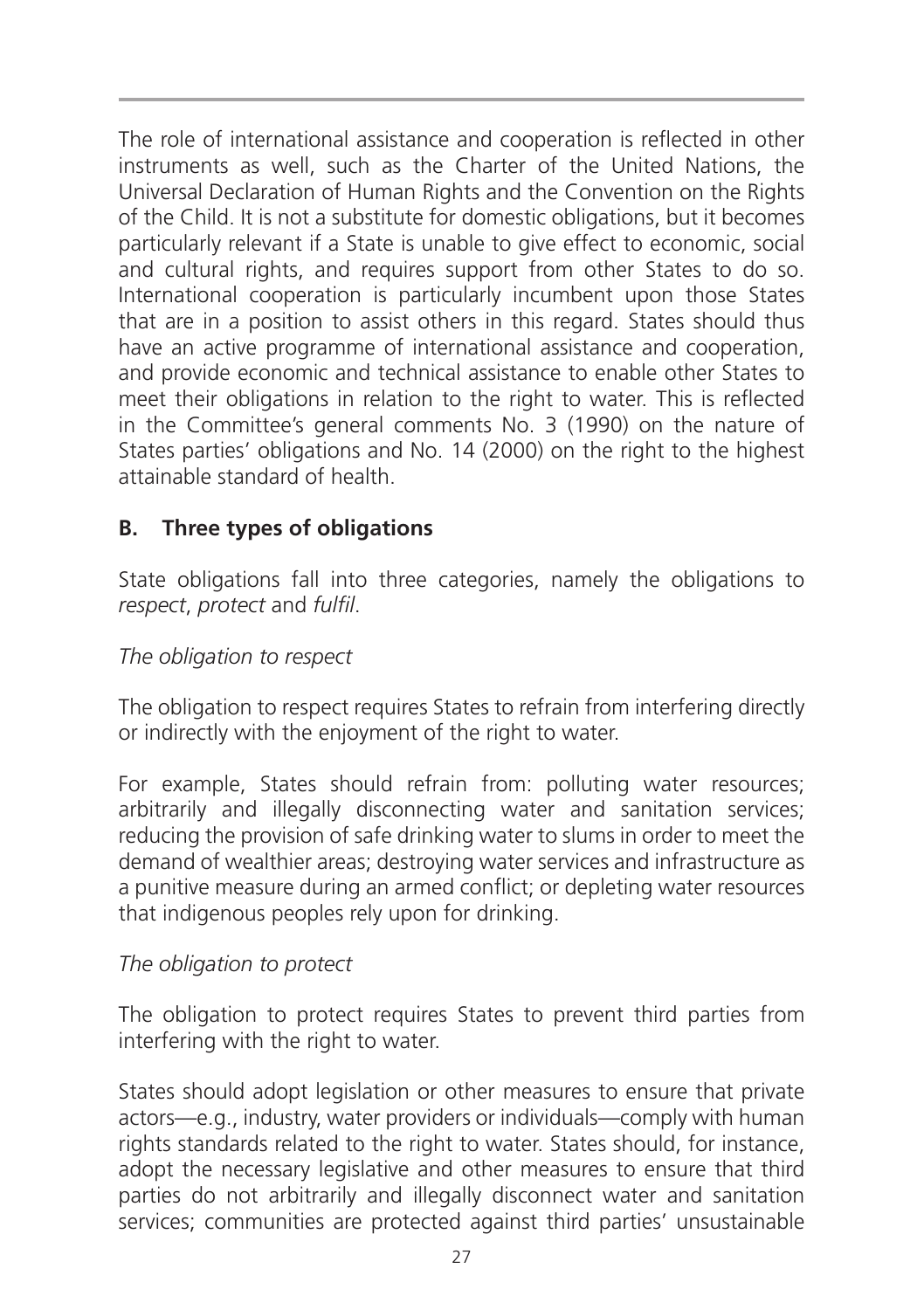The role of international assistance and cooperation is reflected in other instruments as well, such as the Charter of the United Nations, the Universal Declaration of Human Rights and the Convention on the Rights of the Child. It is not a substitute for domestic obligations, but it becomes particularly relevant if a State is unable to give effect to economic, social and cultural rights, and requires support from other States to do so. International cooperation is particularly incumbent upon those States that are in a position to assist others in this regard. States should thus have an active programme of international assistance and cooperation, and provide economic and technical assistance to enable other States to meet their obligations in relation to the right to water. This is reflected in the Committee's general comments No. 3 (1990) on the nature of States parties' obligations and No. 14 (2000) on the right to the highest attainable standard of health.

## B. Three types of obligations

State obligations fall into three categories, namely the obligations to *respect*, *protect* and *fulfil*.

*The obligation to respect*

The obligation to respect requires States to refrain from interfering directly or indirectly with the enjoyment of the right to water.

For example, States should refrain from: polluting water resources; arbitrarily and illegally disconnecting water and sanitation services; reducing the provision of safe drinking water to slums in order to meet the demand of wealthier areas; destroying water services and infrastructure as a punitive measure during an armed conflict; or depleting water resources that indigenous peoples rely upon for drinking.

*The obligation to protect*

The obligation to protect requires States to prevent third parties from interfering with the right to water.

States should adopt legislation or other measures to ensure that private actors—e.g., industry, water providers or individuals—comply with human rights standards related to the right to water. States should, for instance, adopt the necessary legislative and other measures to ensure that third parties do not arbitrarily and illegally disconnect water and sanitation services; communities are protected against third parties' unsustainable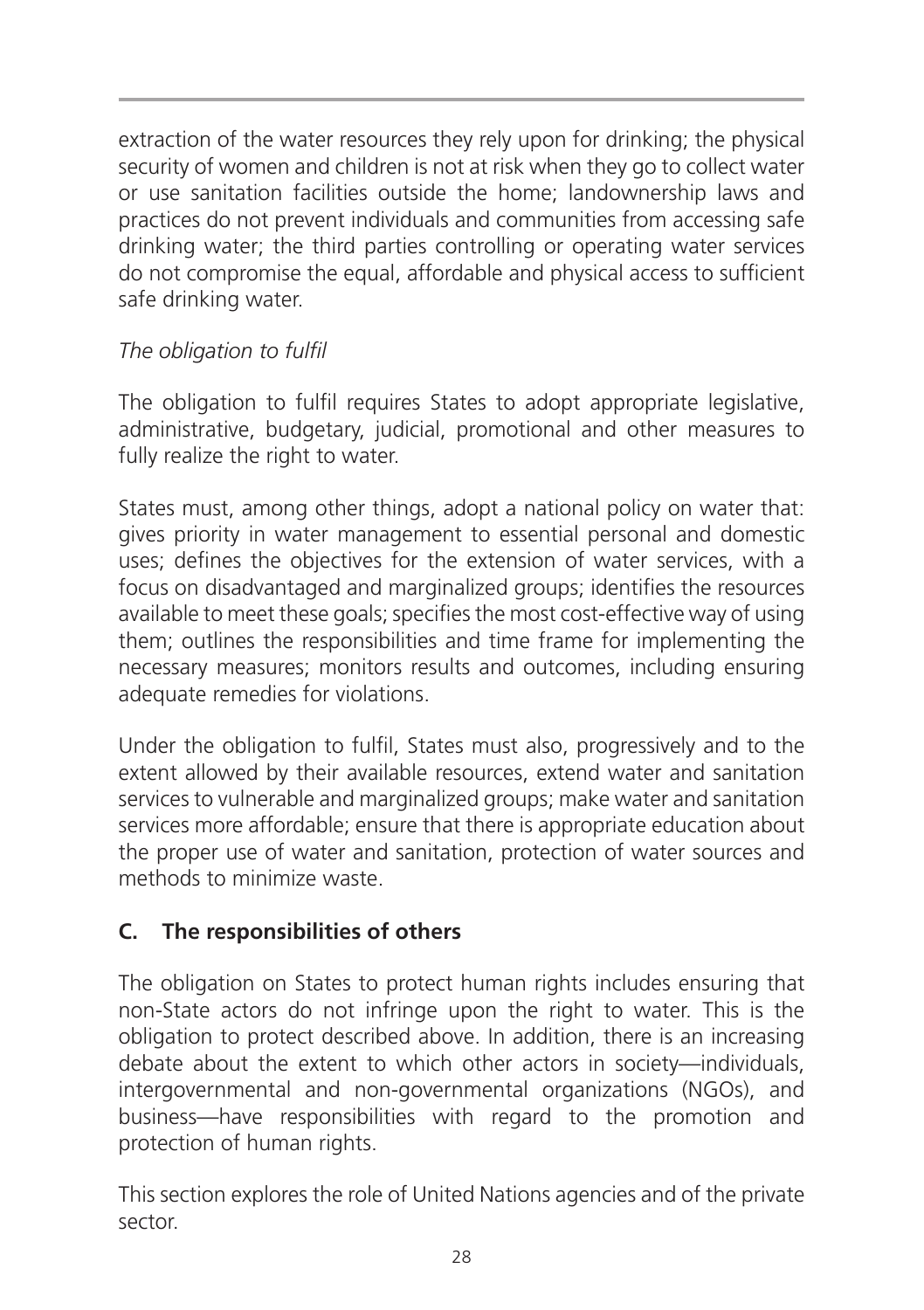extraction of the water resources they rely upon for drinking; the physical security of women and children is not at risk when they go to collect water or use sanitation facilities outside the home; landownership laws and practices do not prevent individuals and communities from accessing safe drinking water; the third parties controlling or operating water services do not compromise the equal, affordable and physical access to sufficient safe drinking water.

*The obligation to fulfil*

The obligation to fulfil requires States to adopt appropriate legislative, administrative, budgetary, judicial, promotional and other measures to fully realize the right to water.

States must, among other things, adopt a national policy on water that: gives priority in water management to essential personal and domestic uses; defines the objectives for the extension of water services, with a focus on disadvantaged and marginalized groups; identifies the resources available to meet these goals; specifies the most cost-effective way of using them; outlines the responsibilities and time frame for implementing the necessary measures; monitors results and outcomes, including ensuring adequate remedies for violations.

Under the obligation to fulfil, States must also, progressively and to the extent allowed by their available resources, extend water and sanitation services to vulnerable and marginalized groups; make water and sanitation services more affordable; ensure that there is appropriate education about the proper use of water and sanitation, protection of water sources and methods to minimize waste.

## C. The responsibilities of others

The obligation on States to protect human rights includes ensuring that non-State actors do not infringe upon the right to water. This is the obligation to protect described above. In addition, there is an increasing debate about the extent to which other actors in society—individuals, intergovernmental and non-governmental organizations (NGOs), and business—have responsibilities with regard to the promotion and protection of human rights.

This section explores the role of United Nations agencies and of the private sector.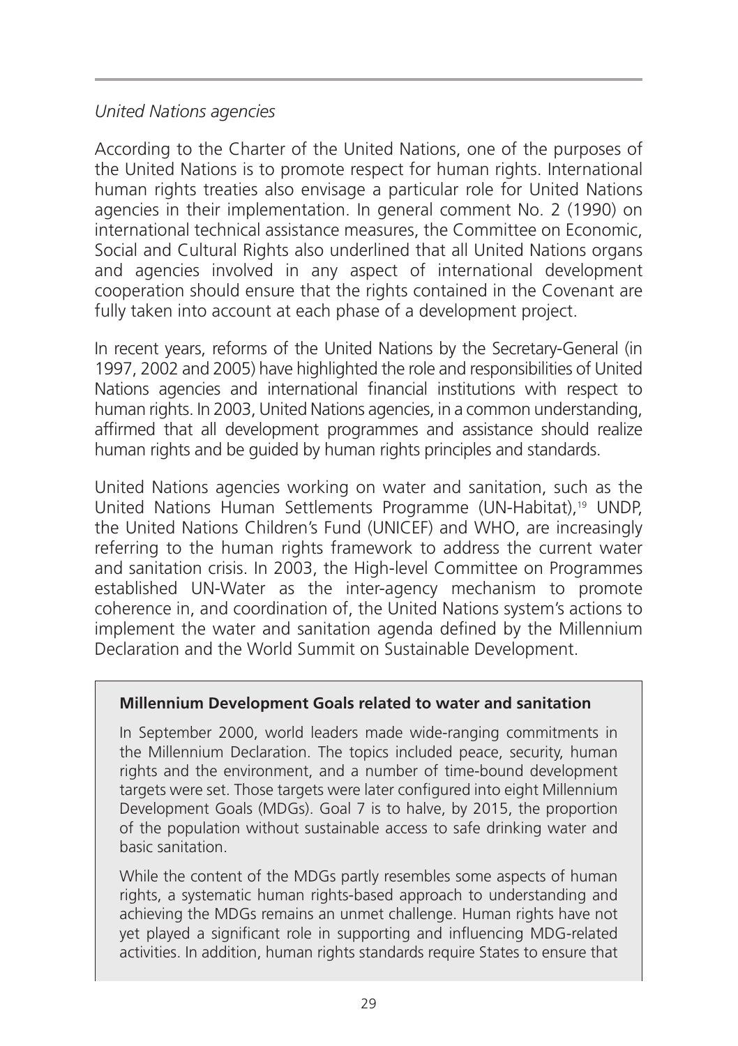*United Nations agencies*

According to the Charter of the United Nations, one of the purposes of the United Nations is to promote respect for human rights. International human rights treaties also envisage a particular role for United Nations agencies in their implementation. In general comment No. 2 (1990) on international technical assistance measures, the Committee on Economic, Social and Cultural Rights also underlined that all United Nations organs and agencies involved in any aspect of international development cooperation should ensure that the rights contained in the Covenant are fully taken into account at each phase of a development project.

In recent years, reforms of the United Nations by the Secretary-General (in 1997, 2002 and 2005) have highlighted the role and responsibilities of United Nations agencies and international financial institutions with respect to human rights. In 2003, United Nations agencies, in a common understanding, affirmed that all development programmes and assistance should realize human rights and be guided by human rights principles and standards.

United Nations agencies working on water and sanitation, such as the United Nations Human Settlements Programme (UN-Habitat),[19] UNDP, the United Nations Children's Fund (UNICEF) and WHO, are increasingly referring to the human rights framework to address the current water and sanitation crisis. In 2003, the High-level Committee on Programmes established UN-Water as the inter-agency mechanism to promote coherence in, and coordination of, the United Nations system's actions to implement the water and sanitation agenda defined by the Millennium Declaration and the World Summit on Sustainable Development.

**Millennium Development Goals related to water and sanitation**

In September 2000, world leaders made wide-ranging commitments in the Millennium Declaration. The topics included peace, security, human rights and the environment, and a number of time-bound development targets were set. Those targets were later configured into eight Millennium Development Goals (MDGs). Goal 7 is to halve, by 2015, the proportion of the population without sustainable access to safe drinking water and basic sanitation.

While the content of the MDGs partly resembles some aspects of human rights, a systematic human rights-based approach to understanding and achieving the MDGs remains an unmet challenge. Human rights have not yet played a significant role in supporting and influencing MDG-related activities. In addition, human rights standards require States to ensure that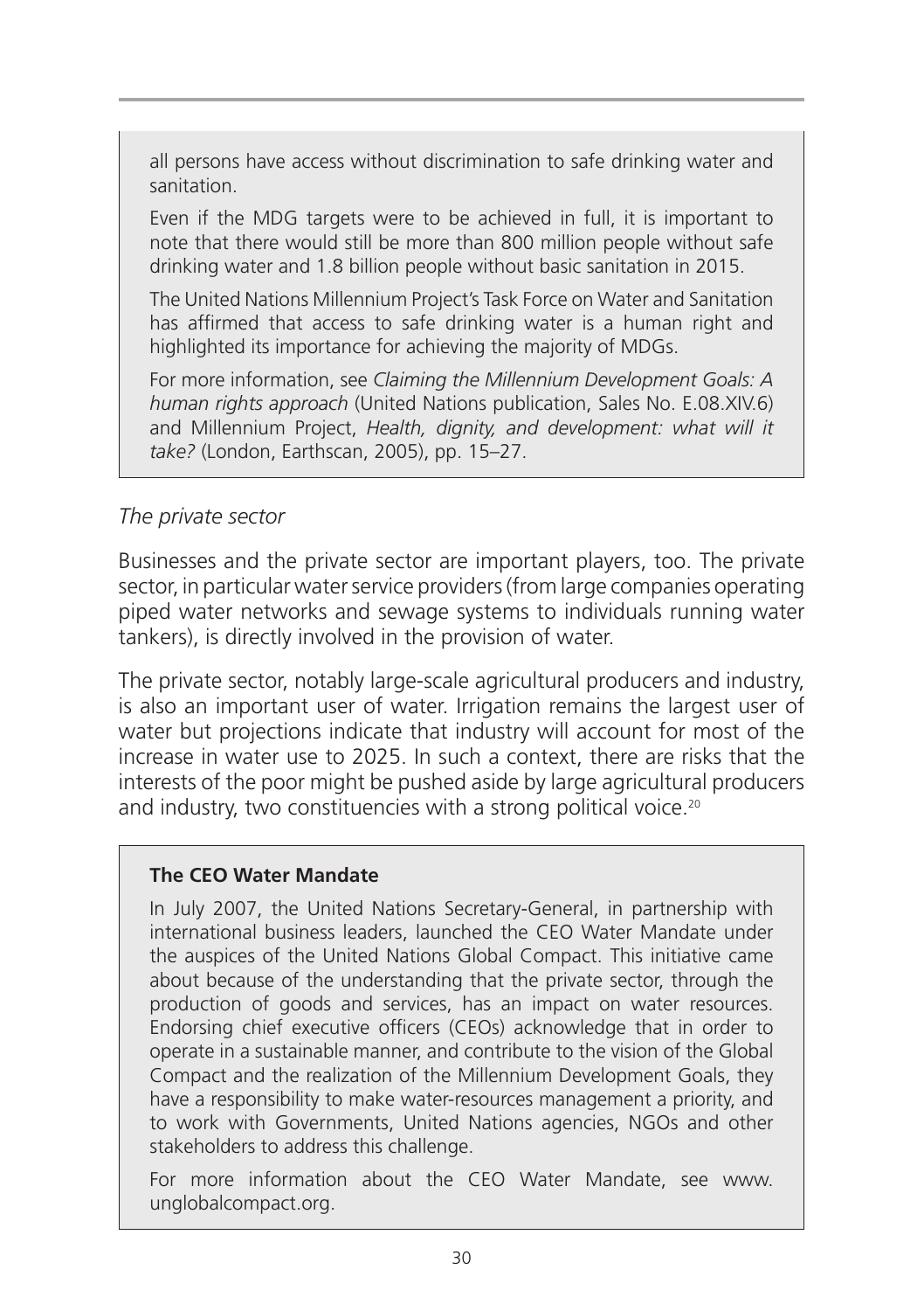all persons have access without discrimination to safe drinking water and sanitation.

Even if the MDG targets were to be achieved in full, it is important to note that there would still be more than 800 million people without safe drinking water and 1.8 billion people without basic sanitation in 2015.

The United Nations Millennium Project's Task Force on Water and Sanitation has affirmed that access to safe drinking water is a human right and highlighted its importance for achieving the majority of MDGs.

For more information, see *Claiming the Millennium Development Goals: A human rights approach* (United Nations publication, Sales No. E.08.XIV.6) and Millennium Project, *Health, dignity, and development: what will it take?* (London, Earthscan, 2005), pp. 15–27.

*The private sector*

Businesses and the private sector are important players, too. The private sector, in particular water service providers (from large companies operating piped water networks and sewage systems to individuals running water tankers), is directly involved in the provision of water.

The private sector, notably large-scale agricultural producers and industry, is also an important user of water. Irrigation remains the largest user of water but projections indicate that industry will account for most of the increase in water use to 2025. In such a context, there are risks that the interests of the poor might be pushed aside by large agricultural producers and industry, two constituencies with a strong political voice.[20]

**The CEO Water Mandate**

In July 2007, the United Nations Secretary-General, in partnership with international business leaders, launched the CEO Water Mandate under the auspices of the United Nations Global Compact. This initiative came about because of the understanding that the private sector, through the production of goods and services, has an impact on water resources. Endorsing chief executive officers (CEOs) acknowledge that in order to operate in a sustainable manner, and contribute to the vision of the Global Compact and the realization of the Millennium Development Goals, they have a responsibility to make water-resources management a priority, and to work with Governments, United Nations agencies, NGOs and other stakeholders to address this challenge.

For more information about the CEO Water Mandate, see www.unglobalcompact.org.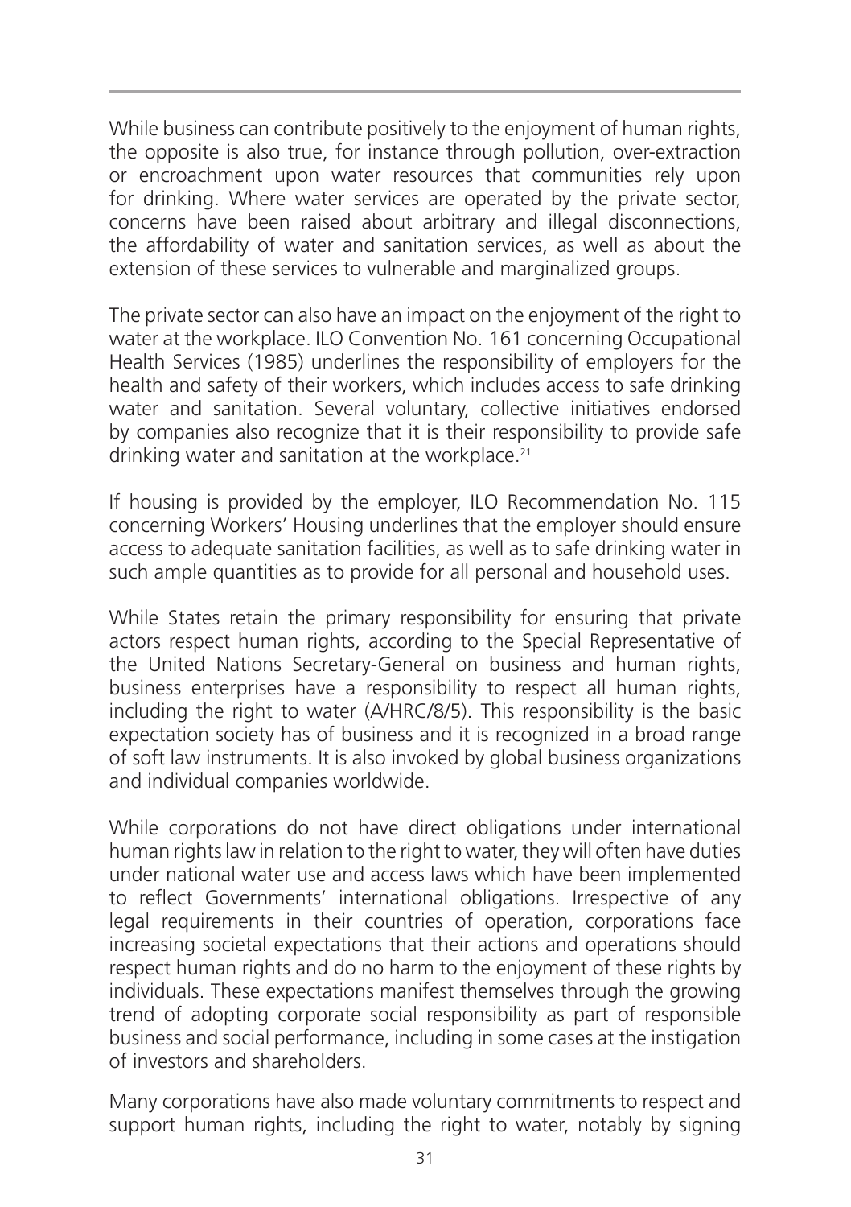While business can contribute positively to the enjoyment of human rights, the opposite is also true, for instance through pollution, over-extraction or encroachment upon water resources that communities rely upon for drinking. Where water services are operated by the private sector, concerns have been raised about arbitrary and illegal disconnections, the affordability of water and sanitation services, as well as about the extension of these services to vulnerable and marginalized groups.

The private sector can also have an impact on the enjoyment of the right to water at the workplace. ILO Convention No. 161 concerning Occupational Health Services (1985) underlines the responsibility of employers for the health and safety of their workers, which includes access to safe drinking water and sanitation. Several voluntary, collective initiatives endorsed by companies also recognize that it is their responsibility to provide safe drinking water and sanitation at the workplace.[21]

If housing is provided by the employer, ILO Recommendation No. 115 concerning Workers' Housing underlines that the employer should ensure access to adequate sanitation facilities, as well as to safe drinking water in such ample quantities as to provide for all personal and household uses.

While States retain the primary responsibility for ensuring that private actors respect human rights, according to the Special Representative of the United Nations Secretary-General on business and human rights, business enterprises have a responsibility to respect all human rights, including the right to water (A/HRC/8/5). This responsibility is the basic expectation society has of business and it is recognized in a broad range of soft law instruments. It is also invoked by global business organizations and individual companies worldwide.

While corporations do not have direct obligations under international human rights law in relation to the right to water, they will often have duties under national water use and access laws which have been implemented to reflect Governments' international obligations. Irrespective of any legal requirements in their countries of operation, corporations face increasing societal expectations that their actions and operations should respect human rights and do no harm to the enjoyment of these rights by individuals. These expectations manifest themselves through the growing trend of adopting corporate social responsibility as part of responsible business and social performance, including in some cases at the instigation of investors and shareholders.

Many corporations have also made voluntary commitments to respect and support human rights, including the right to water, notably by signing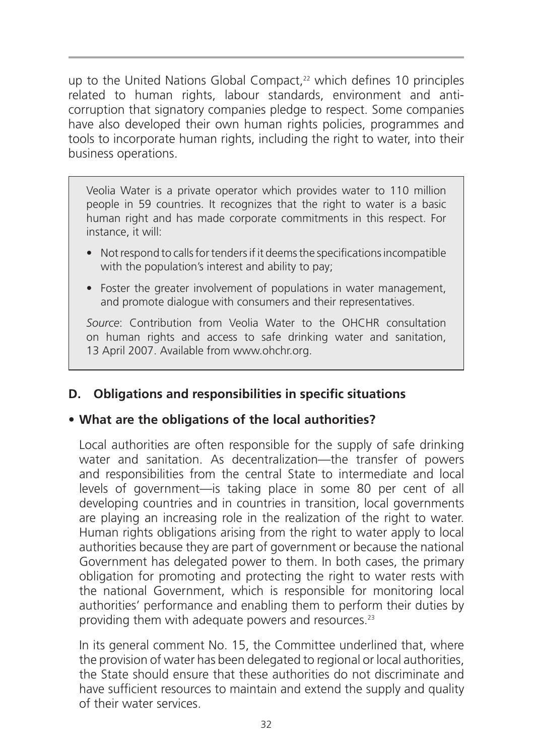up to the United Nations Global Compact,[22] which defines 10 principles related to human rights, labour standards, environment and anti-corruption that signatory companies pledge to respect. Some companies have also developed their own human rights policies, programmes and tools to incorporate human rights, including the right to water, into their business operations.

> Veolia Water is a private operator which provides water to 110 million people in 59 countries. It recognizes that the right to water is a basic human right and has made corporate commitments in this respect. For instance, it will:
>
> - Not respond to calls for tenders if it deems the specifications incompatible with the population's interest and ability to pay;
> - Foster the greater involvement of populations in water management, and promote dialogue with consumers and their representatives.
>
> *Source*: Contribution from Veolia Water to the OHCHR consultation on human rights and access to safe drinking water and sanitation, 13 April 2007. Available from www.ohchr.org.

## D. Obligations and responsibilities in specific situations

### • What are the obligations of the local authorities?

Local authorities are often responsible for the supply of safe drinking water and sanitation. As decentralization—the transfer of powers and responsibilities from the central State to intermediate and local levels of government—is taking place in some 80 per cent of all developing countries and in countries in transition, local governments are playing an increasing role in the realization of the right to water. Human rights obligations arising from the right to water apply to local authorities because they are part of government or because the national Government has delegated power to them. In both cases, the primary obligation for promoting and protecting the right to water rests with the national Government, which is responsible for monitoring local authorities' performance and enabling them to perform their duties by providing them with adequate powers and resources.[23]

In its general comment No. 15, the Committee underlined that, where the provision of water has been delegated to regional or local authorities, the State should ensure that these authorities do not discriminate and have sufficient resources to maintain and extend the supply and quality of their water services.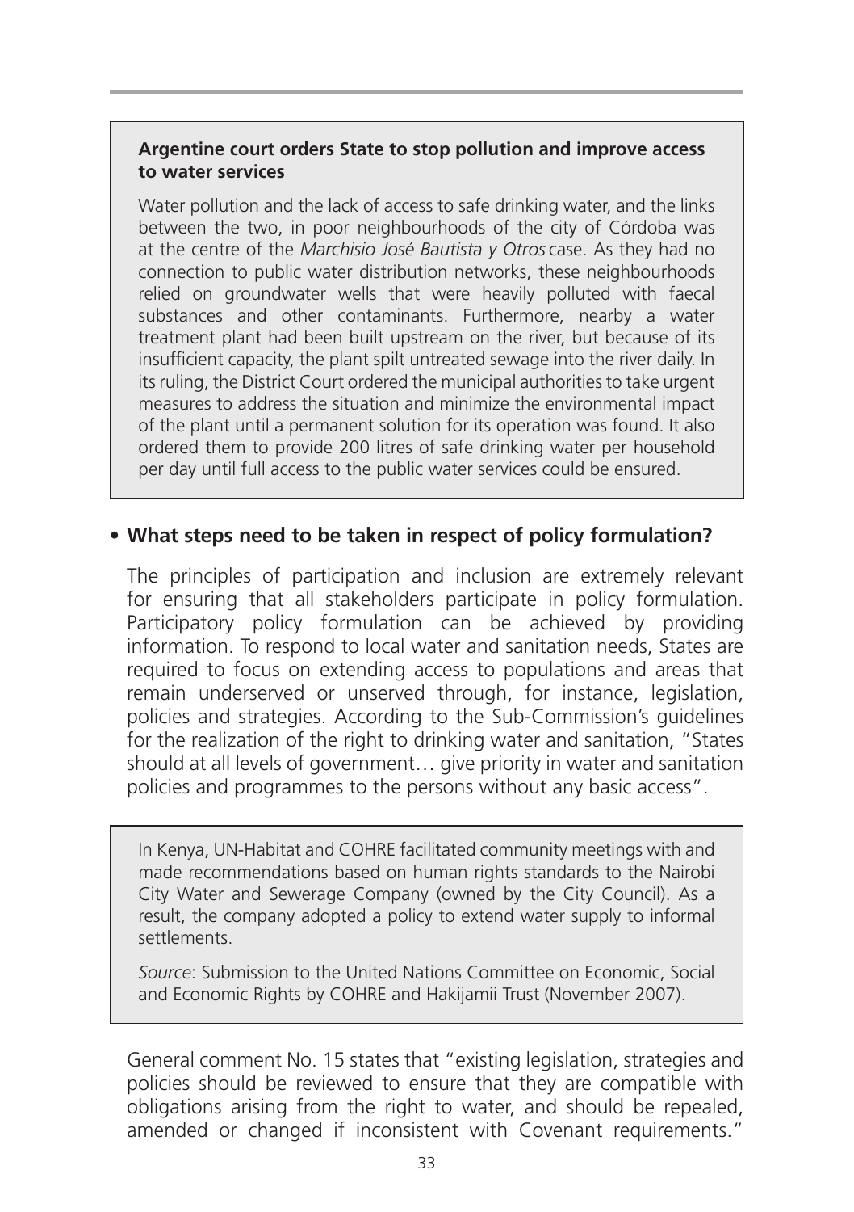**Argentine court orders State to stop pollution and improve access to water services**

Water pollution and the lack of access to safe drinking water, and the links between the two, in poor neighbourhoods of the city of Córdoba was at the centre of the *Marchisio José Bautista y Otros* case. As they had no connection to public water distribution networks, these neighbourhoods relied on groundwater wells that were heavily polluted with faecal substances and other contaminants. Furthermore, nearby a water treatment plant had been built upstream on the river, but because of its insufficient capacity, the plant spilt untreated sewage into the river daily. In its ruling, the District Court ordered the municipal authorities to take urgent measures to address the situation and minimize the environmental impact of the plant until a permanent solution for its operation was found. It also ordered them to provide 200 litres of safe drinking water per household per day until full access to the public water services could be ensured.

- **What steps need to be taken in respect of policy formulation?**

The principles of participation and inclusion are extremely relevant for ensuring that all stakeholders participate in policy formulation. Participatory policy formulation can be achieved by providing information. To respond to local water and sanitation needs, States are required to focus on extending access to populations and areas that remain underserved or unserved through, for instance, legislation, policies and strategies. According to the Sub-Commission's guidelines for the realization of the right to drinking water and sanitation, "States should at all levels of government… give priority in water and sanitation policies and programmes to the persons without any basic access".

In Kenya, UN-Habitat and COHRE facilitated community meetings with and made recommendations based on human rights standards to the Nairobi City Water and Sewerage Company (owned by the City Council). As a result, the company adopted a policy to extend water supply to informal settlements.

*Source*: Submission to the United Nations Committee on Economic, Social and Economic Rights by COHRE and Hakijamii Trust (November 2007).

General comment No. 15 states that "existing legislation, strategies and policies should be reviewed to ensure that they are compatible with obligations arising from the right to water, and should be repealed, amended or changed if inconsistent with Covenant requirements."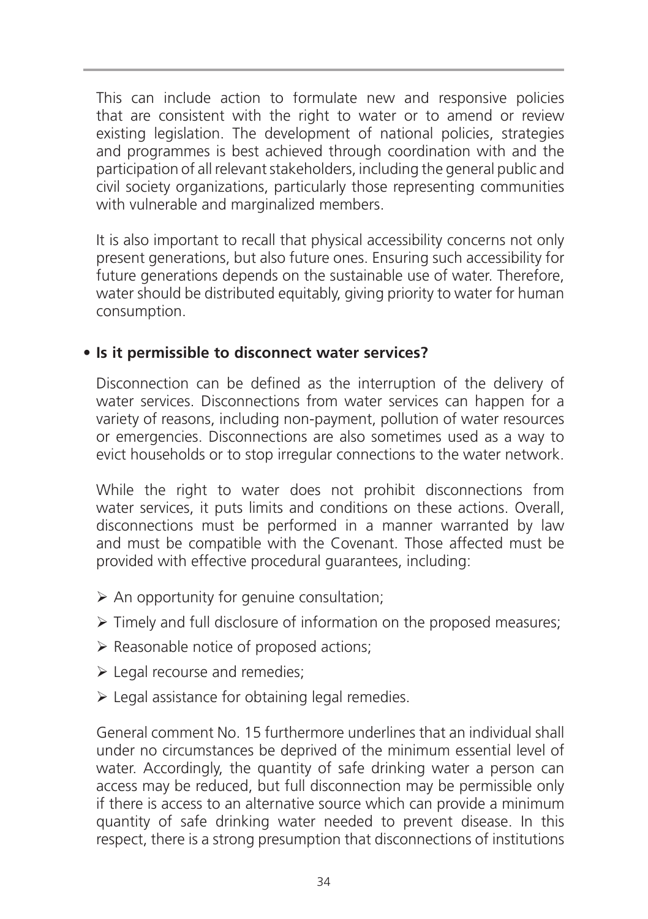This can include action to formulate new and responsive policies that are consistent with the right to water or to amend or review existing legislation. The development of national policies, strategies and programmes is best achieved through coordination with and the participation of all relevant stakeholders, including the general public and civil society organizations, particularly those representing communities with vulnerable and marginalized members.

It is also important to recall that physical accessibility concerns not only present generations, but also future ones. Ensuring such accessibility for future generations depends on the sustainable use of water. Therefore, water should be distributed equitably, giving priority to water for human consumption.

- **Is it permissible to disconnect water services?**

Disconnection can be defined as the interruption of the delivery of water services. Disconnections from water services can happen for a variety of reasons, including non-payment, pollution of water resources or emergencies. Disconnections are also sometimes used as a way to evict households or to stop irregular connections to the water network.

While the right to water does not prohibit disconnections from water services, it puts limits and conditions on these actions. Overall, disconnections must be performed in a manner warranted by law and must be compatible with the Covenant. Those affected must be provided with effective procedural guarantees, including:

- An opportunity for genuine consultation;
- Timely and full disclosure of information on the proposed measures;
- Reasonable notice of proposed actions;
- Legal recourse and remedies;
- Legal assistance for obtaining legal remedies.

General comment No. 15 furthermore underlines that an individual shall under no circumstances be deprived of the minimum essential level of water. Accordingly, the quantity of safe drinking water a person can access may be reduced, but full disconnection may be permissible only if there is access to an alternative source which can provide a minimum quantity of safe drinking water needed to prevent disease. In this respect, there is a strong presumption that disconnections of institutions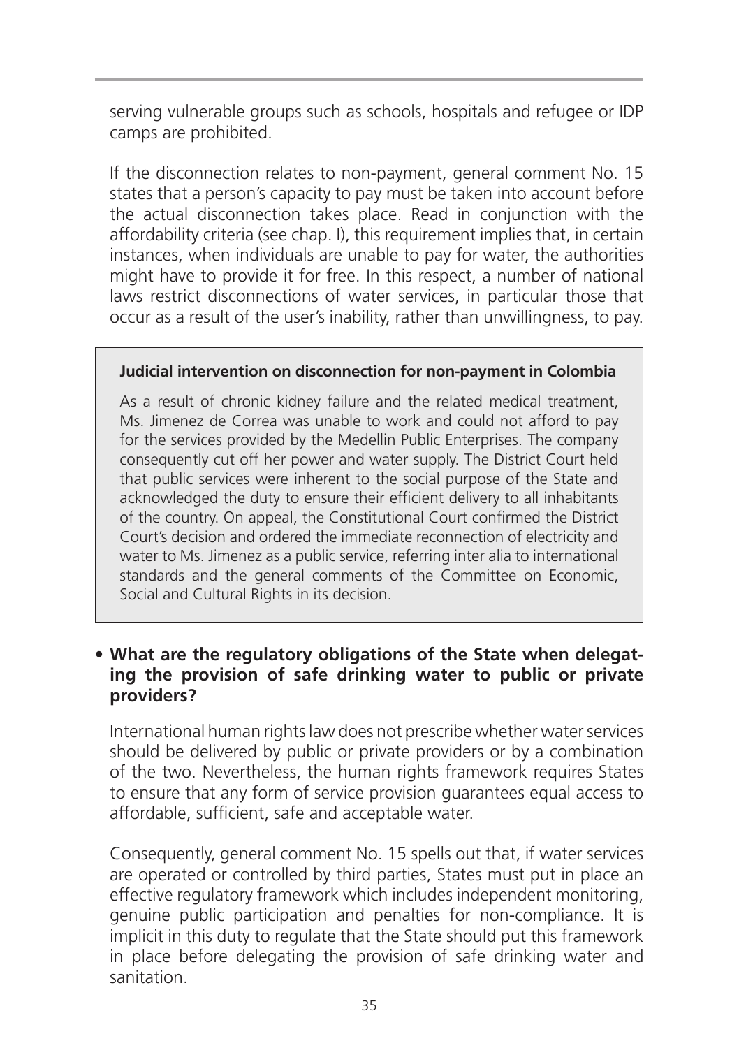serving vulnerable groups such as schools, hospitals and refugee or IDP camps are prohibited.

If the disconnection relates to non-payment, general comment No. 15 states that a person's capacity to pay must be taken into account before the actual disconnection takes place. Read in conjunction with the affordability criteria (see chap. I), this requirement implies that, in certain instances, when individuals are unable to pay for water, the authorities might have to provide it for free. In this respect, a number of national laws restrict disconnections of water services, in particular those that occur as a result of the user's inability, rather than unwillingness, to pay.

> **Judicial intervention on disconnection for non-payment in Colombia**
>
> As a result of chronic kidney failure and the related medical treatment, Ms. Jimenez de Correa was unable to work and could not afford to pay for the services provided by the Medellin Public Enterprises. The company consequently cut off her power and water supply. The District Court held that public services were inherent to the social purpose of the State and acknowledged the duty to ensure their efficient delivery to all inhabitants of the country. On appeal, the Constitutional Court confirmed the District Court's decision and ordered the immediate reconnection of electricity and water to Ms. Jimenez as a public service, referring inter alia to international standards and the general comments of the Committee on Economic, Social and Cultural Rights in its decision.

- **What are the regulatory obligations of the State when delegating the provision of safe drinking water to public or private providers?**

  International human rights law does not prescribe whether water services should be delivered by public or private providers or by a combination of the two. Nevertheless, the human rights framework requires States to ensure that any form of service provision guarantees equal access to affordable, sufficient, safe and acceptable water.

  Consequently, general comment No. 15 spells out that, if water services are operated or controlled by third parties, States must put in place an effective regulatory framework which includes independent monitoring, genuine public participation and penalties for non-compliance. It is implicit in this duty to regulate that the State should put this framework in place before delegating the provision of safe drinking water and sanitation.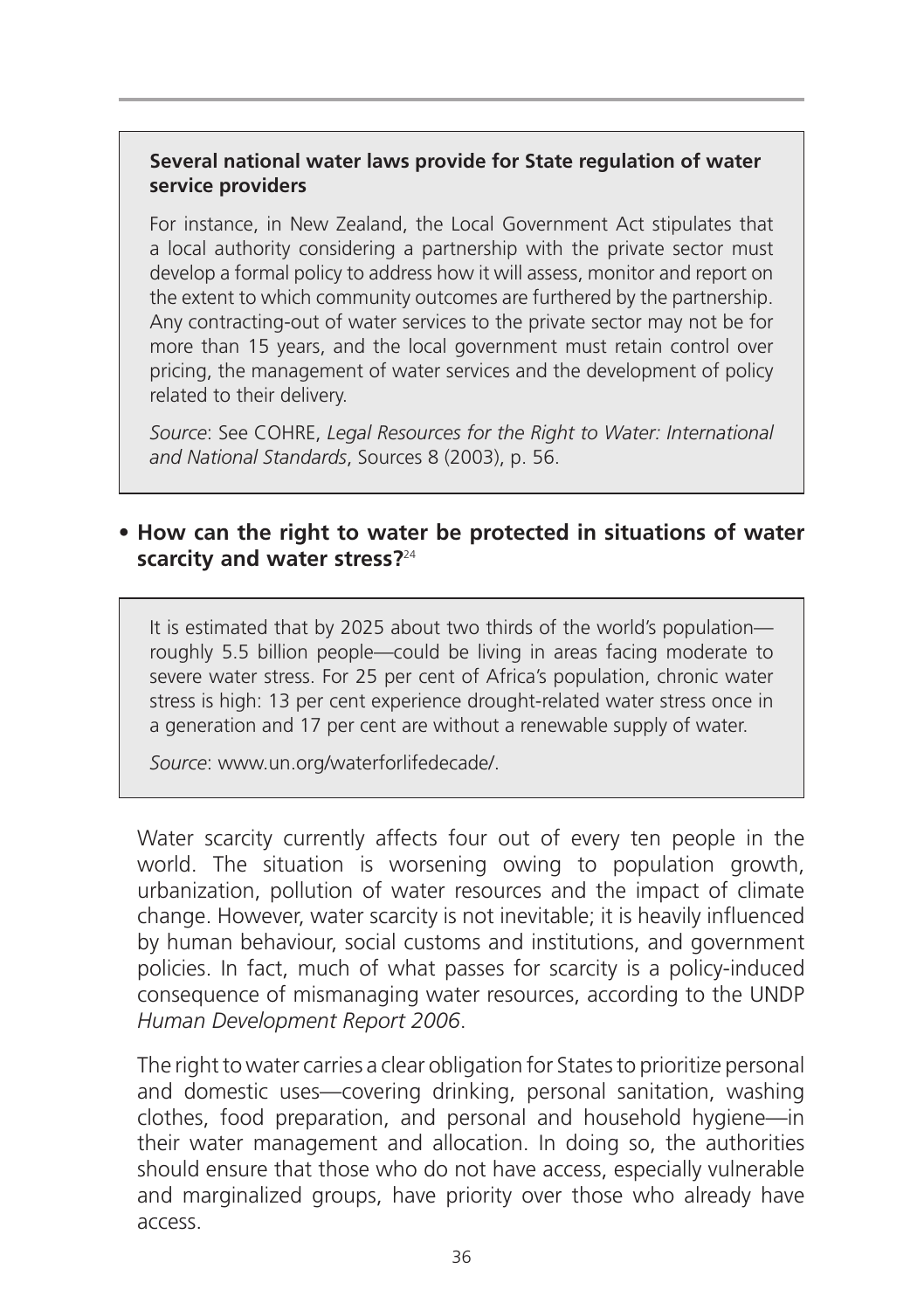**Several national water laws provide for State regulation of water service providers**

For instance, in New Zealand, the Local Government Act stipulates that a local authority considering a partnership with the private sector must develop a formal policy to address how it will assess, monitor and report on the extent to which community outcomes are furthered by the partnership. Any contracting-out of water services to the private sector may not be for more than 15 years, and the local government must retain control over pricing, the management of water services and the development of policy related to their delivery.

*Source*: See COHRE, *Legal Resources for the Right to Water: International and National Standards*, Sources 8 (2003), p. 56.

- **How can the right to water be protected in situations of water scarcity and water stress?**[24]

It is estimated that by 2025 about two thirds of the world's population—roughly 5.5 billion people—could be living in areas facing moderate to severe water stress. For 25 per cent of Africa's population, chronic water stress is high: 13 per cent experience drought-related water stress once in a generation and 17 per cent are without a renewable supply of water.

*Source*: www.un.org/waterforlifedecade/.

Water scarcity currently affects four out of every ten people in the world. The situation is worsening owing to population growth, urbanization, pollution of water resources and the impact of climate change. However, water scarcity is not inevitable; it is heavily influenced by human behaviour, social customs and institutions, and government policies. In fact, much of what passes for scarcity is a policy-induced consequence of mismanaging water resources, according to the UNDP *Human Development Report 2006*.

The right to water carries a clear obligation for States to prioritize personal and domestic uses—covering drinking, personal sanitation, washing clothes, food preparation, and personal and household hygiene—in their water management and allocation. In doing so, the authorities should ensure that those who do not have access, especially vulnerable and marginalized groups, have priority over those who already have access.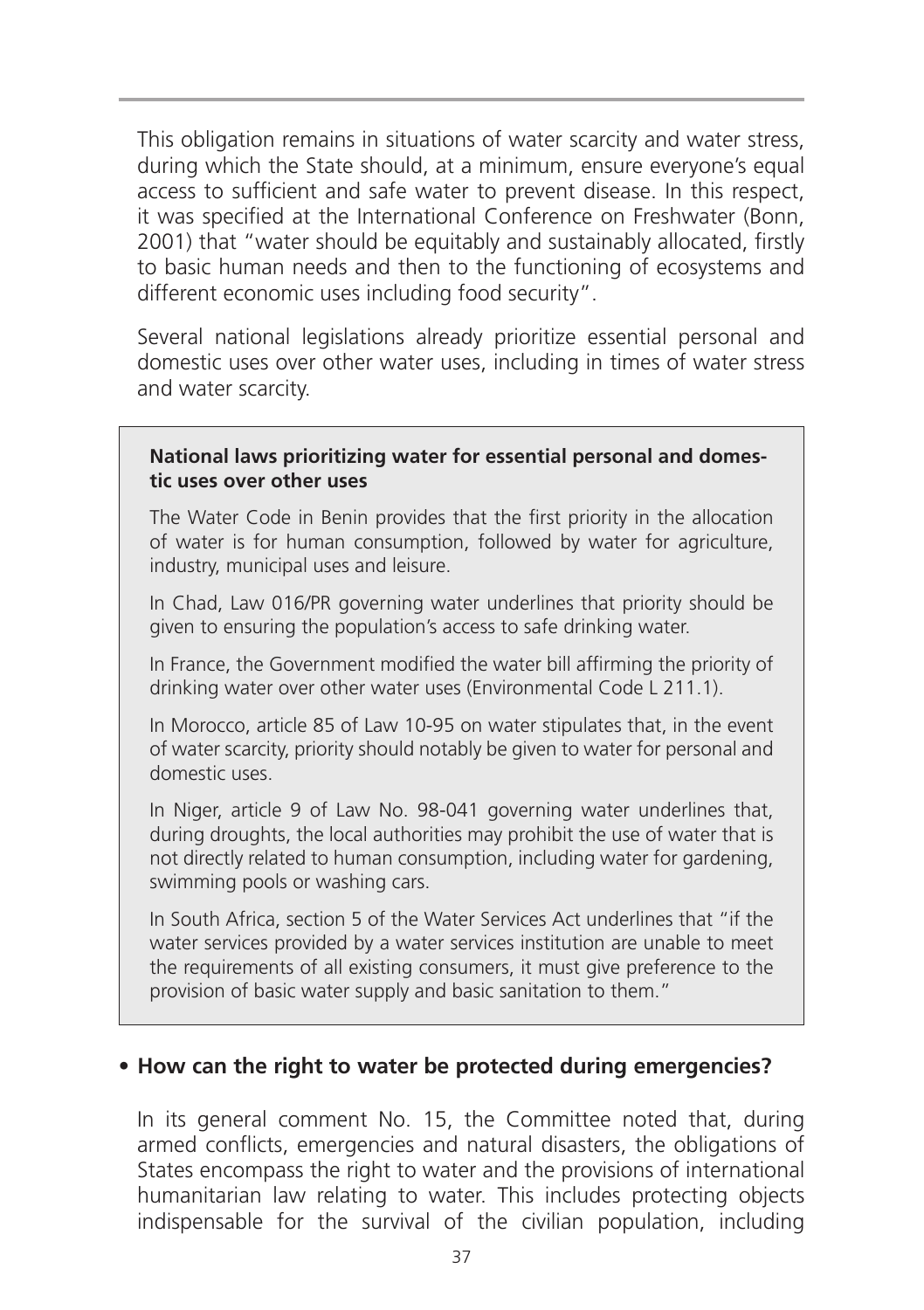This obligation remains in situations of water scarcity and water stress, during which the State should, at a minimum, ensure everyone's equal access to sufficient and safe water to prevent disease. In this respect, it was specified at the International Conference on Freshwater (Bonn, 2001) that "water should be equitably and sustainably allocated, firstly to basic human needs and then to the functioning of ecosystems and different economic uses including food security".

Several national legislations already prioritize essential personal and domestic uses over other water uses, including in times of water stress and water scarcity.

> **National laws prioritizing water for essential personal and domestic uses over other uses**
>
> The Water Code in Benin provides that the first priority in the allocation of water is for human consumption, followed by water for agriculture, industry, municipal uses and leisure.
>
> In Chad, Law 016/PR governing water underlines that priority should be given to ensuring the population's access to safe drinking water.
>
> In France, the Government modified the water bill affirming the priority of drinking water over other water uses (Environmental Code L 211.1).
>
> In Morocco, article 85 of Law 10-95 on water stipulates that, in the event of water scarcity, priority should notably be given to water for personal and domestic uses.
>
> In Niger, article 9 of Law No. 98-041 governing water underlines that, during droughts, the local authorities may prohibit the use of water that is not directly related to human consumption, including water for gardening, swimming pools or washing cars.
>
> In South Africa, section 5 of the Water Services Act underlines that "if the water services provided by a water services institution are unable to meet the requirements of all existing consumers, it must give preference to the provision of basic water supply and basic sanitation to them."

- **How can the right to water be protected during emergencies?**

In its general comment No. 15, the Committee noted that, during armed conflicts, emergencies and natural disasters, the obligations of States encompass the right to water and the provisions of international humanitarian law relating to water. This includes protecting objects indispensable for the survival of the civilian population, including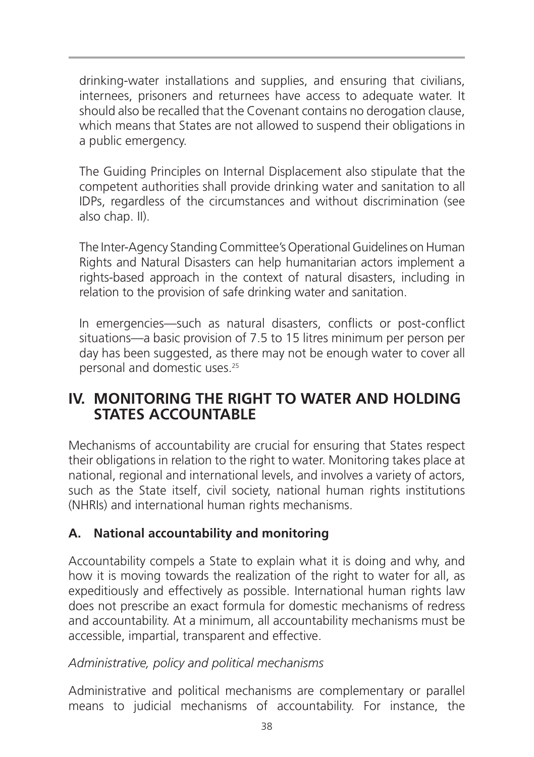drinking-water installations and supplies, and ensuring that civilians, internees, prisoners and returnees have access to adequate water. It should also be recalled that the Covenant contains no derogation clause, which means that States are not allowed to suspend their obligations in a public emergency.

The Guiding Principles on Internal Displacement also stipulate that the competent authorities shall provide drinking water and sanitation to all IDPs, regardless of the circumstances and without discrimination (see also chap. II).

The Inter-Agency Standing Committee's Operational Guidelines on Human Rights and Natural Disasters can help humanitarian actors implement a rights-based approach in the context of natural disasters, including in relation to the provision of safe drinking water and sanitation.

In emergencies—such as natural disasters, conflicts or post-conflict situations—a basic provision of 7.5 to 15 litres minimum per person per day has been suggested, as there may not be enough water to cover all personal and domestic uses.[25]

## IV. MONITORING THE RIGHT TO WATER AND HOLDING STATES ACCOUNTABLE

Mechanisms of accountability are crucial for ensuring that States respect their obligations in relation to the right to water. Monitoring takes place at national, regional and international levels, and involves a variety of actors, such as the State itself, civil society, national human rights institutions (NHRIs) and international human rights mechanisms.

### A. National accountability and monitoring

Accountability compels a State to explain what it is doing and why, and how it is moving towards the realization of the right to water for all, as expeditiously and effectively as possible. International human rights law does not prescribe an exact formula for domestic mechanisms of redress and accountability. At a minimum, all accountability mechanisms must be accessible, impartial, transparent and effective.

*Administrative, policy and political mechanisms*

Administrative and political mechanisms are complementary or parallel means to judicial mechanisms of accountability. For instance, the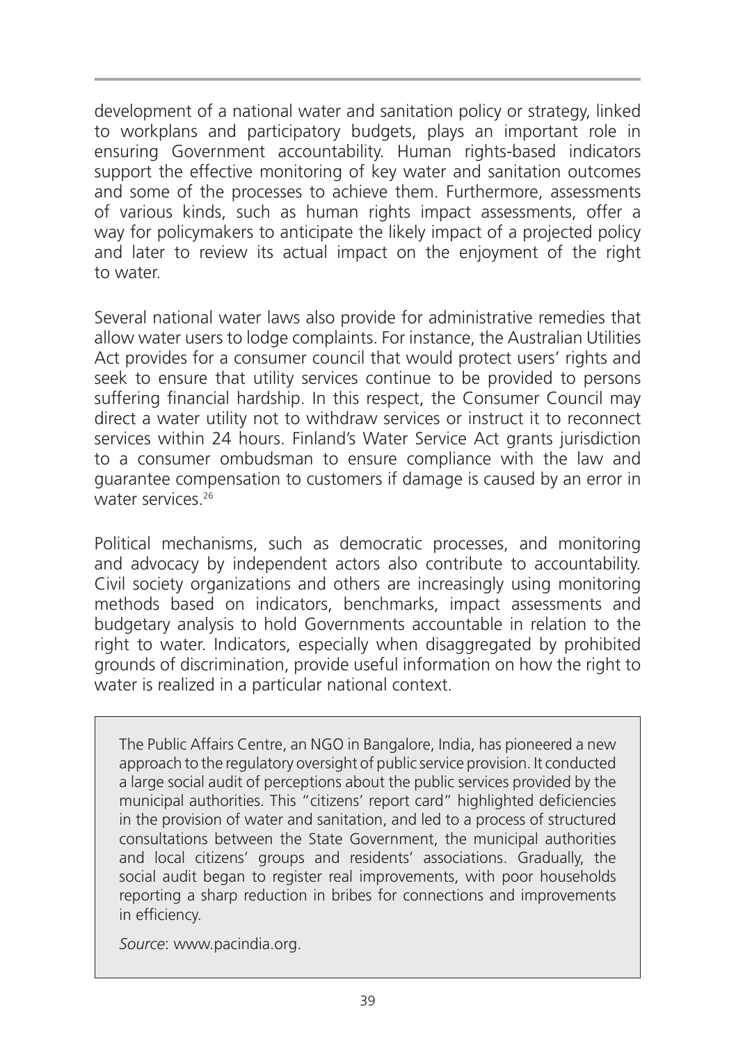development of a national water and sanitation policy or strategy, linked to workplans and participatory budgets, plays an important role in ensuring Government accountability. Human rights-based indicators support the effective monitoring of key water and sanitation outcomes and some of the processes to achieve them. Furthermore, assessments of various kinds, such as human rights impact assessments, offer a way for policymakers to anticipate the likely impact of a projected policy and later to review its actual impact on the enjoyment of the right to water.

Several national water laws also provide for administrative remedies that allow water users to lodge complaints. For instance, the Australian Utilities Act provides for a consumer council that would protect users' rights and seek to ensure that utility services continue to be provided to persons suffering financial hardship. In this respect, the Consumer Council may direct a water utility not to withdraw services or instruct it to reconnect services within 24 hours. Finland's Water Service Act grants jurisdiction to a consumer ombudsman to ensure compliance with the law and guarantee compensation to customers if damage is caused by an error in water services.[26]

Political mechanisms, such as democratic processes, and monitoring and advocacy by independent actors also contribute to accountability. Civil society organizations and others are increasingly using monitoring methods based on indicators, benchmarks, impact assessments and budgetary analysis to hold Governments accountable in relation to the right to water. Indicators, especially when disaggregated by prohibited grounds of discrimination, provide useful information on how the right to water is realized in a particular national context.

> The Public Affairs Centre, an NGO in Bangalore, India, has pioneered a new approach to the regulatory oversight of public service provision. It conducted a large social audit of perceptions about the public services provided by the municipal authorities. This "citizens' report card" highlighted deficiencies in the provision of water and sanitation, and led to a process of structured consultations between the State Government, the municipal authorities and local citizens' groups and residents' associations. Gradually, the social audit began to register real improvements, with poor households reporting a sharp reduction in bribes for connections and improvements in efficiency.
>
> *Source*: www.pacindia.org.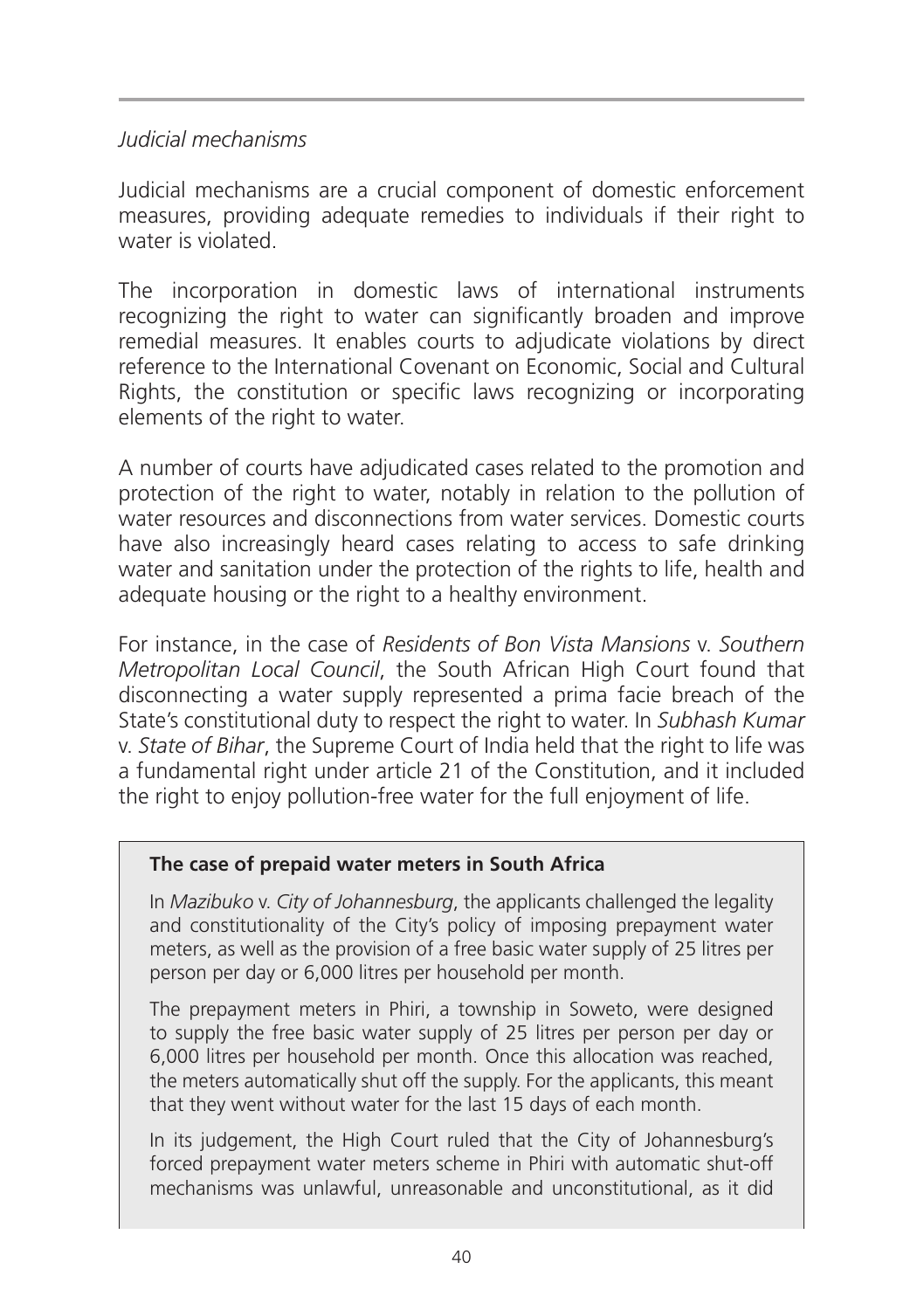*Judicial mechanisms*

Judicial mechanisms are a crucial component of domestic enforcement measures, providing adequate remedies to individuals if their right to water is violated.

The incorporation in domestic laws of international instruments recognizing the right to water can significantly broaden and improve remedial measures. It enables courts to adjudicate violations by direct reference to the International Covenant on Economic, Social and Cultural Rights, the constitution or specific laws recognizing or incorporating elements of the right to water.

A number of courts have adjudicated cases related to the promotion and protection of the right to water, notably in relation to the pollution of water resources and disconnections from water services. Domestic courts have also increasingly heard cases relating to access to safe drinking water and sanitation under the protection of the rights to life, health and adequate housing or the right to a healthy environment.

For instance, in the case of *Residents of Bon Vista Mansions* v. *Southern Metropolitan Local Council*, the South African High Court found that disconnecting a water supply represented a prima facie breach of the State's constitutional duty to respect the right to water. In *Subhash Kumar* v. *State of Bihar*, the Supreme Court of India held that the right to life was a fundamental right under article 21 of the Constitution, and it included the right to enjoy pollution-free water for the full enjoyment of life.

**The case of prepaid water meters in South Africa**

In *Mazibuko* v. *City of Johannesburg*, the applicants challenged the legality and constitutionality of the City's policy of imposing prepayment water meters, as well as the provision of a free basic water supply of 25 litres per person per day or 6,000 litres per household per month.

The prepayment meters in Phiri, a township in Soweto, were designed to supply the free basic water supply of 25 litres per person per day or 6,000 litres per household per month. Once this allocation was reached, the meters automatically shut off the supply. For the applicants, this meant that they went without water for the last 15 days of each month.

In its judgement, the High Court ruled that the City of Johannesburg's forced prepayment water meters scheme in Phiri with automatic shut-off mechanisms was unlawful, unreasonable and unconstitutional, as it did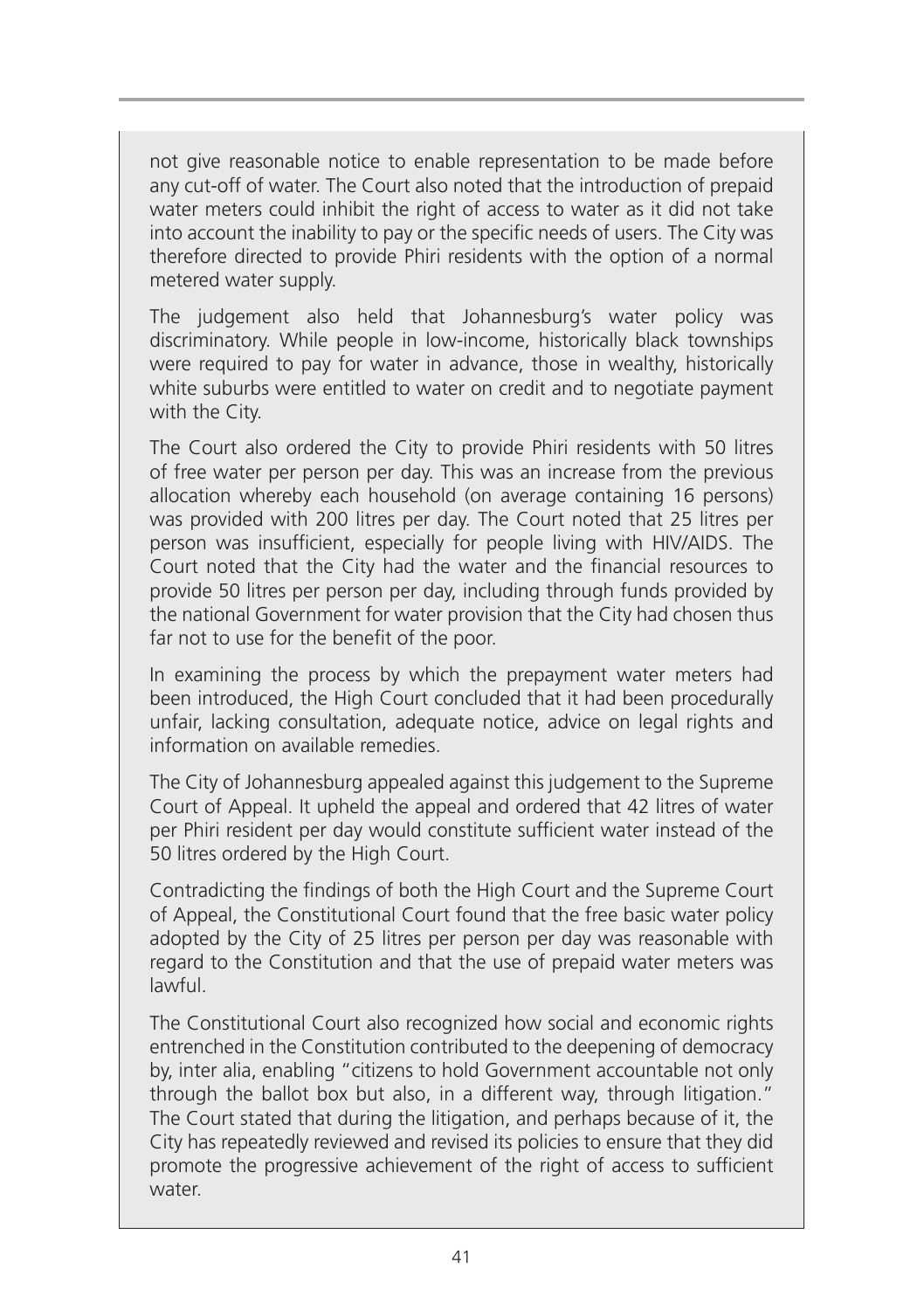not give reasonable notice to enable representation to be made before any cut-off of water. The Court also noted that the introduction of prepaid water meters could inhibit the right of access to water as it did not take into account the inability to pay or the specific needs of users. The City was therefore directed to provide Phiri residents with the option of a normal metered water supply.

The judgement also held that Johannesburg's water policy was discriminatory. While people in low-income, historically black townships were required to pay for water in advance, those in wealthy, historically white suburbs were entitled to water on credit and to negotiate payment with the City.

The Court also ordered the City to provide Phiri residents with 50 litres of free water per person per day. This was an increase from the previous allocation whereby each household (on average containing 16 persons) was provided with 200 litres per day. The Court noted that 25 litres per person was insufficient, especially for people living with HIV/AIDS. The Court noted that the City had the water and the financial resources to provide 50 litres per person per day, including through funds provided by the national Government for water provision that the City had chosen thus far not to use for the benefit of the poor.

In examining the process by which the prepayment water meters had been introduced, the High Court concluded that it had been procedurally unfair, lacking consultation, adequate notice, advice on legal rights and information on available remedies.

The City of Johannesburg appealed against this judgement to the Supreme Court of Appeal. It upheld the appeal and ordered that 42 litres of water per Phiri resident per day would constitute sufficient water instead of the 50 litres ordered by the High Court.

Contradicting the findings of both the High Court and the Supreme Court of Appeal, the Constitutional Court found that the free basic water policy adopted by the City of 25 litres per person per day was reasonable with regard to the Constitution and that the use of prepaid water meters was lawful.

The Constitutional Court also recognized how social and economic rights entrenched in the Constitution contributed to the deepening of democracy by, inter alia, enabling "citizens to hold Government accountable not only through the ballot box but also, in a different way, through litigation." The Court stated that during the litigation, and perhaps because of it, the City has repeatedly reviewed and revised its policies to ensure that they did promote the progressive achievement of the right of access to sufficient water.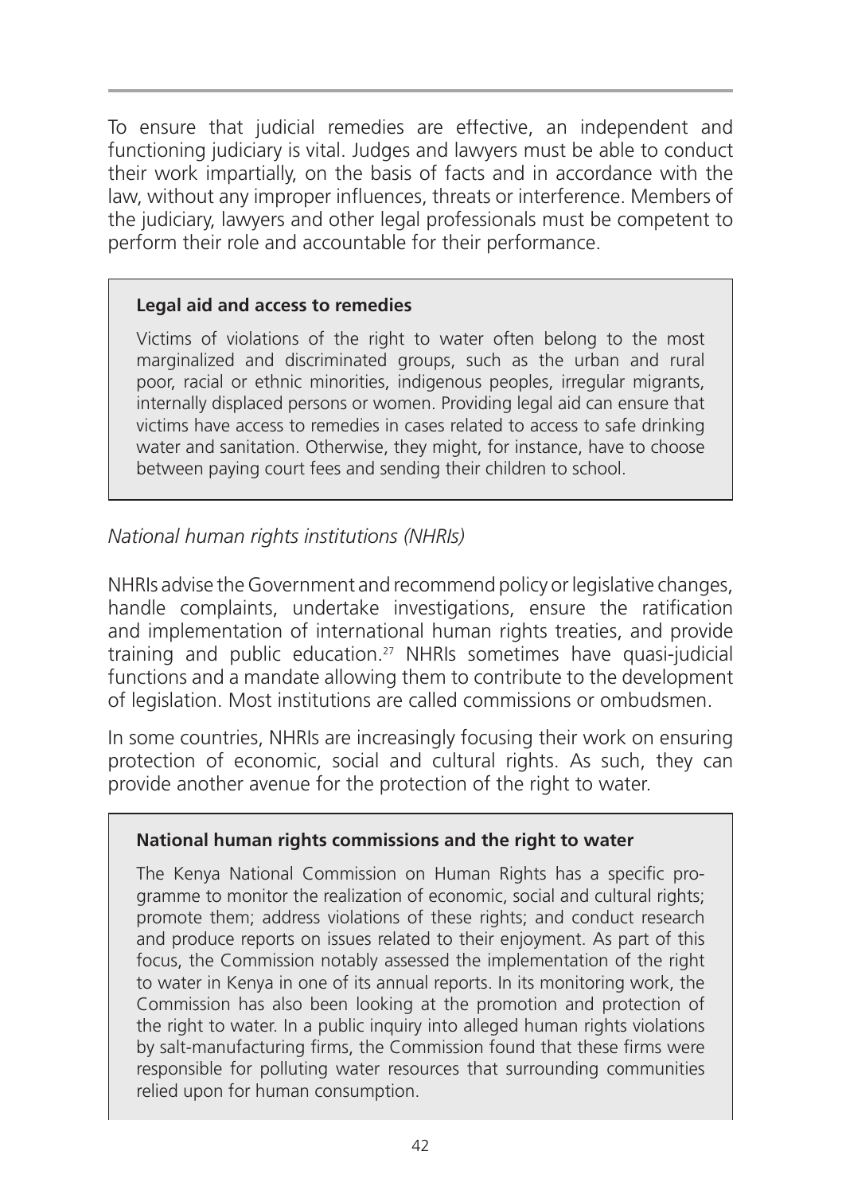To ensure that judicial remedies are effective, an independent and functioning judiciary is vital. Judges and lawyers must be able to conduct their work impartially, on the basis of facts and in accordance with the law, without any improper influences, threats or interference. Members of the judiciary, lawyers and other legal professionals must be competent to perform their role and accountable for their performance.

> **Legal aid and access to remedies**
>
> Victims of violations of the right to water often belong to the most marginalized and discriminated groups, such as the urban and rural poor, racial or ethnic minorities, indigenous peoples, irregular migrants, internally displaced persons or women. Providing legal aid can ensure that victims have access to remedies in cases related to access to safe drinking water and sanitation. Otherwise, they might, for instance, have to choose between paying court fees and sending their children to school.

*National human rights institutions (NHRIs)*

NHRIs advise the Government and recommend policy or legislative changes, handle complaints, undertake investigations, ensure the ratification and implementation of international human rights treaties, and provide training and public education.[27] NHRIs sometimes have quasi-judicial functions and a mandate allowing them to contribute to the development of legislation. Most institutions are called commissions or ombudsmen.

In some countries, NHRIs are increasingly focusing their work on ensuring protection of economic, social and cultural rights. As such, they can provide another avenue for the protection of the right to water.

> **National human rights commissions and the right to water**
>
> The Kenya National Commission on Human Rights has a specific programme to monitor the realization of economic, social and cultural rights; promote them; address violations of these rights; and conduct research and produce reports on issues related to their enjoyment. As part of this focus, the Commission notably assessed the implementation of the right to water in Kenya in one of its annual reports. In its monitoring work, the Commission has also been looking at the promotion and protection of the right to water. In a public inquiry into alleged human rights violations by salt-manufacturing firms, the Commission found that these firms were responsible for polluting water resources that surrounding communities relied upon for human consumption.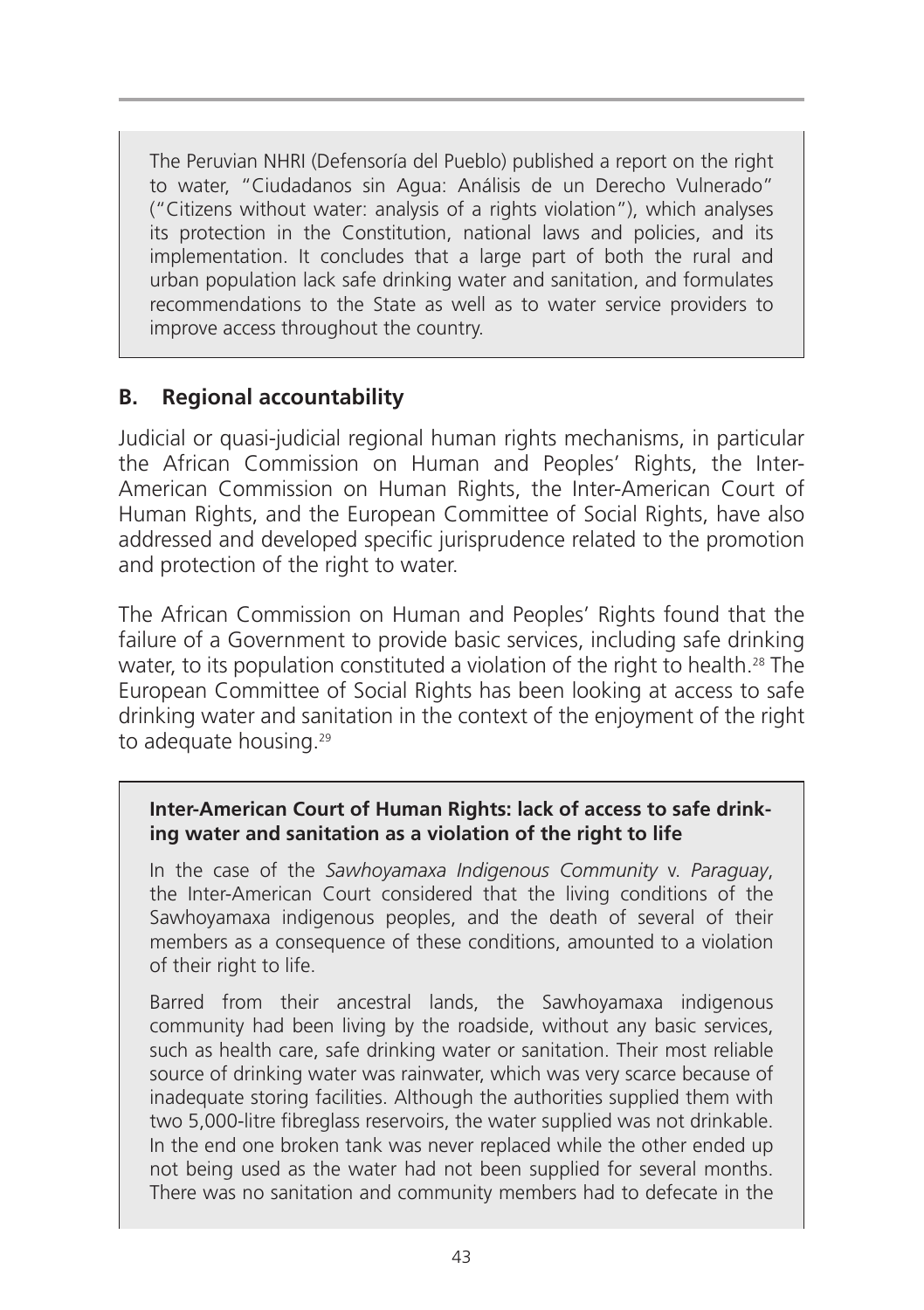The Peruvian NHRI (Defensoría del Pueblo) published a report on the right to water, "Ciudadanos sin Agua: Análisis de un Derecho Vulnerado" ("Citizens without water: analysis of a rights violation"), which analyses its protection in the Constitution, national laws and policies, and its implementation. It concludes that a large part of both the rural and urban population lack safe drinking water and sanitation, and formulates recommendations to the State as well as to water service providers to improve access throughout the country.

## B. Regional accountability

Judicial or quasi-judicial regional human rights mechanisms, in particular the African Commission on Human and Peoples' Rights, the Inter-American Commission on Human Rights, the Inter-American Court of Human Rights, and the European Committee of Social Rights, have also addressed and developed specific jurisprudence related to the promotion and protection of the right to water.

The African Commission on Human and Peoples' Rights found that the failure of a Government to provide basic services, including safe drinking water, to its population constituted a violation of the right to health.[28] The European Committee of Social Rights has been looking at access to safe drinking water and sanitation in the context of the enjoyment of the right to adequate housing.[29]

**Inter-American Court of Human Rights: lack of access to safe drinking water and sanitation as a violation of the right to life**

In the case of the *Sawhoyamaxa Indigenous Community* v. *Paraguay*, the Inter-American Court considered that the living conditions of the Sawhoyamaxa indigenous peoples, and the death of several of their members as a consequence of these conditions, amounted to a violation of their right to life.

Barred from their ancestral lands, the Sawhoyamaxa indigenous community had been living by the roadside, without any basic services, such as health care, safe drinking water or sanitation. Their most reliable source of drinking water was rainwater, which was very scarce because of inadequate storing facilities. Although the authorities supplied them with two 5,000-litre fibreglass reservoirs, the water supplied was not drinkable. In the end one broken tank was never replaced while the other ended up not being used as the water had not been supplied for several months. There was no sanitation and community members had to defecate in the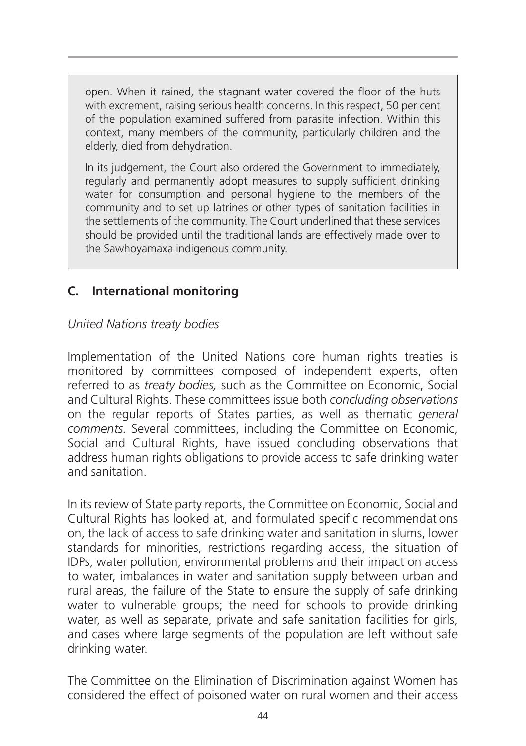open. When it rained, the stagnant water covered the floor of the huts with excrement, raising serious health concerns. In this respect, 50 per cent of the population examined suffered from parasite infection. Within this context, many members of the community, particularly children and the elderly, died from dehydration.

In its judgement, the Court also ordered the Government to immediately, regularly and permanently adopt measures to supply sufficient drinking water for consumption and personal hygiene to the members of the community and to set up latrines or other types of sanitation facilities in the settlements of the community. The Court underlined that these services should be provided until the traditional lands are effectively made over to the Sawhoyamaxa indigenous community.

## C. International monitoring

*United Nations treaty bodies*

Implementation of the United Nations core human rights treaties is monitored by committees composed of independent experts, often referred to as *treaty bodies,* such as the Committee on Economic, Social and Cultural Rights. These committees issue both *concluding observations* on the regular reports of States parties, as well as thematic *general comments.* Several committees, including the Committee on Economic, Social and Cultural Rights, have issued concluding observations that address human rights obligations to provide access to safe drinking water and sanitation.

In its review of State party reports, the Committee on Economic, Social and Cultural Rights has looked at, and formulated specific recommendations on, the lack of access to safe drinking water and sanitation in slums, lower standards for minorities, restrictions regarding access, the situation of IDPs, water pollution, environmental problems and their impact on access to water, imbalances in water and sanitation supply between urban and rural areas, the failure of the State to ensure the supply of safe drinking water to vulnerable groups; the need for schools to provide drinking water, as well as separate, private and safe sanitation facilities for girls, and cases where large segments of the population are left without safe drinking water.

The Committee on the Elimination of Discrimination against Women has considered the effect of poisoned water on rural women and their access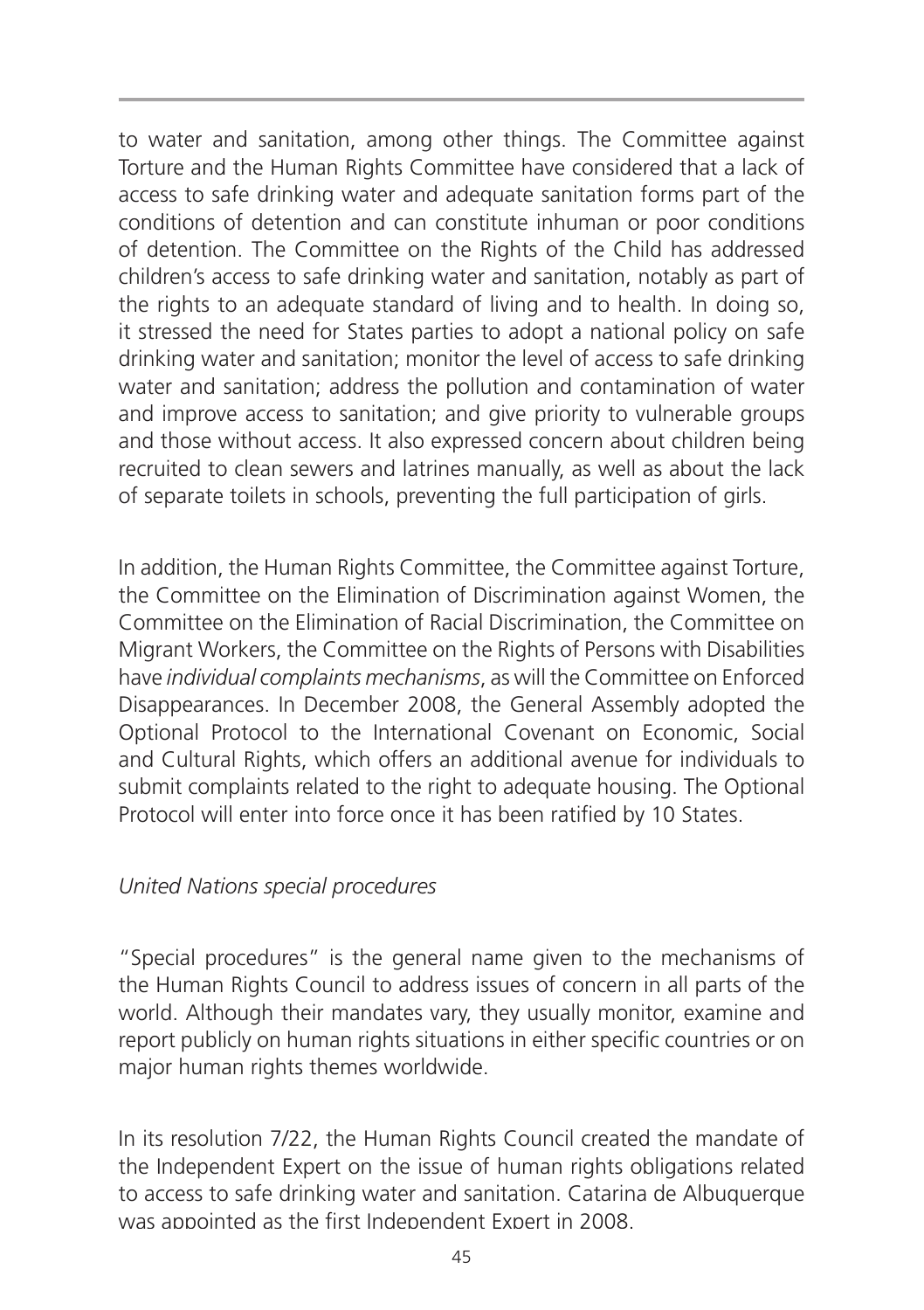to water and sanitation, among other things. The Committee against Torture and the Human Rights Committee have considered that a lack of access to safe drinking water and adequate sanitation forms part of the conditions of detention and can constitute inhuman or poor conditions of detention. The Committee on the Rights of the Child has addressed children's access to safe drinking water and sanitation, notably as part of the rights to an adequate standard of living and to health. In doing so, it stressed the need for States parties to adopt a national policy on safe drinking water and sanitation; monitor the level of access to safe drinking water and sanitation; address the pollution and contamination of water and improve access to sanitation; and give priority to vulnerable groups and those without access. It also expressed concern about children being recruited to clean sewers and latrines manually, as well as about the lack of separate toilets in schools, preventing the full participation of girls.

In addition, the Human Rights Committee, the Committee against Torture, the Committee on the Elimination of Discrimination against Women, the Committee on the Elimination of Racial Discrimination, the Committee on Migrant Workers, the Committee on the Rights of Persons with Disabilities have *individual complaints mechanisms*, as will the Committee on Enforced Disappearances. In December 2008, the General Assembly adopted the Optional Protocol to the International Covenant on Economic, Social and Cultural Rights, which offers an additional avenue for individuals to submit complaints related to the right to adequate housing. The Optional Protocol will enter into force once it has been ratified by 10 States.

*United Nations special procedures*

"Special procedures" is the general name given to the mechanisms of the Human Rights Council to address issues of concern in all parts of the world. Although their mandates vary, they usually monitor, examine and report publicly on human rights situations in either specific countries or on major human rights themes worldwide.

In its resolution 7/22, the Human Rights Council created the mandate of the Independent Expert on the issue of human rights obligations related to access to safe drinking water and sanitation. Catarina de Albuquerque was appointed as the first Independent Expert in 2008.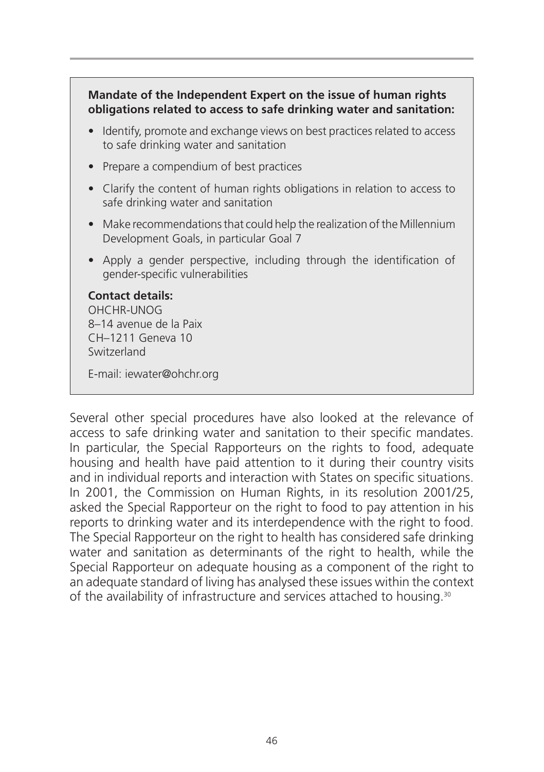**Mandate of the Independent Expert on the issue of human rights obligations related to access to safe drinking water and sanitation:**

- Identify, promote and exchange views on best practices related to access to safe drinking water and sanitation
- Prepare a compendium of best practices
- Clarify the content of human rights obligations in relation to access to safe drinking water and sanitation
- Make recommendations that could help the realization of the Millennium Development Goals, in particular Goal 7
- Apply a gender perspective, including through the identification of gender-specific vulnerabilities

**Contact details:**
OHCHR-UNOG
8–14 avenue de la Paix
CH–1211 Geneva 10
Switzerland

E-mail: iewater@ohchr.org

Several other special procedures have also looked at the relevance of access to safe drinking water and sanitation to their specific mandates. In particular, the Special Rapporteurs on the rights to food, adequate housing and health have paid attention to it during their country visits and in individual reports and interaction with States on specific situations. In 2001, the Commission on Human Rights, in its resolution 2001/25, asked the Special Rapporteur on the right to food to pay attention in his reports to drinking water and its interdependence with the right to food. The Special Rapporteur on the right to health has considered safe drinking water and sanitation as determinants of the right to health, while the Special Rapporteur on adequate housing as a component of the right to an adequate standard of living has analysed these issues within the context of the availability of infrastructure and services attached to housing.[30]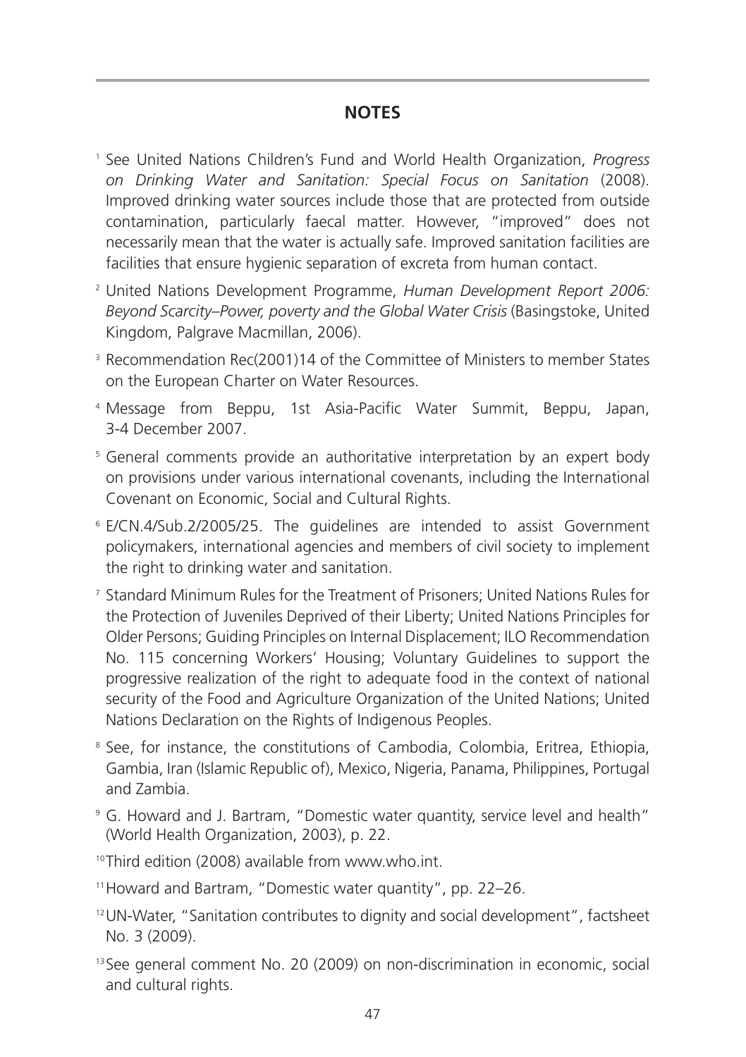## NOTES

[1] See United Nations Children's Fund and World Health Organization, *Progress on Drinking Water and Sanitation: Special Focus on Sanitation* (2008). Improved drinking water sources include those that are protected from outside contamination, particularly faecal matter. However, "improved" does not necessarily mean that the water is actually safe. Improved sanitation facilities are facilities that ensure hygienic separation of excreta from human contact.

[2] United Nations Development Programme, *Human Development Report 2006: Beyond Scarcity–Power, poverty and the Global Water Crisis* (Basingstoke, United Kingdom, Palgrave Macmillan, 2006).

[3] Recommendation Rec(2001)14 of the Committee of Ministers to member States on the European Charter on Water Resources.

[4] Message from Beppu, 1st Asia-Pacific Water Summit, Beppu, Japan, 3-4 December 2007.

[5] General comments provide an authoritative interpretation by an expert body on provisions under various international covenants, including the International Covenant on Economic, Social and Cultural Rights.

[6] E/CN.4/Sub.2/2005/25. The guidelines are intended to assist Government policymakers, international agencies and members of civil society to implement the right to drinking water and sanitation.

[7] Standard Minimum Rules for the Treatment of Prisoners; United Nations Rules for the Protection of Juveniles Deprived of their Liberty; United Nations Principles for Older Persons; Guiding Principles on Internal Displacement; ILO Recommendation No. 115 concerning Workers' Housing; Voluntary Guidelines to support the progressive realization of the right to adequate food in the context of national security of the Food and Agriculture Organization of the United Nations; United Nations Declaration on the Rights of Indigenous Peoples.

[8] See, for instance, the constitutions of Cambodia, Colombia, Eritrea, Ethiopia, Gambia, Iran (Islamic Republic of), Mexico, Nigeria, Panama, Philippines, Portugal and Zambia.

[9] G. Howard and J. Bartram, "Domestic water quantity, service level and health" (World Health Organization, 2003), p. 22.

[10] Third edition (2008) available from www.who.int.

[11] Howard and Bartram, "Domestic water quantity", pp. 22–26.

[12] UN-Water, "Sanitation contributes to dignity and social development", factsheet No. 3 (2009).

[13] See general comment No. 20 (2009) on non-discrimination in economic, social and cultural rights.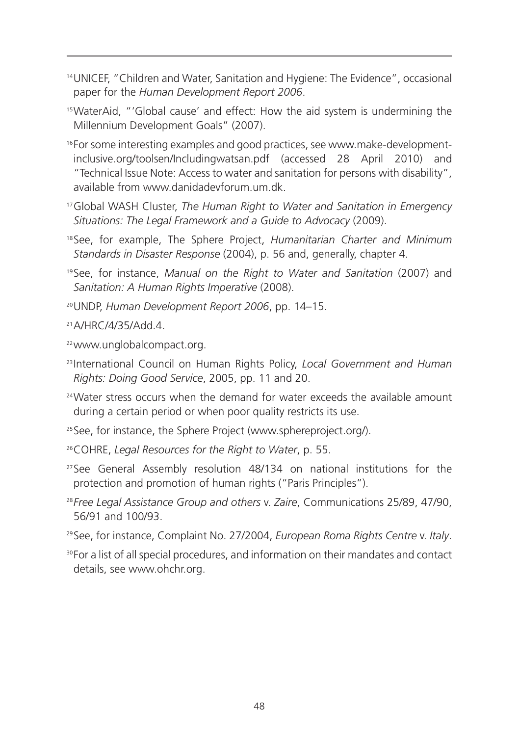[14]UNICEF, "Children and Water, Sanitation and Hygiene: The Evidence", occasional paper for the *Human Development Report 2006*.

[15]WaterAid, "'Global cause' and effect: How the aid system is undermining the Millennium Development Goals" (2007).

[16]For some interesting examples and good practices, see www.make-development-inclusive.org/toolsen/Includingwatsan.pdf (accessed 28 April 2010) and "Technical Issue Note: Access to water and sanitation for persons with disability", available from www.danidadevforum.um.dk.

[17]Global WASH Cluster, *The Human Right to Water and Sanitation in Emergency Situations: The Legal Framework and a Guide to Advocacy* (2009).

[18]See, for example, The Sphere Project, *Humanitarian Charter and Minimum Standards in Disaster Response* (2004), p. 56 and, generally, chapter 4.

[19]See, for instance, *Manual on the Right to Water and Sanitation* (2007) and *Sanitation: A Human Rights Imperative* (2008).

[20]UNDP, *Human Development Report 2006*, pp. 14–15.

[21]A/HRC/4/35/Add.4.

[22]www.unglobalcompact.org.

[23]International Council on Human Rights Policy, *Local Government and Human Rights: Doing Good Service*, 2005, pp. 11 and 20.

[24]Water stress occurs when the demand for water exceeds the available amount during a certain period or when poor quality restricts its use.

[25]See, for instance, the Sphere Project (www.sphereproject.org/).

[26]COHRE, *Legal Resources for the Right to Water*, p. 55.

[27]See General Assembly resolution 48/134 on national institutions for the protection and promotion of human rights ("Paris Principles").

[28]*Free Legal Assistance Group and others* v. *Zaire*, Communications 25/89, 47/90, 56/91 and 100/93.

[29]See, for instance, Complaint No. 27/2004, *European Roma Rights Centre* v. *Italy*.

[30]For a list of all special procedures, and information on their mandates and contact details, see www.ohchr.org.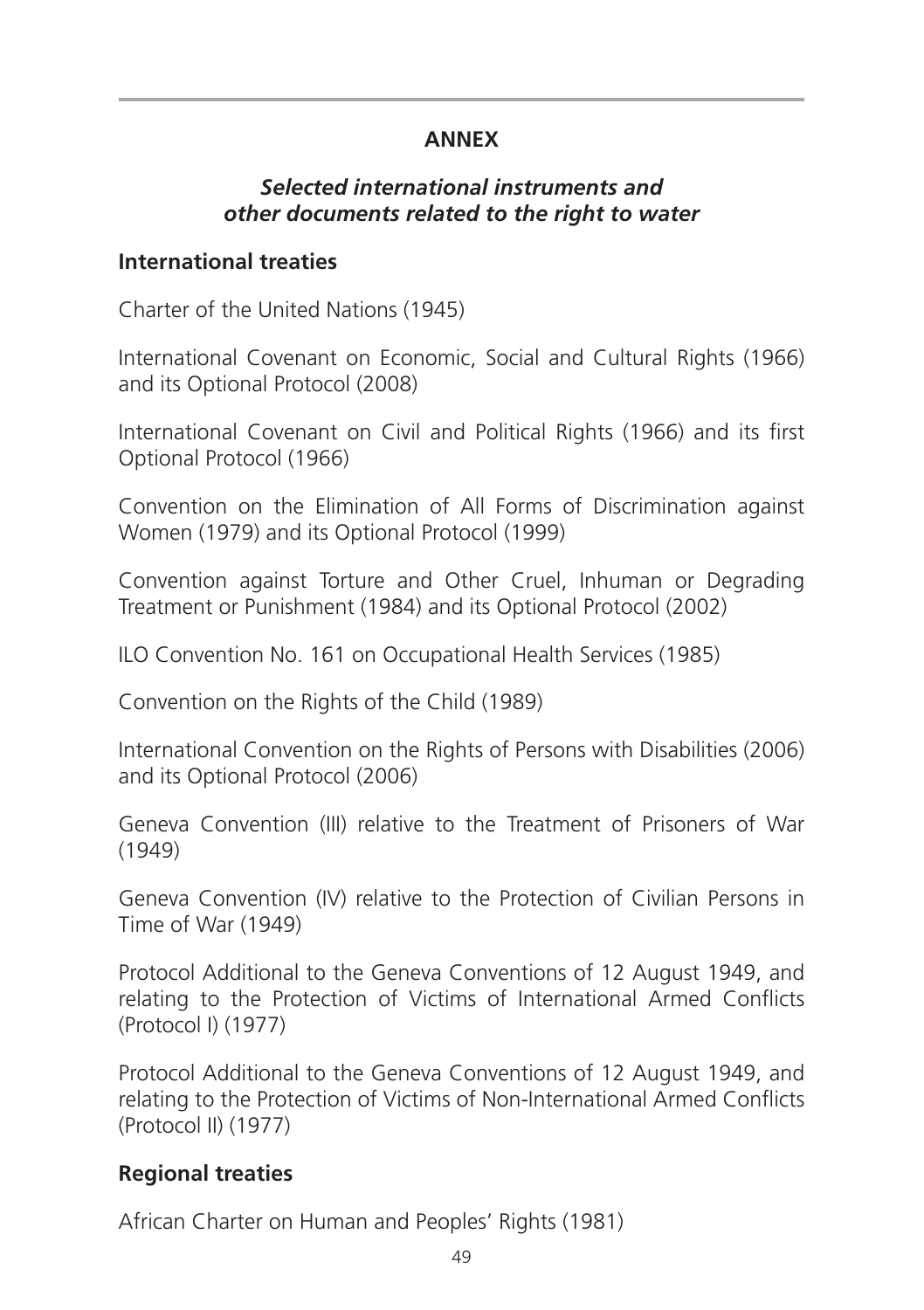## ANNEX

### *Selected international instruments and other documents related to the right to water*

#### International treaties

Charter of the United Nations (1945)

International Covenant on Economic, Social and Cultural Rights (1966) and its Optional Protocol (2008)

International Covenant on Civil and Political Rights (1966) and its first Optional Protocol (1966)

Convention on the Elimination of All Forms of Discrimination against Women (1979) and its Optional Protocol (1999)

Convention against Torture and Other Cruel, Inhuman or Degrading Treatment or Punishment (1984) and its Optional Protocol (2002)

ILO Convention No. 161 on Occupational Health Services (1985)

Convention on the Rights of the Child (1989)

International Convention on the Rights of Persons with Disabilities (2006) and its Optional Protocol (2006)

Geneva Convention (III) relative to the Treatment of Prisoners of War (1949)

Geneva Convention (IV) relative to the Protection of Civilian Persons in Time of War (1949)

Protocol Additional to the Geneva Conventions of 12 August 1949, and relating to the Protection of Victims of International Armed Conflicts (Protocol I) (1977)

Protocol Additional to the Geneva Conventions of 12 August 1949, and relating to the Protection of Victims of Non-International Armed Conflicts (Protocol II) (1977)

#### Regional treaties

African Charter on Human and Peoples' Rights (1981)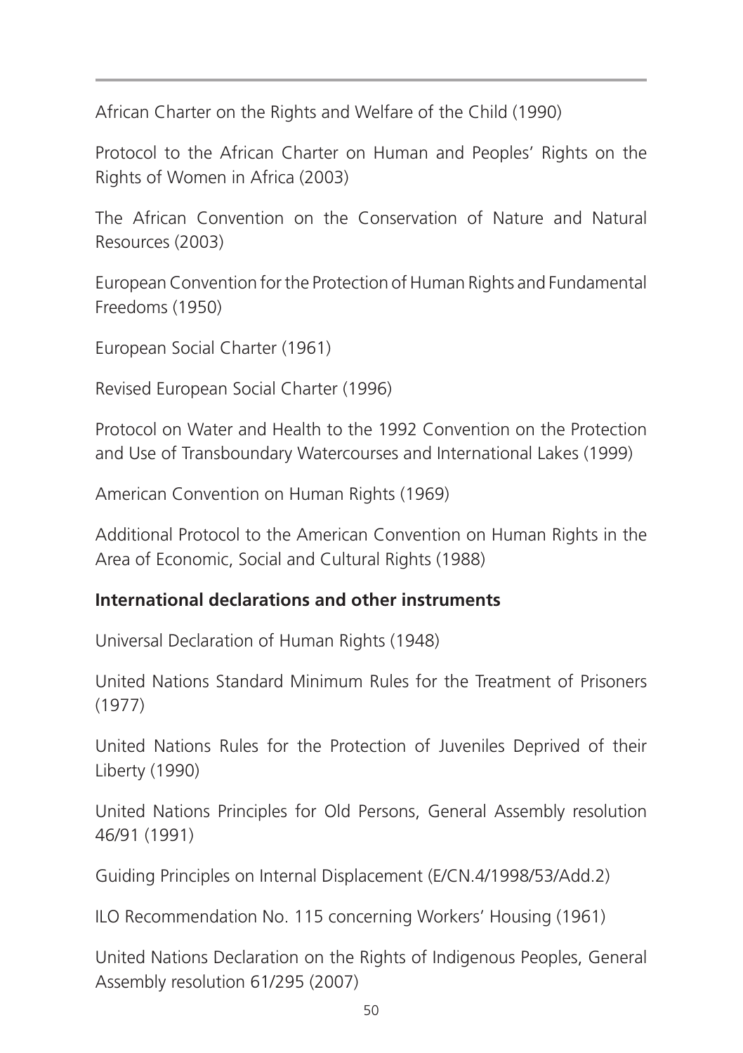African Charter on the Rights and Welfare of the Child (1990)

Protocol to the African Charter on Human and Peoples' Rights on the Rights of Women in Africa (2003)

The African Convention on the Conservation of Nature and Natural Resources (2003)

European Convention for the Protection of Human Rights and Fundamental Freedoms (1950)

European Social Charter (1961)

Revised European Social Charter (1996)

Protocol on Water and Health to the 1992 Convention on the Protection and Use of Transboundary Watercourses and International Lakes (1999)

American Convention on Human Rights (1969)

Additional Protocol to the American Convention on Human Rights in the Area of Economic, Social and Cultural Rights (1988)

**International declarations and other instruments**

Universal Declaration of Human Rights (1948)

United Nations Standard Minimum Rules for the Treatment of Prisoners (1977)

United Nations Rules for the Protection of Juveniles Deprived of their Liberty (1990)

United Nations Principles for Old Persons, General Assembly resolution 46/91 (1991)

Guiding Principles on Internal Displacement (E/CN.4/1998/53/Add.2)

ILO Recommendation No. 115 concerning Workers' Housing (1961)

United Nations Declaration on the Rights of Indigenous Peoples, General Assembly resolution 61/295 (2007)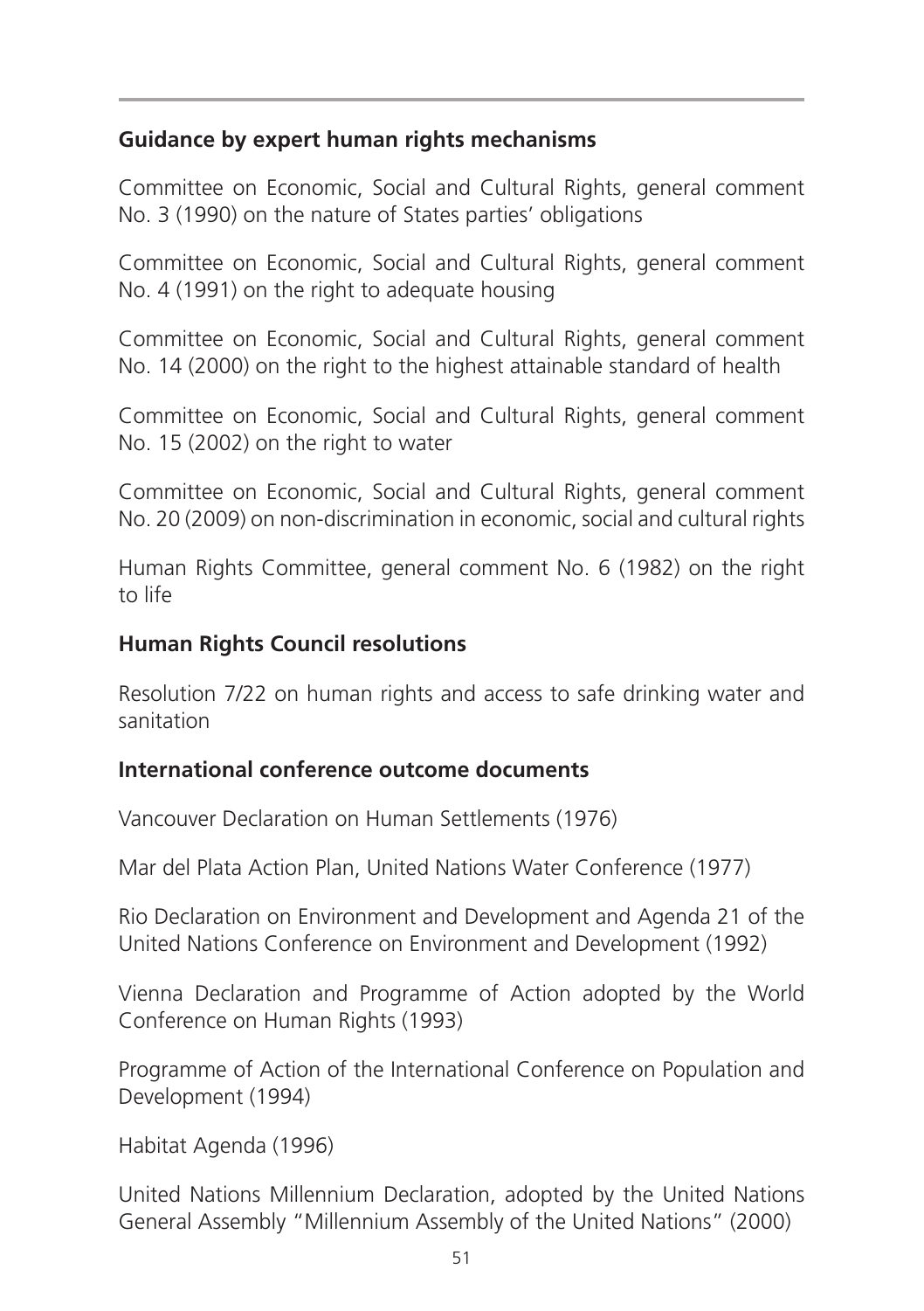## Guidance by expert human rights mechanisms

Committee on Economic, Social and Cultural Rights, general comment No. 3 (1990) on the nature of States parties' obligations

Committee on Economic, Social and Cultural Rights, general comment No. 4 (1991) on the right to adequate housing

Committee on Economic, Social and Cultural Rights, general comment No. 14 (2000) on the right to the highest attainable standard of health

Committee on Economic, Social and Cultural Rights, general comment No. 15 (2002) on the right to water

Committee on Economic, Social and Cultural Rights, general comment No. 20 (2009) on non-discrimination in economic, social and cultural rights

Human Rights Committee, general comment No. 6 (1982) on the right to life

## Human Rights Council resolutions

Resolution 7/22 on human rights and access to safe drinking water and sanitation

## International conference outcome documents

Vancouver Declaration on Human Settlements (1976)

Mar del Plata Action Plan, United Nations Water Conference (1977)

Rio Declaration on Environment and Development and Agenda 21 of the United Nations Conference on Environment and Development (1992)

Vienna Declaration and Programme of Action adopted by the World Conference on Human Rights (1993)

Programme of Action of the International Conference on Population and Development (1994)

Habitat Agenda (1996)

United Nations Millennium Declaration, adopted by the United Nations General Assembly "Millennium Assembly of the United Nations" (2000)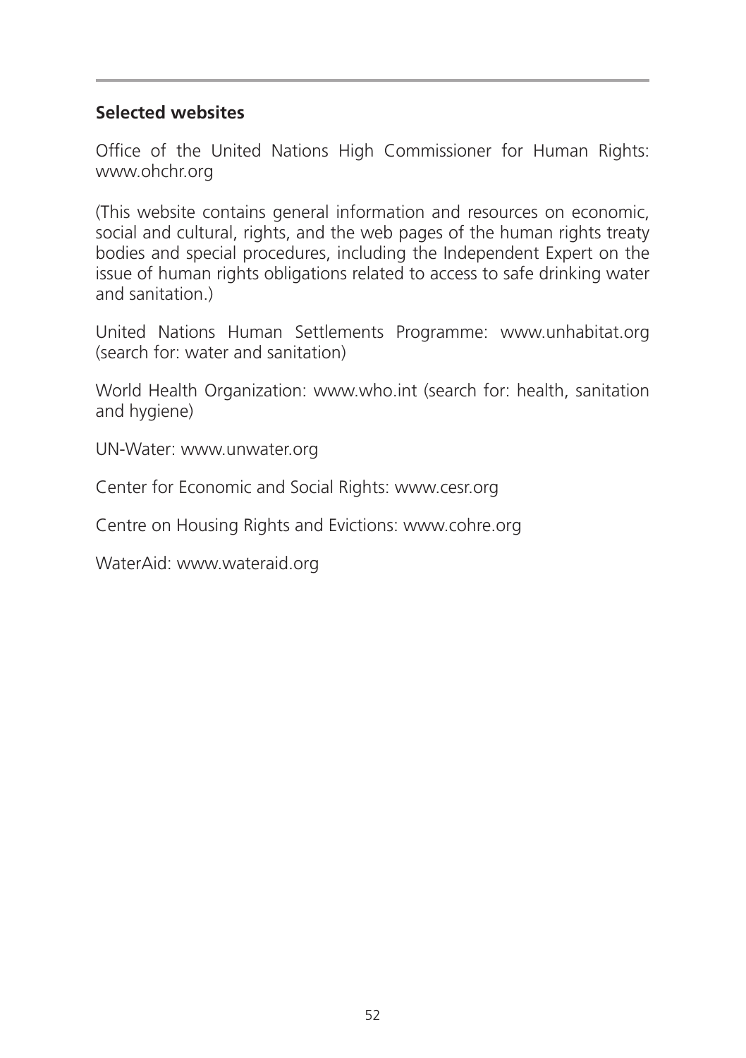## Selected websites

Office of the United Nations High Commissioner for Human Rights: www.ohchr.org

(This website contains general information and resources on economic, social and cultural, rights, and the web pages of the human rights treaty bodies and special procedures, including the Independent Expert on the issue of human rights obligations related to access to safe drinking water and sanitation.)

United Nations Human Settlements Programme: www.unhabitat.org (search for: water and sanitation)

World Health Organization: www.who.int (search for: health, sanitation and hygiene)

UN-Water: www.unwater.org

Center for Economic and Social Rights: www.cesr.org

Centre on Housing Rights and Evictions: www.cohre.org

WaterAid: www.wateraid.org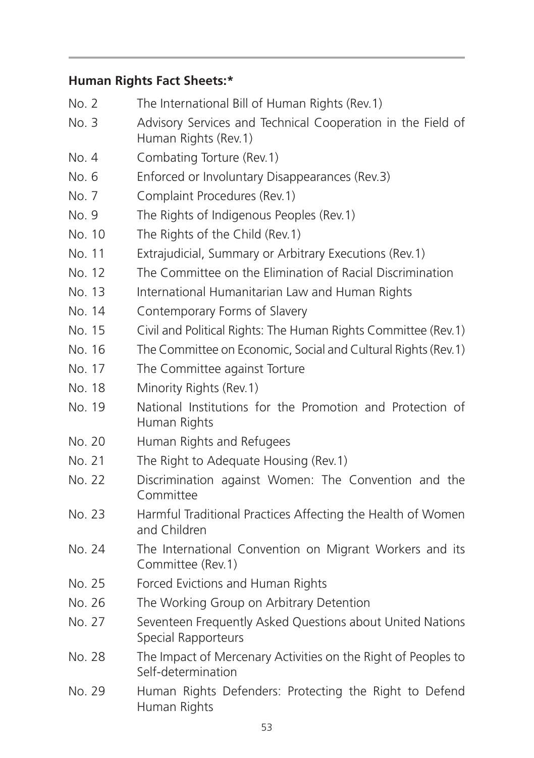**Human Rights Fact Sheets:***

| | |
|---|---|
| No. 2 | The International Bill of Human Rights (Rev.1) |
| No. 3 | Advisory Services and Technical Cooperation in the Field of Human Rights (Rev.1) |
| No. 4 | Combating Torture (Rev.1) |
| No. 6 | Enforced or Involuntary Disappearances (Rev.3) |
| No. 7 | Complaint Procedures (Rev.1) |
| No. 9 | The Rights of Indigenous Peoples (Rev.1) |
| No. 10 | The Rights of the Child (Rev.1) |
| No. 11 | Extrajudicial, Summary or Arbitrary Executions (Rev.1) |
| No. 12 | The Committee on the Elimination of Racial Discrimination |
| No. 13 | International Humanitarian Law and Human Rights |
| No. 14 | Contemporary Forms of Slavery |
| No. 15 | Civil and Political Rights: The Human Rights Committee (Rev.1) |
| No. 16 | The Committee on Economic, Social and Cultural Rights (Rev.1) |
| No. 17 | The Committee against Torture |
| No. 18 | Minority Rights (Rev.1) |
| No. 19 | National Institutions for the Promotion and Protection of Human Rights |
| No. 20 | Human Rights and Refugees |
| No. 21 | The Right to Adequate Housing (Rev.1) |
| No. 22 | Discrimination against Women: The Convention and the Committee |
| No. 23 | Harmful Traditional Practices Affecting the Health of Women and Children |
| No. 24 | The International Convention on Migrant Workers and its Committee (Rev.1) |
| No. 25 | Forced Evictions and Human Rights |
| No. 26 | The Working Group on Arbitrary Detention |
| No. 27 | Seventeen Frequently Asked Questions about United Nations Special Rapporteurs |
| No. 28 | The Impact of Mercenary Activities on the Right of Peoples to Self-determination |
| No. 29 | Human Rights Defenders: Protecting the Right to Defend Human Rights |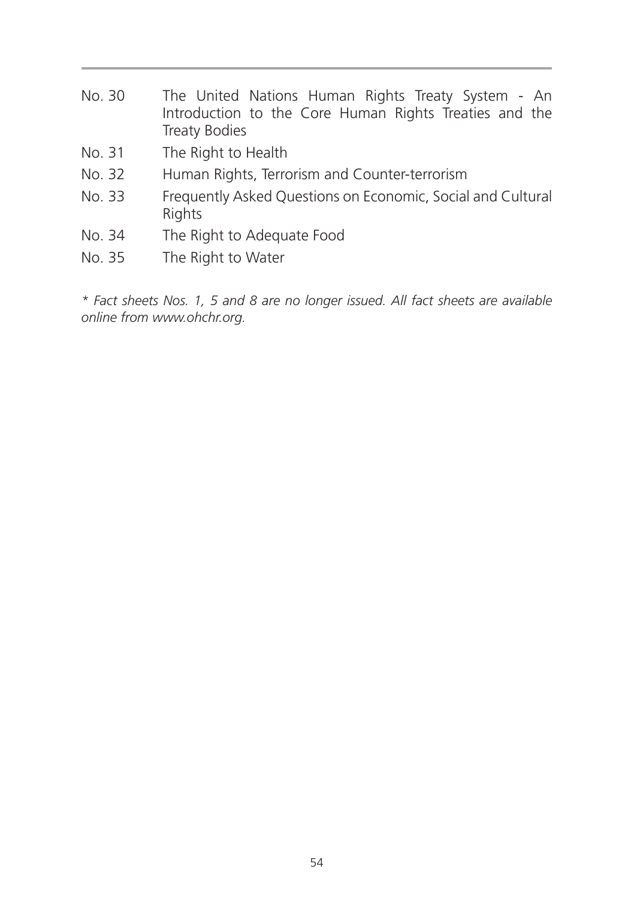| | |
|---|---|
| No. 30 | The United Nations Human Rights Treaty System - An Introduction to the Core Human Rights Treaties and the Treaty Bodies |
| No. 31 | The Right to Health |
| No. 32 | Human Rights, Terrorism and Counter-terrorism |
| No. 33 | Frequently Asked Questions on Economic, Social and Cultural Rights |
| No. 34 | The Right to Adequate Food |
| No. 35 | The Right to Water |

*\* Fact sheets Nos. 1, 5 and 8 are no longer issued. All fact sheets are available online from www.ohchr.org.*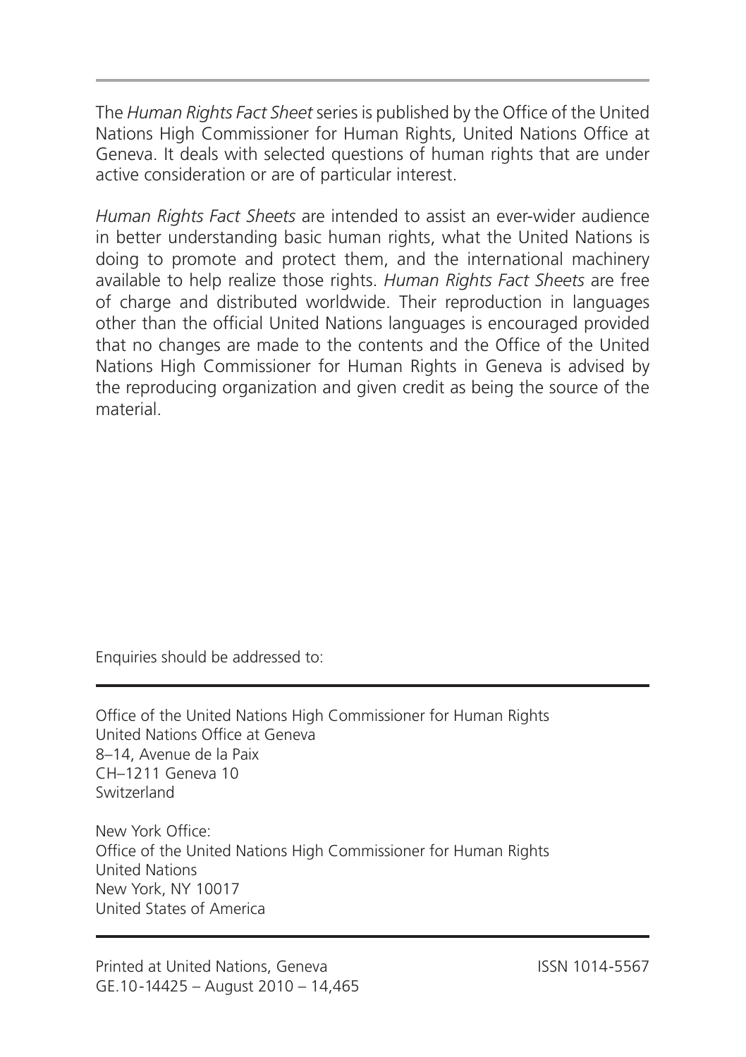The *Human Rights Fact Sheet* series is published by the Office of the United Nations High Commissioner for Human Rights, United Nations Office at Geneva. It deals with selected questions of human rights that are under active consideration or are of particular interest.

*Human Rights Fact Sheets* are intended to assist an ever-wider audience in better understanding basic human rights, what the United Nations is doing to promote and protect them, and the international machinery available to help realize those rights. *Human Rights Fact Sheets* are free of charge and distributed worldwide. Their reproduction in languages other than the official United Nations languages is encouraged provided that no changes are made to the contents and the Office of the United Nations High Commissioner for Human Rights in Geneva is advised by the reproducing organization and given credit as being the source of the material.

Enquiries should be addressed to:

---

Office of the United Nations High Commissioner for Human Rights
United Nations Office at Geneva
8–14, Avenue de la Paix
CH–1211 Geneva 10
Switzerland

New York Office:
Office of the United Nations High Commissioner for Human Rights
United Nations
New York, NY 10017
United States of America

---

Printed at United Nations, Geneva
GE.10-14425 – August 2010 – 14,465

ISSN 1014-5567